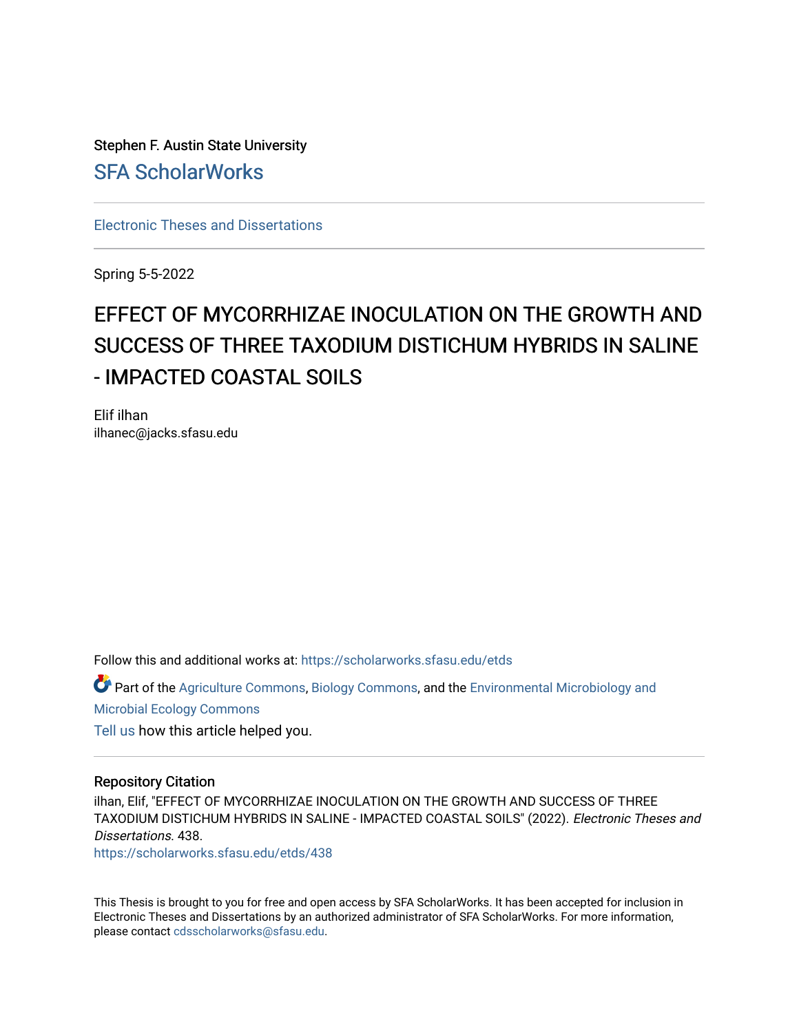Stephen F. Austin State University

SFA ScholarWorks

Electronic Theses and Dissertations

Spring 5-5-2022

# EFFECT OF MYCORRHIZAE INOCULATION ON THE GROWTH AND SUCCESS OF THREE TAXODIUM DISTICHUM HYBRIDS IN SALINE - IMPACTED COASTAL SOILS

Elif ilhan
ilhanec@jacks.sfasu.edu

Follow this and additional works at: https://scholarworks.sfasu.edu/etds

Part of the Agriculture Commons, Biology Commons, and the Environmental Microbiology and Microbial Ecology Commons

Tell us how this article helped you.

## Repository Citation

ilhan, Elif, "EFFECT OF MYCORRHIZAE INOCULATION ON THE GROWTH AND SUCCESS OF THREE TAXODIUM DISTICHUM HYBRIDS IN SALINE - IMPACTED COASTAL SOILS" (2022). *Electronic Theses and Dissertations*. 438.
https://scholarworks.sfasu.edu/etds/438

This Thesis is brought to you for free and open access by SFA ScholarWorks. It has been accepted for inclusion in Electronic Theses and Dissertations by an authorized administrator of SFA ScholarWorks. For more information, please contact cdsscholarworks@sfasu.edu.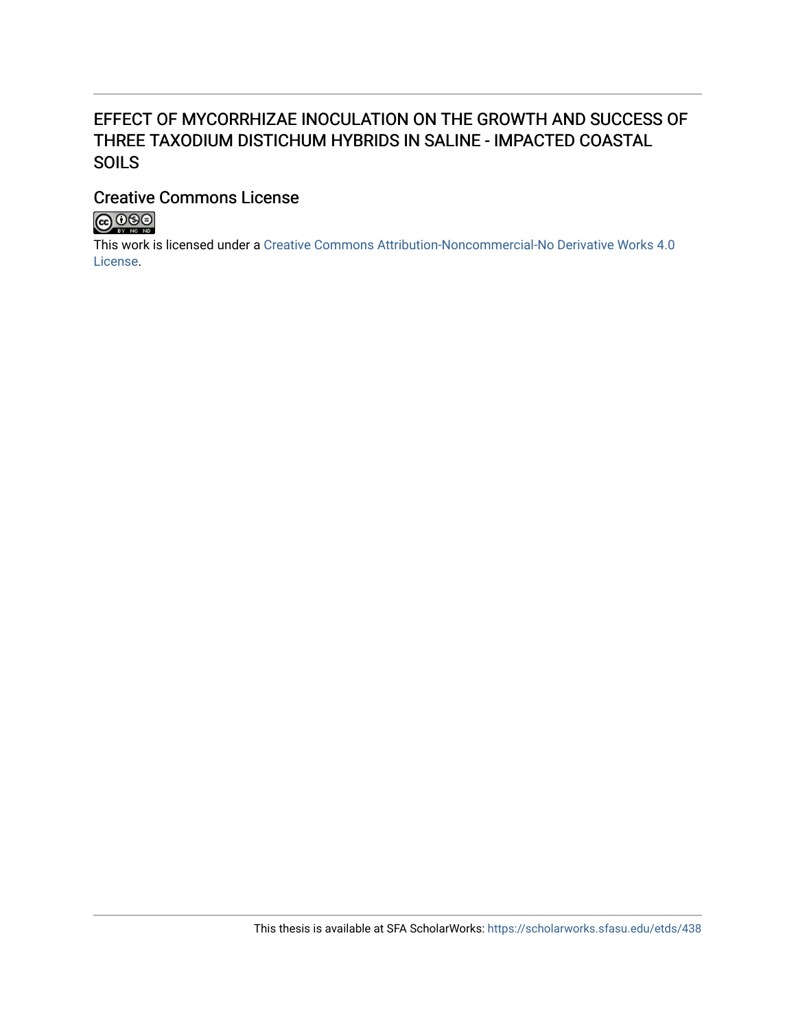# EFFECT OF MYCORRHIZAE INOCULATION ON THE GROWTH AND SUCCESS OF THREE TAXODIUM DISTICHUM HYBRIDS IN SALINE - IMPACTED COASTAL SOILS

## Creative Commons License

This work is licensed under a Creative Commons Attribution-Noncommercial-No Derivative Works 4.0 License.

This thesis is available at SFA ScholarWorks: https://scholarworks.sfasu.edu/etds/438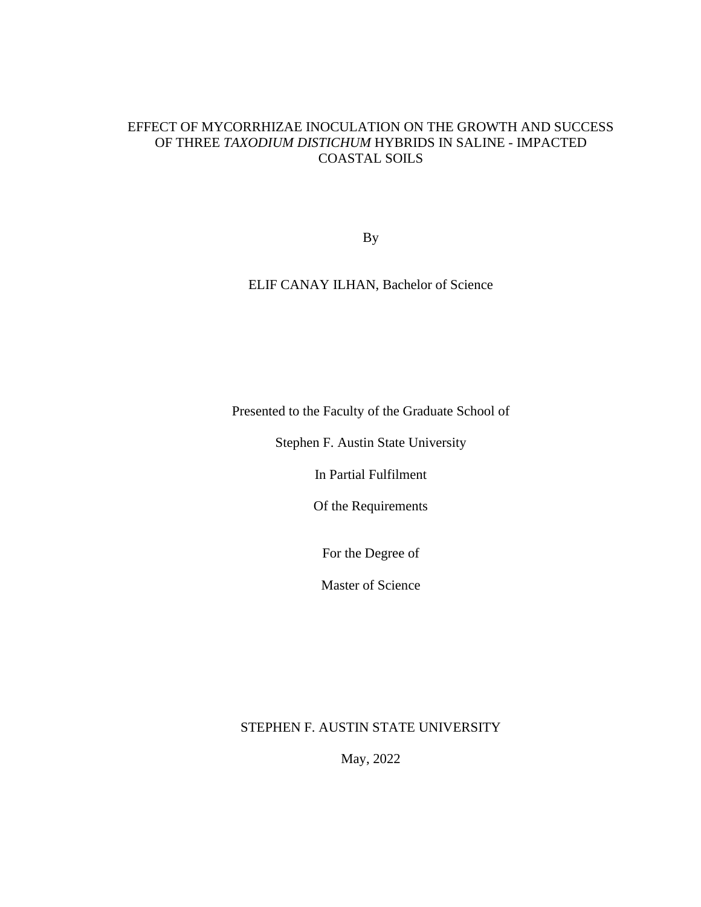# EFFECT OF MYCORRHIZAE INOCULATION ON THE GROWTH AND SUCCESS OF THREE *TAXODIUM DISTICHUM* HYBRIDS IN SALINE - IMPACTED COASTAL SOILS

By

ELIF CANAY ILHAN, Bachelor of Science

Presented to the Faculty of the Graduate School of

Stephen F. Austin State University

In Partial Fulfilment

Of the Requirements

For the Degree of

Master of Science

STEPHEN F. AUSTIN STATE UNIVERSITY

May, 2022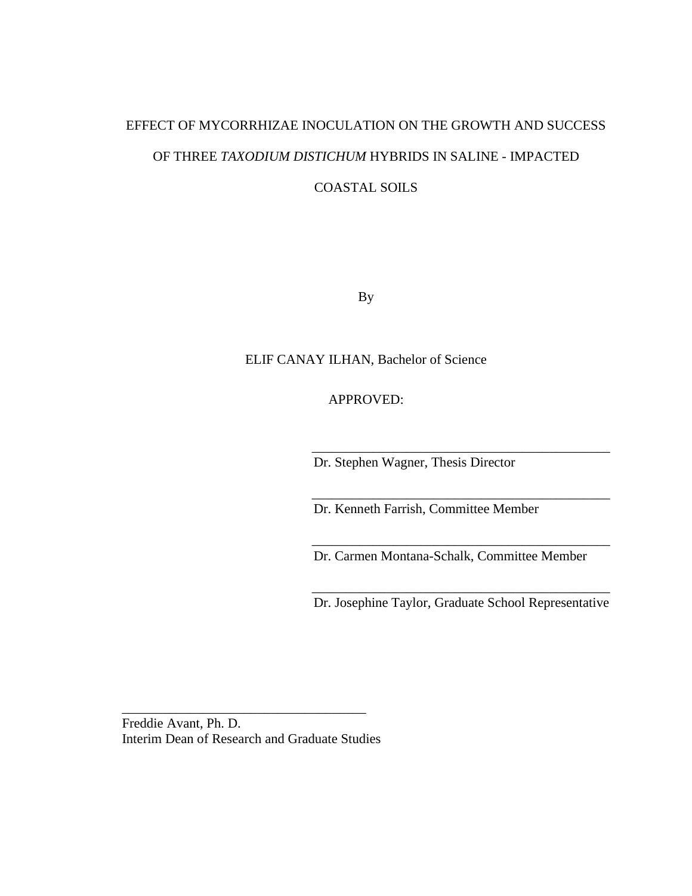EFFECT OF MYCORRHIZAE INOCULATION ON THE GROWTH AND SUCCESS OF THREE *TAXODIUM DISTICHUM* HYBRIDS IN SALINE - IMPACTED COASTAL SOILS

By

ELIF CANAY ILHAN, Bachelor of Science

APPROVED:

\_\_\_\_\_\_\_\_\_\_\_\_\_\_\_\_\_\_\_\_\_\_\_\_\_\_\_\_\_\_\_\_\_\_\_\_\_\_\_\_\_\_\_\_
Dr. Stephen Wagner, Thesis Director

\_\_\_\_\_\_\_\_\_\_\_\_\_\_\_\_\_\_\_\_\_\_\_\_\_\_\_\_\_\_\_\_\_\_\_\_\_\_\_\_\_\_\_\_
Dr. Kenneth Farrish, Committee Member

\_\_\_\_\_\_\_\_\_\_\_\_\_\_\_\_\_\_\_\_\_\_\_\_\_\_\_\_\_\_\_\_\_\_\_\_\_\_\_\_\_\_\_\_
Dr. Carmen Montana-Schalk, Committee Member

\_\_\_\_\_\_\_\_\_\_\_\_\_\_\_\_\_\_\_\_\_\_\_\_\_\_\_\_\_\_\_\_\_\_\_\_\_\_\_\_\_\_\_\_
Dr. Josephine Taylor, Graduate School Representative

\_\_\_\_\_\_\_\_\_\_\_\_\_\_\_\_\_\_\_\_\_\_\_\_\_\_\_\_\_\_\_\_\_\_\_\_\_\_
Freddie Avant, Ph. D.
Interim Dean of Research and Graduate Studies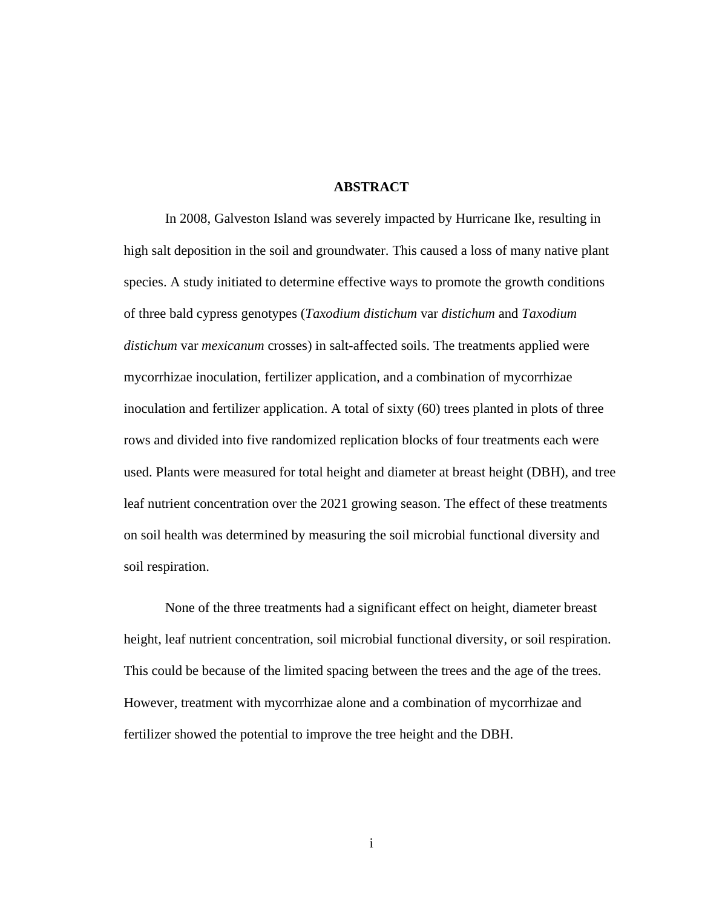# ABSTRACT

In 2008, Galveston Island was severely impacted by Hurricane Ike, resulting in high salt deposition in the soil and groundwater. This caused a loss of many native plant species. A study initiated to determine effective ways to promote the growth conditions of three bald cypress genotypes (*Taxodium distichum* var *distichum* and *Taxodium distichum* var *mexicanum* crosses) in salt-affected soils. The treatments applied were mycorrhizae inoculation, fertilizer application, and a combination of mycorrhizae inoculation and fertilizer application. A total of sixty (60) trees planted in plots of three rows and divided into five randomized replication blocks of four treatments each were used. Plants were measured for total height and diameter at breast height (DBH), and tree leaf nutrient concentration over the 2021 growing season. The effect of these treatments on soil health was determined by measuring the soil microbial functional diversity and soil respiration.

None of the three treatments had a significant effect on height, diameter breast height, leaf nutrient concentration, soil microbial functional diversity, or soil respiration. This could be because of the limited spacing between the trees and the age of the trees. However, treatment with mycorrhizae alone and a combination of mycorrhizae and fertilizer showed the potential to improve the tree height and the DBH.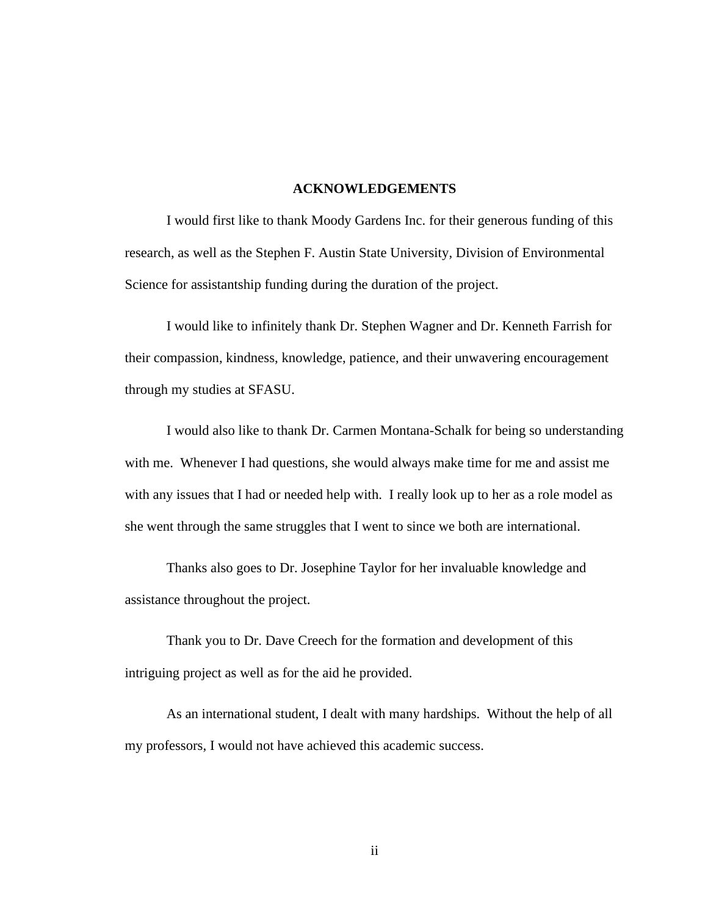# ACKNOWLEDGEMENTS

I would first like to thank Moody Gardens Inc. for their generous funding of this research, as well as the Stephen F. Austin State University, Division of Environmental Science for assistantship funding during the duration of the project.

I would like to infinitely thank Dr. Stephen Wagner and Dr. Kenneth Farrish for their compassion, kindness, knowledge, patience, and their unwavering encouragement through my studies at SFASU.

I would also like to thank Dr. Carmen Montana-Schalk for being so understanding with me. Whenever I had questions, she would always make time for me and assist me with any issues that I had or needed help with. I really look up to her as a role model as she went through the same struggles that I went to since we both are international.

Thanks also goes to Dr. Josephine Taylor for her invaluable knowledge and assistance throughout the project.

Thank you to Dr. Dave Creech for the formation and development of this intriguing project as well as for the aid he provided.

As an international student, I dealt with many hardships. Without the help of all my professors, I would not have achieved this academic success.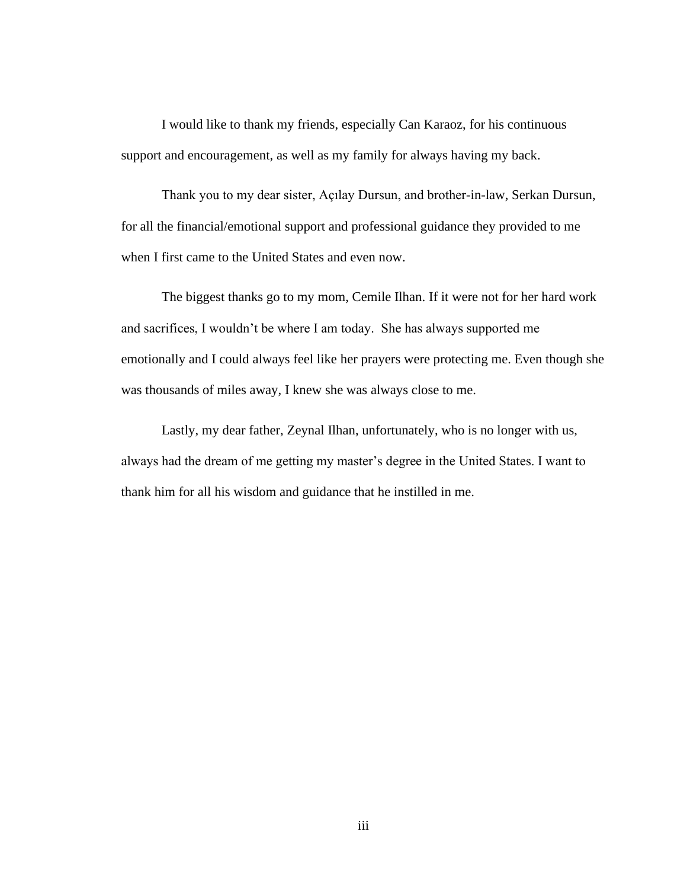I would like to thank my friends, especially Can Karaoz, for his continuous support and encouragement, as well as my family for always having my back.

Thank you to my dear sister, Açılay Dursun, and brother-in-law, Serkan Dursun, for all the financial/emotional support and professional guidance they provided to me when I first came to the United States and even now.

The biggest thanks go to my mom, Cemile Ilhan. If it were not for her hard work and sacrifices, I wouldn't be where I am today. She has always supported me emotionally and I could always feel like her prayers were protecting me. Even though she was thousands of miles away, I knew she was always close to me.

Lastly, my dear father, Zeynal Ilhan, unfortunately, who is no longer with us, always had the dream of me getting my master's degree in the United States. I want to thank him for all his wisdom and guidance that he instilled in me.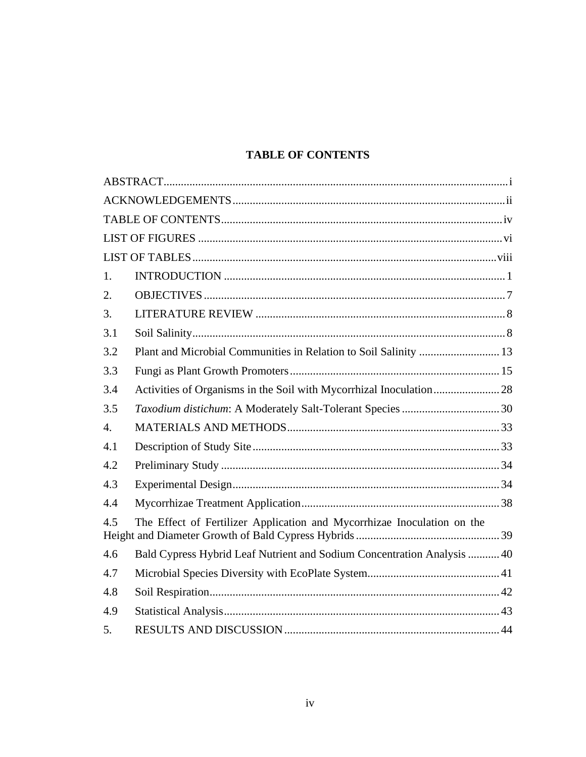# TABLE OF CONTENTS

ABSTRACT....................................................................................................................i

ACKNOWLEDGEMENTS..............................................................................................ii

TABLE OF CONTENTS.................................................................................................iv

LIST OF FIGURES .........................................................................................................vi

LIST OF TABLES ..........................................................................................................viii

1. INTRODUCTION ...................................................................................................1

2. OBJECTIVES ..........................................................................................................7

3. LITERATURE REVIEW ........................................................................................8

3.1 Soil Salinity..............................................................................................................8

3.2 Plant and Microbial Communities in Relation to Soil Salinity ............................13

3.3 Fungi as Plant Growth Promoters.........................................................................15

3.4 Activities of Organisms in the Soil with Mycorrhizal Inoculation.......................28

3.5 *Taxodium distichum*: A Moderately Salt-Tolerant Species ..................................30

4. MATERIALS AND METHODS...........................................................................33

4.1 Description of Study Site ......................................................................................33

4.2 Preliminary Study .................................................................................................34

4.3 Experimental Design.............................................................................................34

4.4 Mycorrhizae Treatment Application.....................................................................38

4.5 The Effect of Fertilizer Application and Mycorrhizae Inoculation on the Height and Diameter Growth of Bald Cypress Hybrids ..................................................39

4.6 Bald Cypress Hybrid Leaf Nutrient and Sodium Concentration Analysis ...........40

4.7 Microbial Species Diversity with EcoPlate System..............................................41

4.8 Soil Respiration.....................................................................................................42

4.9 Statistical Analysis................................................................................................43

5. RESULTS AND DISCUSSION ............................................................................44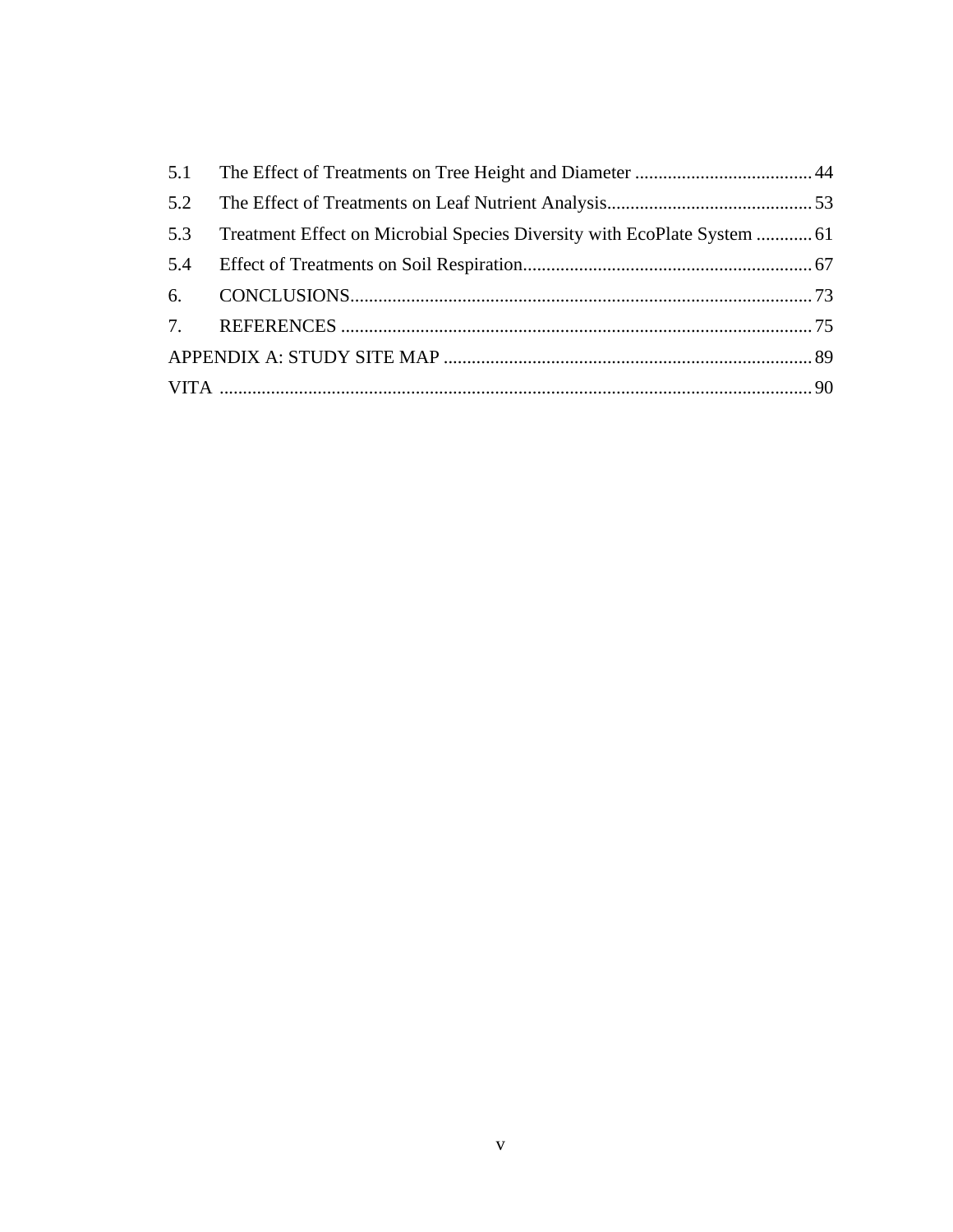5.1 The Effect of Treatments on Tree Height and Diameter ...................................... 44

5.2 The Effect of Treatments on Leaf Nutrient Analysis............................................ 53

5.3 Treatment Effect on Microbial Species Diversity with EcoPlate System ............ 61

5.4 Effect of Treatments on Soil Respiration............................................................. 67

6. CONCLUSIONS.................................................................................................. 73

7. REFERENCES .................................................................................................... 75

APPENDIX A: STUDY SITE MAP .............................................................................. 89

VITA ............................................................................................................................. 90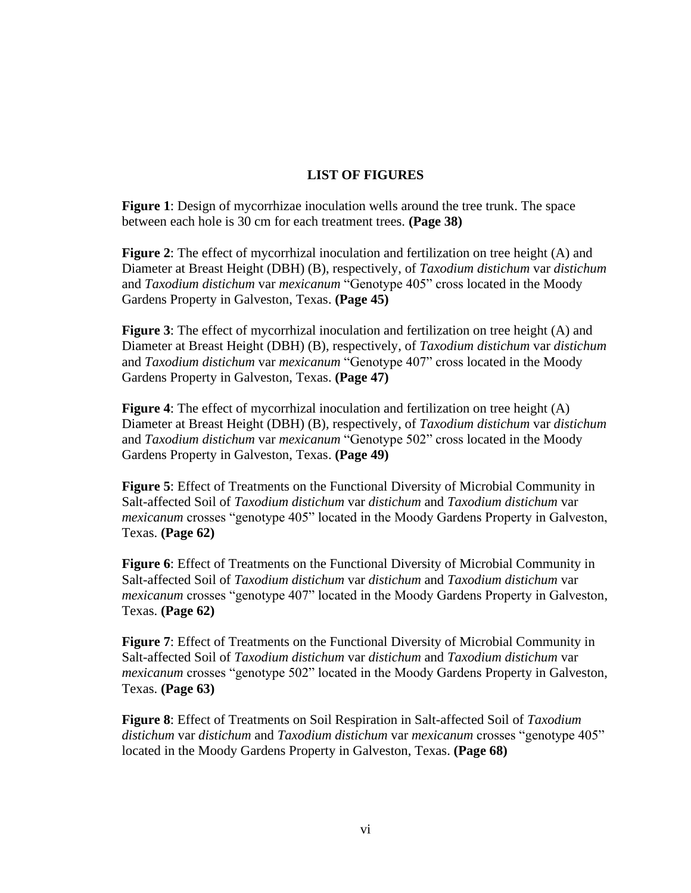## LIST OF FIGURES

**Figure 1**: Design of mycorrhizae inoculation wells around the tree trunk. The space between each hole is 30 cm for each treatment trees. **(Page 38)**

**Figure 2**: The effect of mycorrhizal inoculation and fertilization on tree height (A) and Diameter at Breast Height (DBH) (B), respectively, of *Taxodium distichum* var *distichum* and *Taxodium distichum* var *mexicanum* "Genotype 405" cross located in the Moody Gardens Property in Galveston, Texas. **(Page 45)**

**Figure 3**: The effect of mycorrhizal inoculation and fertilization on tree height (A) and Diameter at Breast Height (DBH) (B), respectively, of *Taxodium distichum* var *distichum* and *Taxodium distichum* var *mexicanum* "Genotype 407" cross located in the Moody Gardens Property in Galveston, Texas. **(Page 47)**

**Figure 4**: The effect of mycorrhizal inoculation and fertilization on tree height (A) Diameter at Breast Height (DBH) (B), respectively, of *Taxodium distichum* var *distichum* and *Taxodium distichum* var *mexicanum* "Genotype 502" cross located in the Moody Gardens Property in Galveston, Texas. **(Page 49)**

**Figure 5**: Effect of Treatments on the Functional Diversity of Microbial Community in Salt-affected Soil of *Taxodium distichum* var *distichum* and *Taxodium distichum* var *mexicanum* crosses "genotype 405" located in the Moody Gardens Property in Galveston, Texas. **(Page 62)**

**Figure 6**: Effect of Treatments on the Functional Diversity of Microbial Community in Salt-affected Soil of *Taxodium distichum* var *distichum* and *Taxodium distichum* var *mexicanum* crosses "genotype 407" located in the Moody Gardens Property in Galveston, Texas. **(Page 62)**

**Figure 7**: Effect of Treatments on the Functional Diversity of Microbial Community in Salt-affected Soil of *Taxodium distichum* var *distichum* and *Taxodium distichum* var *mexicanum* crosses "genotype 502" located in the Moody Gardens Property in Galveston, Texas. **(Page 63)**

**Figure 8**: Effect of Treatments on Soil Respiration in Salt-affected Soil of *Taxodium distichum* var *distichum* and *Taxodium distichum* var *mexicanum* crosses "genotype 405" located in the Moody Gardens Property in Galveston, Texas. **(Page 68)**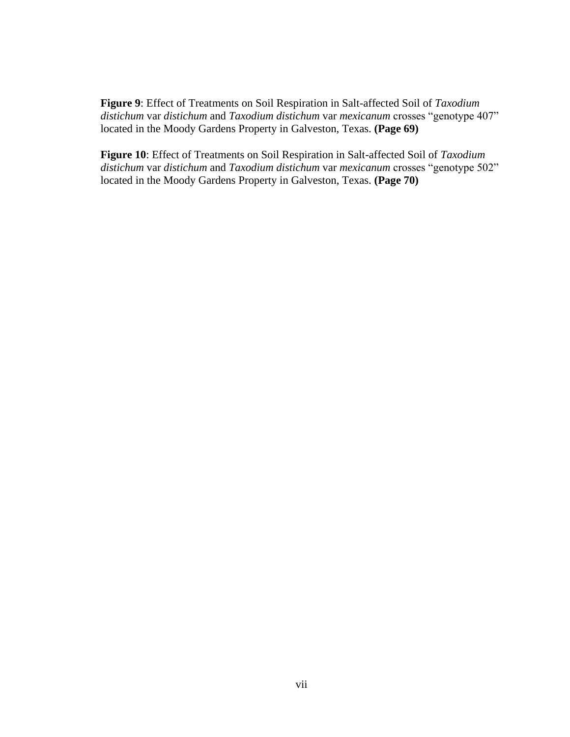**Figure 9**: Effect of Treatments on Soil Respiration in Salt-affected Soil of *Taxodium distichum* var *distichum* and *Taxodium distichum* var *mexicanum* crosses "genotype 407" located in the Moody Gardens Property in Galveston, Texas. **(Page 69)**

**Figure 10**: Effect of Treatments on Soil Respiration in Salt-affected Soil of *Taxodium distichum* var *distichum* and *Taxodium distichum* var *mexicanum* crosses "genotype 502" located in the Moody Gardens Property in Galveston, Texas. **(Page 70)**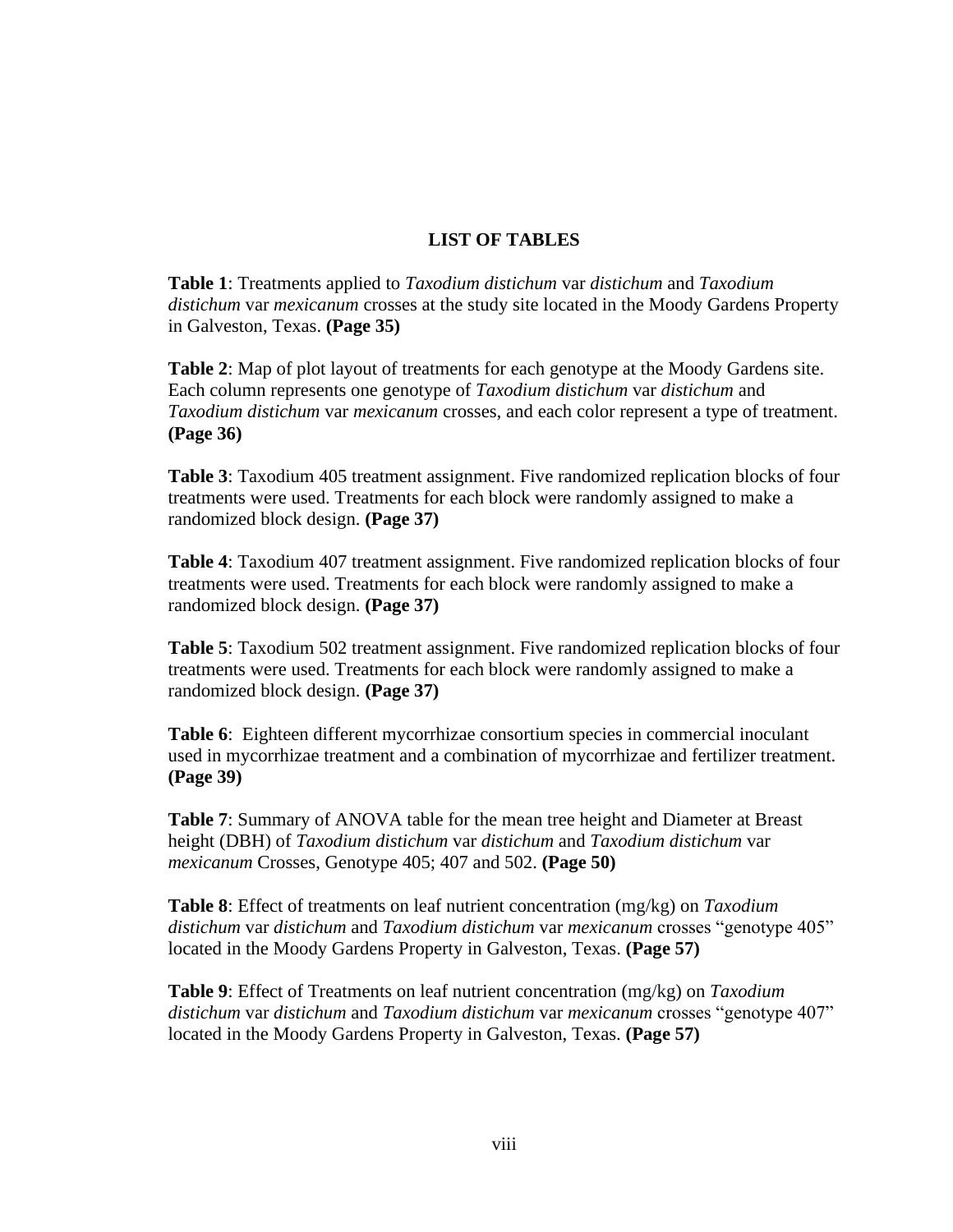## LIST OF TABLES

**Table 1**: Treatments applied to *Taxodium distichum* var *distichum* and *Taxodium distichum* var *mexicanum* crosses at the study site located in the Moody Gardens Property in Galveston, Texas. **(Page 35)**

**Table 2**: Map of plot layout of treatments for each genotype at the Moody Gardens site. Each column represents one genotype of *Taxodium distichum* var *distichum* and *Taxodium distichum* var *mexicanum* crosses, and each color represent a type of treatment. **(Page 36)**

**Table 3**: Taxodium 405 treatment assignment. Five randomized replication blocks of four treatments were used. Treatments for each block were randomly assigned to make a randomized block design. **(Page 37)**

**Table 4**: Taxodium 407 treatment assignment. Five randomized replication blocks of four treatments were used. Treatments for each block were randomly assigned to make a randomized block design. **(Page 37)**

**Table 5**: Taxodium 502 treatment assignment. Five randomized replication blocks of four treatments were used. Treatments for each block were randomly assigned to make a randomized block design. **(Page 37)**

**Table 6**: Eighteen different mycorrhizae consortium species in commercial inoculant used in mycorrhizae treatment and a combination of mycorrhizae and fertilizer treatment. **(Page 39)**

**Table 7**: Summary of ANOVA table for the mean tree height and Diameter at Breast height (DBH) of *Taxodium distichum* var *distichum* and *Taxodium distichum* var *mexicanum* Crosses, Genotype 405; 407 and 502. **(Page 50)**

**Table 8**: Effect of treatments on leaf nutrient concentration (mg/kg) on *Taxodium distichum* var *distichum* and *Taxodium distichum* var *mexicanum* crosses "genotype 405" located in the Moody Gardens Property in Galveston, Texas. **(Page 57)**

**Table 9**: Effect of Treatments on leaf nutrient concentration (mg/kg) on *Taxodium distichum* var *distichum* and *Taxodium distichum* var *mexicanum* crosses "genotype 407" located in the Moody Gardens Property in Galveston, Texas. **(Page 57)**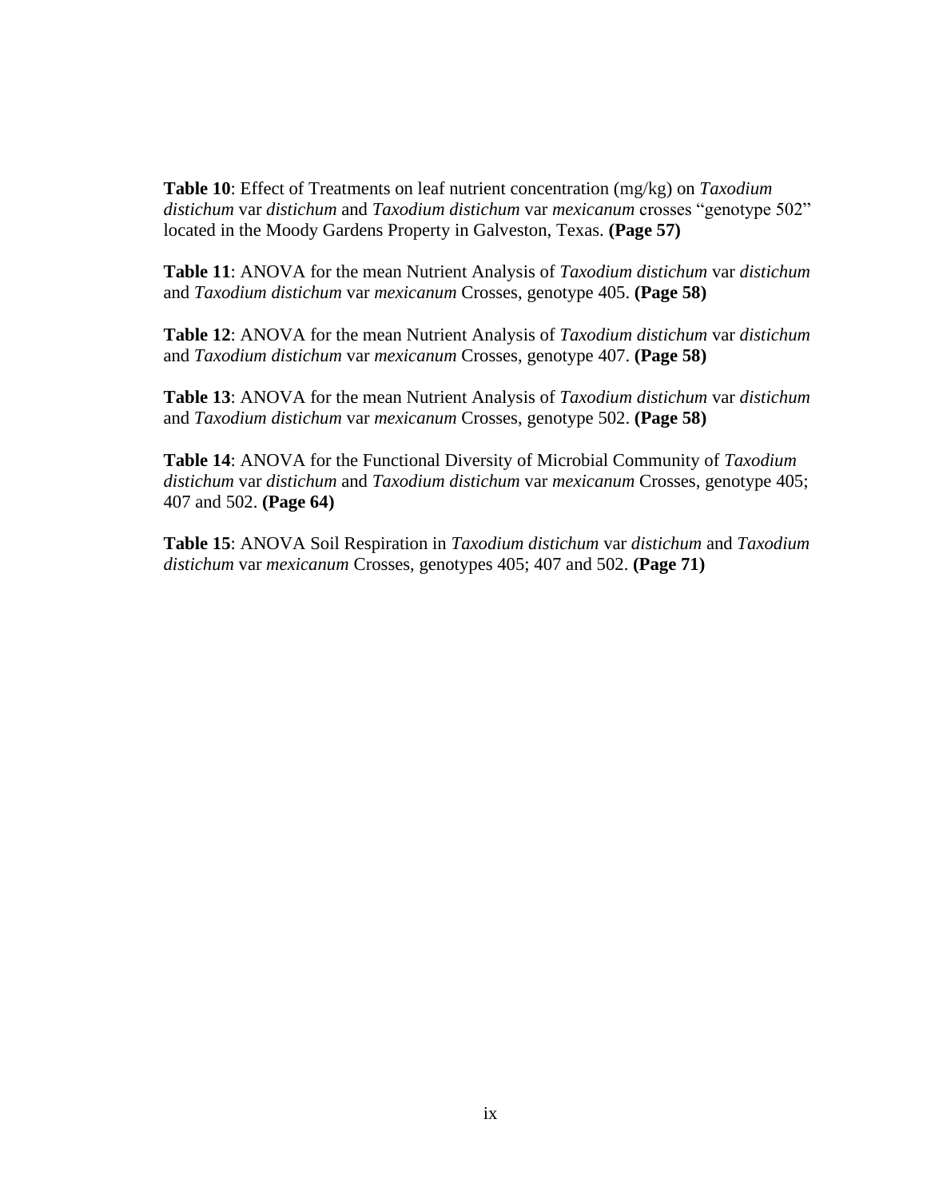**Table 10**: Effect of Treatments on leaf nutrient concentration (mg/kg) on *Taxodium distichum* var *distichum* and *Taxodium distichum* var *mexicanum* crosses "genotype 502" located in the Moody Gardens Property in Galveston, Texas. **(Page 57)**

**Table 11**: ANOVA for the mean Nutrient Analysis of *Taxodium distichum* var *distichum* and *Taxodium distichum* var *mexicanum* Crosses, genotype 405. **(Page 58)**

**Table 12**: ANOVA for the mean Nutrient Analysis of *Taxodium distichum* var *distichum* and *Taxodium distichum* var *mexicanum* Crosses, genotype 407. **(Page 58)**

**Table 13**: ANOVA for the mean Nutrient Analysis of *Taxodium distichum* var *distichum* and *Taxodium distichum* var *mexicanum* Crosses, genotype 502. **(Page 58)**

**Table 14**: ANOVA for the Functional Diversity of Microbial Community of *Taxodium distichum* var *distichum* and *Taxodium distichum* var *mexicanum* Crosses, genotype 405; 407 and 502. **(Page 64)**

**Table 15**: ANOVA Soil Respiration in *Taxodium distichum* var *distichum* and *Taxodium distichum* var *mexicanum* Crosses, genotypes 405; 407 and 502. **(Page 71)**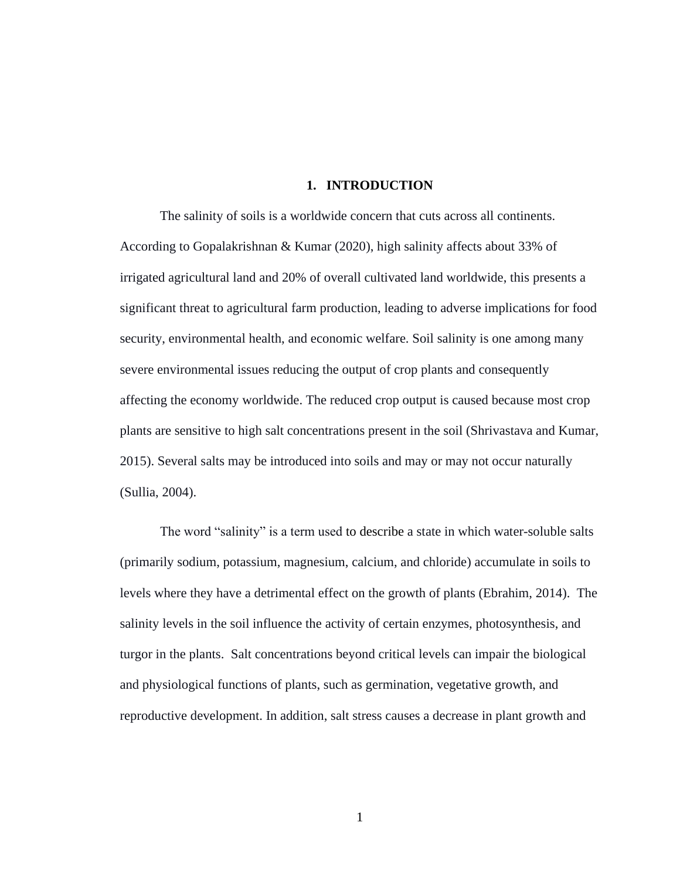# 1. INTRODUCTION

The salinity of soils is a worldwide concern that cuts across all continents. According to Gopalakrishnan & Kumar (2020), high salinity affects about 33% of irrigated agricultural land and 20% of overall cultivated land worldwide, this presents a significant threat to agricultural farm production, leading to adverse implications for food security, environmental health, and economic welfare. Soil salinity is one among many severe environmental issues reducing the output of crop plants and consequently affecting the economy worldwide. The reduced crop output is caused because most crop plants are sensitive to high salt concentrations present in the soil (Shrivastava and Kumar, 2015). Several salts may be introduced into soils and may or may not occur naturally (Sullia, 2004).

The word "salinity" is a term used to describe a state in which water-soluble salts (primarily sodium, potassium, magnesium, calcium, and chloride) accumulate in soils to levels where they have a detrimental effect on the growth of plants (Ebrahim, 2014). The salinity levels in the soil influence the activity of certain enzymes, photosynthesis, and turgor in the plants. Salt concentrations beyond critical levels can impair the biological and physiological functions of plants, such as germination, vegetative growth, and reproductive development. In addition, salt stress causes a decrease in plant growth and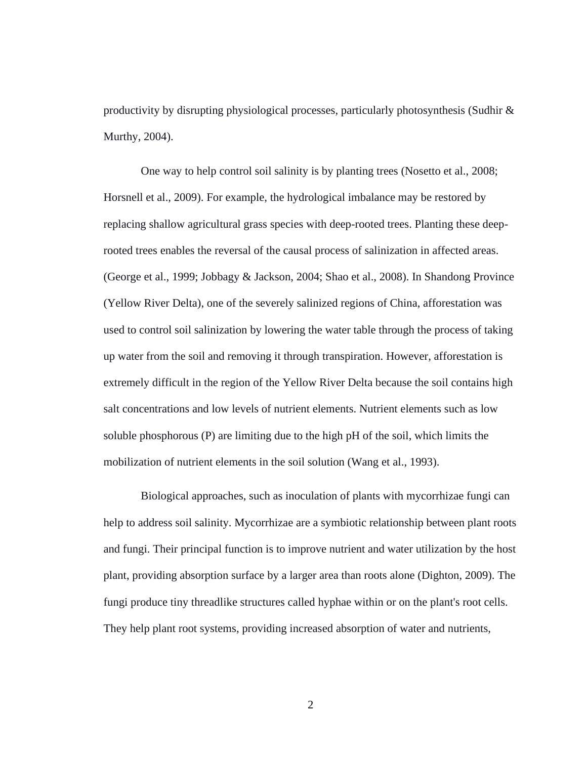productivity by disrupting physiological processes, particularly photosynthesis (Sudhir & Murthy, 2004).

One way to help control soil salinity is by planting trees (Nosetto et al., 2008; Horsnell et al., 2009). For example, the hydrological imbalance may be restored by replacing shallow agricultural grass species with deep-rooted trees. Planting these deep-rooted trees enables the reversal of the causal process of salinization in affected areas. (George et al., 1999; Jobbagy & Jackson, 2004; Shao et al., 2008). In Shandong Province (Yellow River Delta), one of the severely salinized regions of China, afforestation was used to control soil salinization by lowering the water table through the process of taking up water from the soil and removing it through transpiration. However, afforestation is extremely difficult in the region of the Yellow River Delta because the soil contains high salt concentrations and low levels of nutrient elements. Nutrient elements such as low soluble phosphorous (P) are limiting due to the high pH of the soil, which limits the mobilization of nutrient elements in the soil solution (Wang et al., 1993).

Biological approaches, such as inoculation of plants with mycorrhizae fungi can help to address soil salinity. Mycorrhizae are a symbiotic relationship between plant roots and fungi. Their principal function is to improve nutrient and water utilization by the host plant, providing absorption surface by a larger area than roots alone (Dighton, 2009). The fungi produce tiny threadlike structures called hyphae within or on the plant's root cells. They help plant root systems, providing increased absorption of water and nutrients,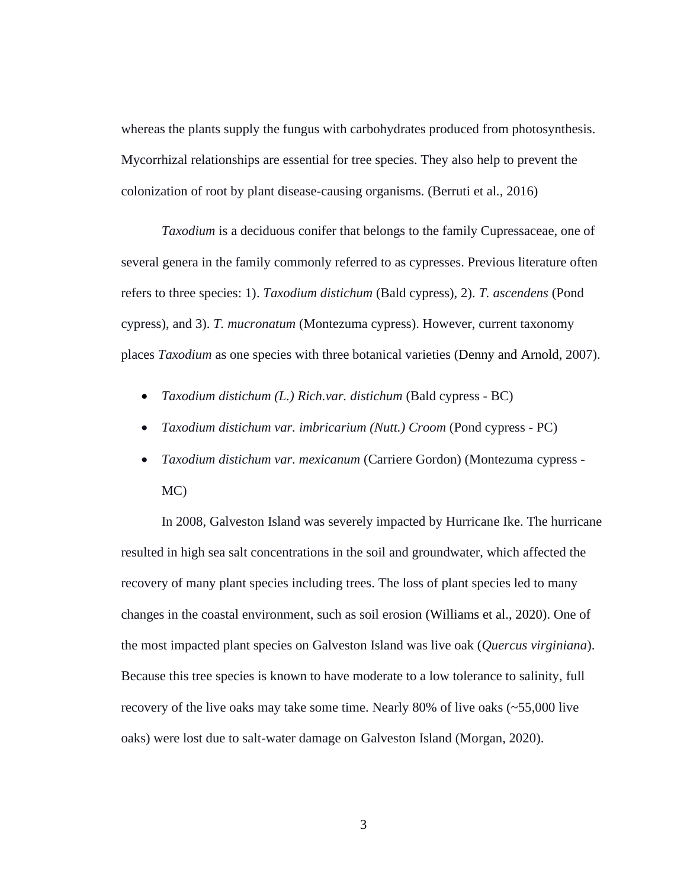whereas the plants supply the fungus with carbohydrates produced from photosynthesis. Mycorrhizal relationships are essential for tree species. They also help to prevent the colonization of root by plant disease-causing organisms. (Berruti et al., 2016)

*Taxodium* is a deciduous conifer that belongs to the family Cupressaceae, one of several genera in the family commonly referred to as cypresses. Previous literature often refers to three species: 1). *Taxodium distichum* (Bald cypress), 2). *T. ascendens* (Pond cypress), and 3). *T. mucronatum* (Montezuma cypress). However, current taxonomy places *Taxodium* as one species with three botanical varieties (Denny and Arnold, 2007).

- *Taxodium distichum (L.) Rich.var. distichum* (Bald cypress - BC)
- *Taxodium distichum var. imbricarium (Nutt.) Croom* (Pond cypress - PC)
- *Taxodium distichum var. mexicanum* (Carriere Gordon) (Montezuma cypress - MC)

In 2008, Galveston Island was severely impacted by Hurricane Ike. The hurricane resulted in high sea salt concentrations in the soil and groundwater, which affected the recovery of many plant species including trees. The loss of plant species led to many changes in the coastal environment, such as soil erosion (Williams et al., 2020). One of the most impacted plant species on Galveston Island was live oak (*Quercus virginiana*). Because this tree species is known to have moderate to a low tolerance to salinity, full recovery of the live oaks may take some time. Nearly 80% of live oaks (~55,000 live oaks) were lost due to salt-water damage on Galveston Island (Morgan, 2020).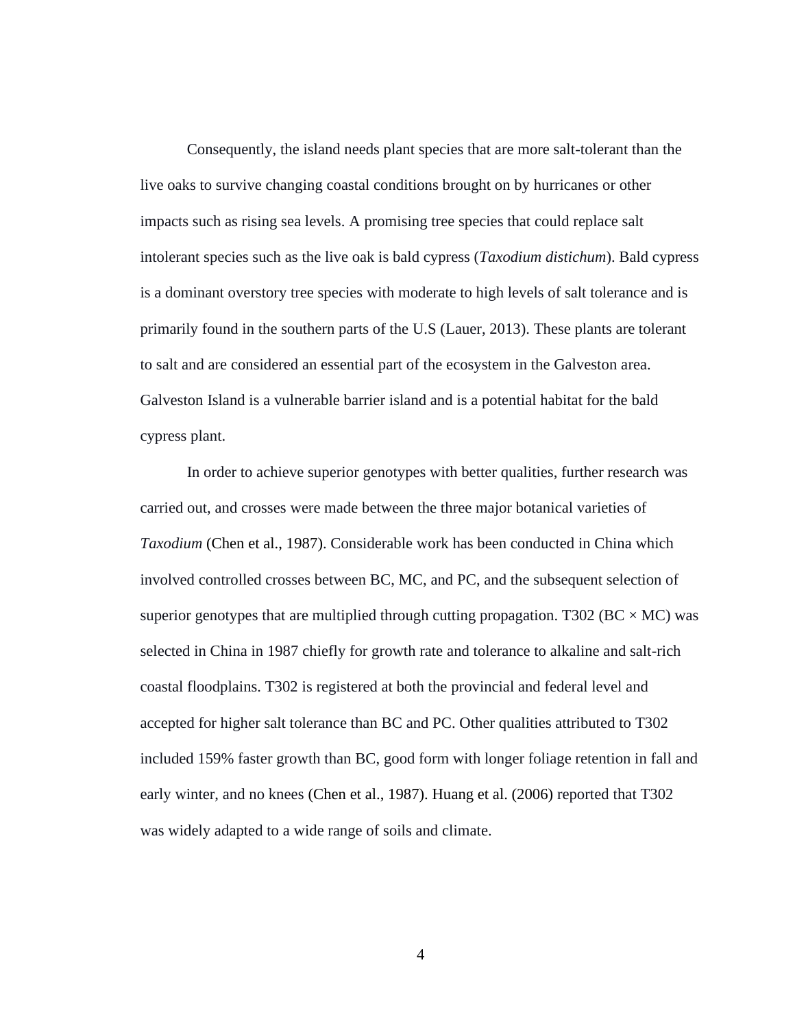Consequently, the island needs plant species that are more salt-tolerant than the live oaks to survive changing coastal conditions brought on by hurricanes or other impacts such as rising sea levels. A promising tree species that could replace salt intolerant species such as the live oak is bald cypress (*Taxodium distichum*). Bald cypress is a dominant overstory tree species with moderate to high levels of salt tolerance and is primarily found in the southern parts of the U.S (Lauer, 2013). These plants are tolerant to salt and are considered an essential part of the ecosystem in the Galveston area. Galveston Island is a vulnerable barrier island and is a potential habitat for the bald cypress plant.

In order to achieve superior genotypes with better qualities, further research was carried out, and crosses were made between the three major botanical varieties of *Taxodium* (Chen et al., 1987). Considerable work has been conducted in China which involved controlled crosses between BC, MC, and PC, and the subsequent selection of superior genotypes that are multiplied through cutting propagation. T302 (BC × MC) was selected in China in 1987 chiefly for growth rate and tolerance to alkaline and salt-rich coastal floodplains. T302 is registered at both the provincial and federal level and accepted for higher salt tolerance than BC and PC. Other qualities attributed to T302 included 159% faster growth than BC, good form with longer foliage retention in fall and early winter, and no knees (Chen et al., 1987). Huang et al. (2006) reported that T302 was widely adapted to a wide range of soils and climate.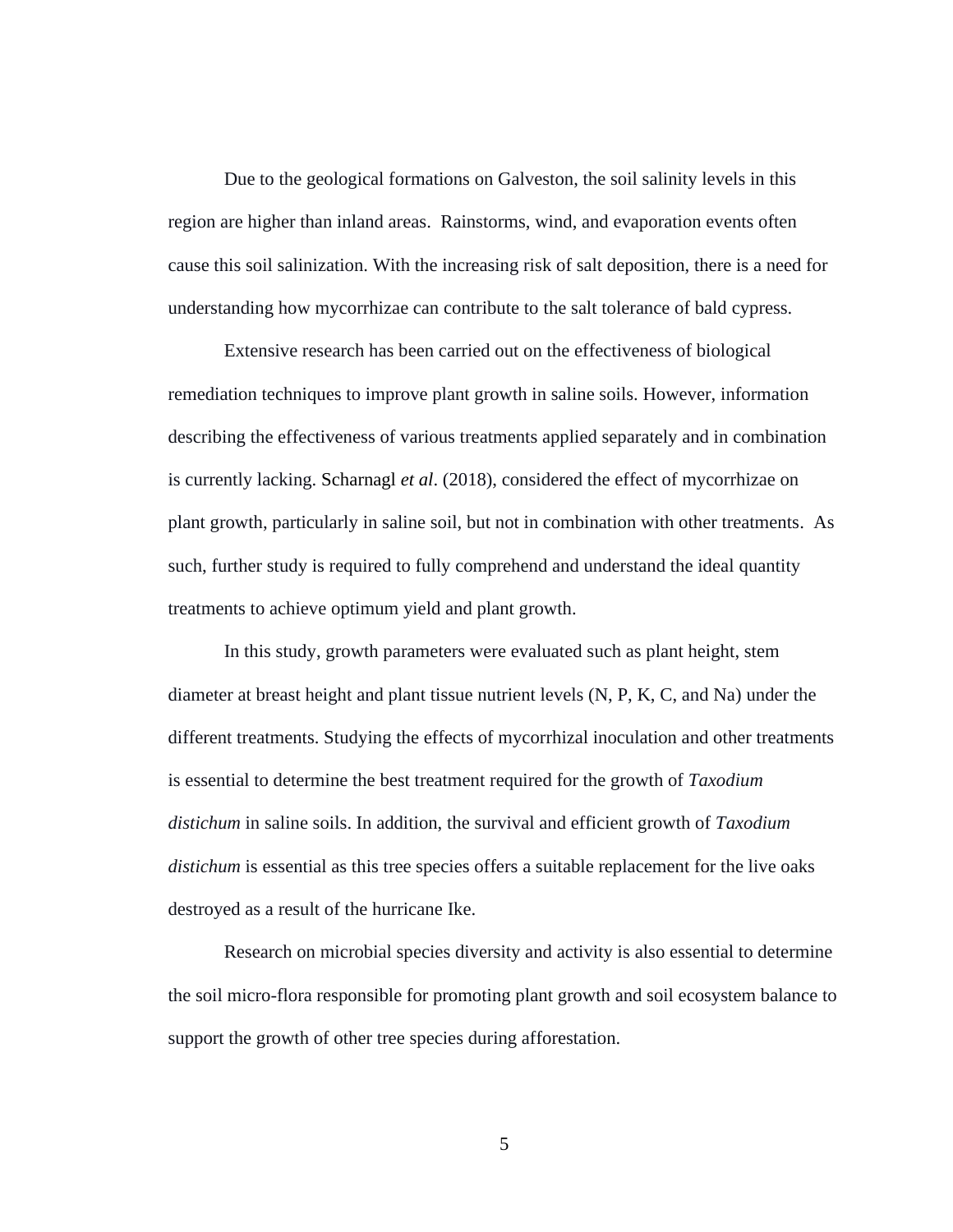Due to the geological formations on Galveston, the soil salinity levels in this region are higher than inland areas.  Rainstorms, wind, and evaporation events often cause this soil salinization. With the increasing risk of salt deposition, there is a need for understanding how mycorrhizae can contribute to the salt tolerance of bald cypress.

Extensive research has been carried out on the effectiveness of biological remediation techniques to improve plant growth in saline soils. However, information describing the effectiveness of various treatments applied separately and in combination is currently lacking. Scharnagl *et al*. (2018), considered the effect of mycorrhizae on plant growth, particularly in saline soil, but not in combination with other treatments.  As such, further study is required to fully comprehend and understand the ideal quantity treatments to achieve optimum yield and plant growth.

In this study, growth parameters were evaluated such as plant height, stem diameter at breast height and plant tissue nutrient levels (N, P, K, C, and Na) under the different treatments. Studying the effects of mycorrhizal inoculation and other treatments is essential to determine the best treatment required for the growth of *Taxodium distichum* in saline soils. In addition, the survival and efficient growth of *Taxodium distichum* is essential as this tree species offers a suitable replacement for the live oaks destroyed as a result of the hurricane Ike.

Research on microbial species diversity and activity is also essential to determine the soil micro-flora responsible for promoting plant growth and soil ecosystem balance to support the growth of other tree species during afforestation.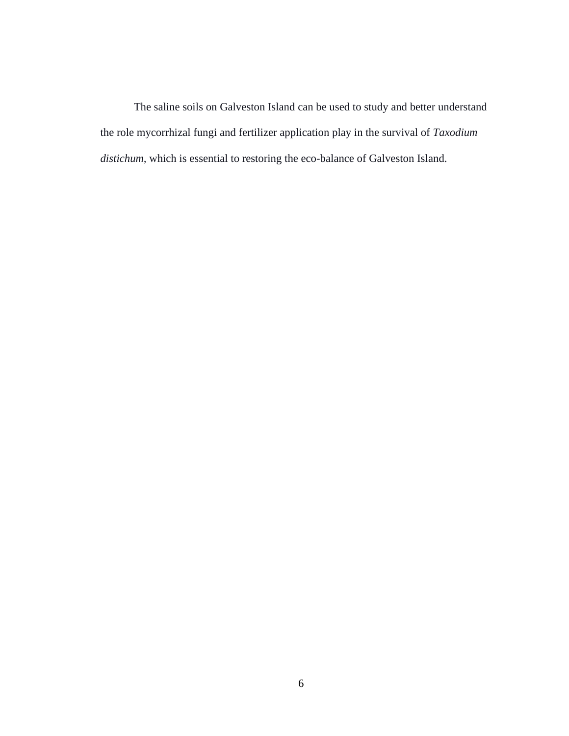The saline soils on Galveston Island can be used to study and better understand the role mycorrhizal fungi and fertilizer application play in the survival of *Taxodium distichum,* which is essential to restoring the eco-balance of Galveston Island.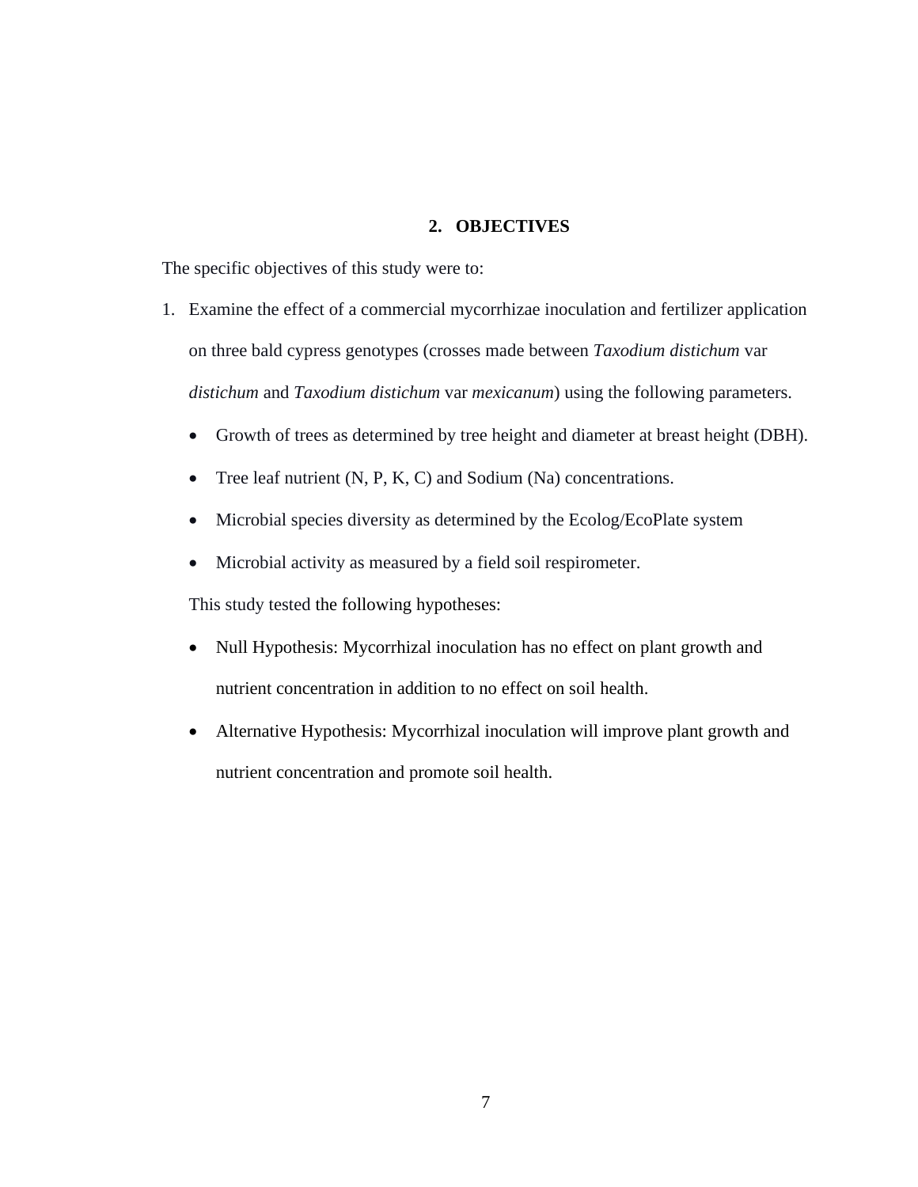## 2. OBJECTIVES

The specific objectives of this study were to:

1. Examine the effect of a commercial mycorrhizae inoculation and fertilizer application on three bald cypress genotypes (crosses made between *Taxodium distichum* var *distichum* and *Taxodium distichum* var *mexicanum*) using the following parameters.
   - Growth of trees as determined by tree height and diameter at breast height (DBH).
   - Tree leaf nutrient (N, P, K, C) and Sodium (Na) concentrations.
   - Microbial species diversity as determined by the Ecolog/EcoPlate system
   - Microbial activity as measured by a field soil respirometer.

   This study tested the following hypotheses:

   - Null Hypothesis: Mycorrhizal inoculation has no effect on plant growth and nutrient concentration in addition to no effect on soil health.
   - Alternative Hypothesis: Mycorrhizal inoculation will improve plant growth and nutrient concentration and promote soil health.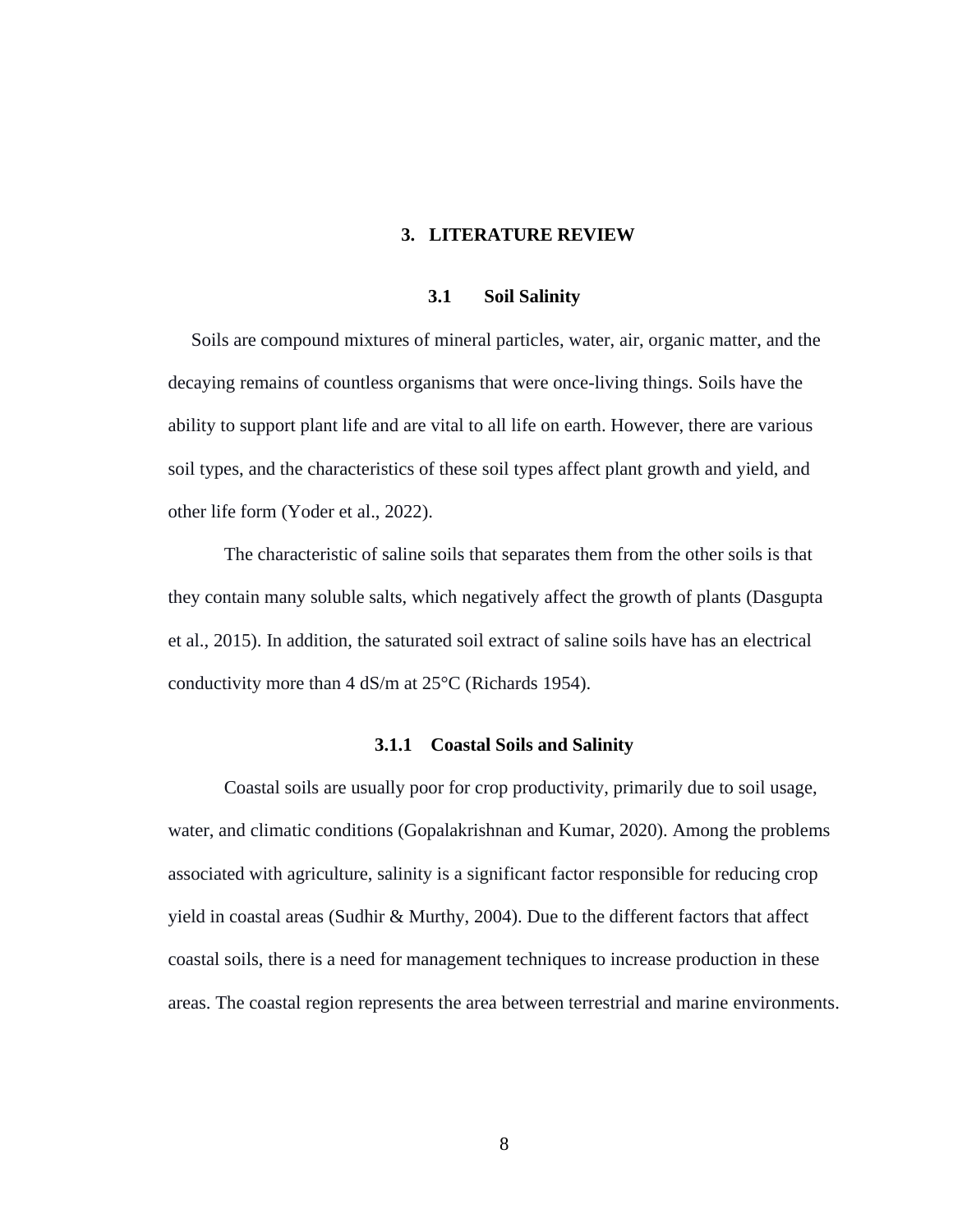# 3. LITERATURE REVIEW

## 3.1 Soil Salinity

Soils are compound mixtures of mineral particles, water, air, organic matter, and the decaying remains of countless organisms that were once-living things. Soils have the ability to support plant life and are vital to all life on earth. However, there are various soil types, and the characteristics of these soil types affect plant growth and yield, and other life form (Yoder et al., 2022).

The characteristic of saline soils that separates them from the other soils is that they contain many soluble salts, which negatively affect the growth of plants (Dasgupta et al., 2015). In addition, the saturated soil extract of saline soils have has an electrical conductivity more than 4 dS/m at 25°C (Richards 1954).

### 3.1.1 Coastal Soils and Salinity

Coastal soils are usually poor for crop productivity, primarily due to soil usage, water, and climatic conditions (Gopalakrishnan and Kumar, 2020). Among the problems associated with agriculture, salinity is a significant factor responsible for reducing crop yield in coastal areas (Sudhir & Murthy, 2004). Due to the different factors that affect coastal soils, there is a need for management techniques to increase production in these areas. The coastal region represents the area between terrestrial and marine environments.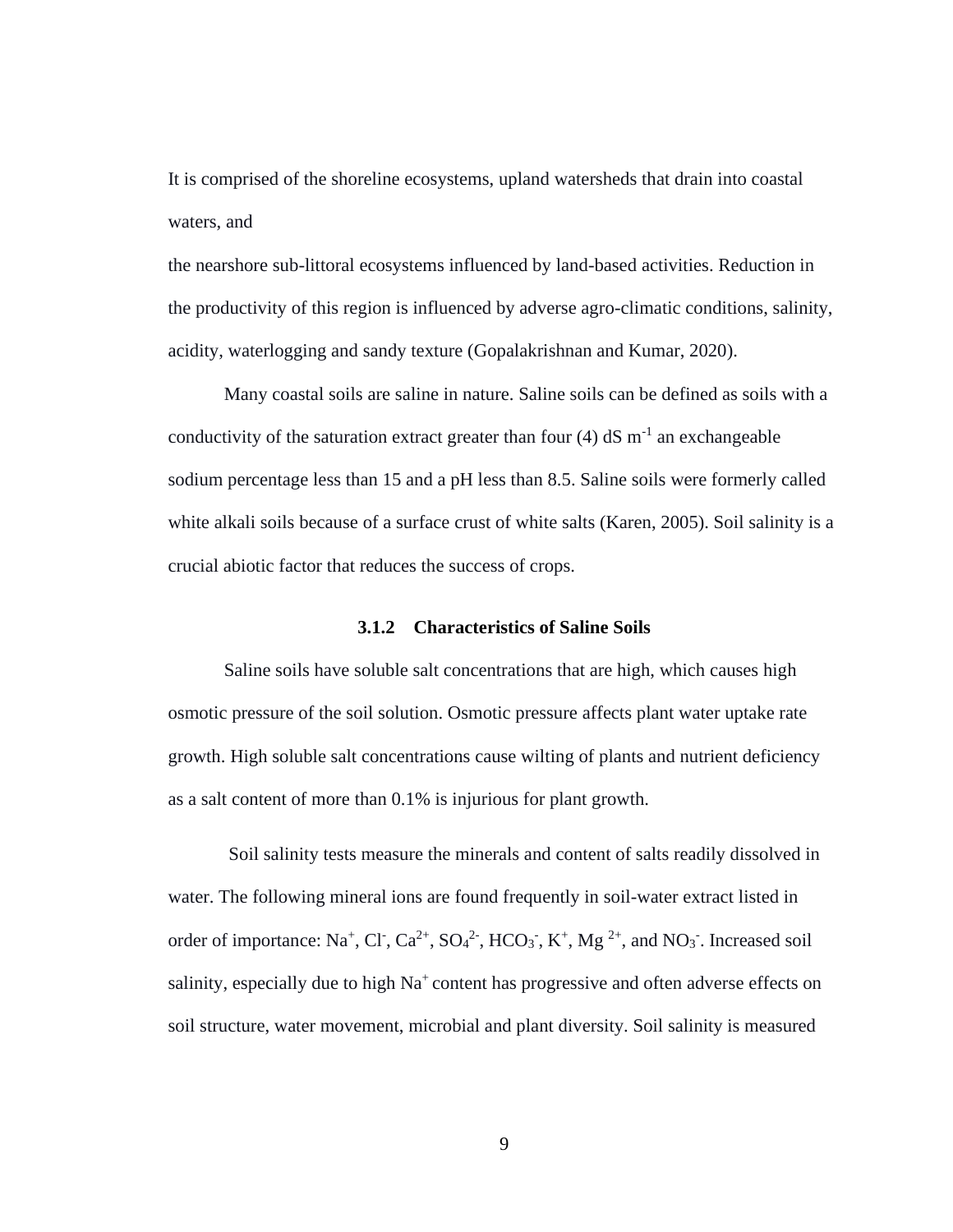It is comprised of the shoreline ecosystems, upland watersheds that drain into coastal waters, and the nearshore sub-littoral ecosystems influenced by land-based activities. Reduction in the productivity of this region is influenced by adverse agro-climatic conditions, salinity, acidity, waterlogging and sandy texture (Gopalakrishnan and Kumar, 2020).

Many coastal soils are saline in nature. Saline soils can be defined as soils with a conductivity of the saturation extract greater than four (4) dS $m^{-1}$ an exchangeable sodium percentage less than 15 and a pH less than 8.5. Saline soils were formerly called white alkali soils because of a surface crust of white salts (Karen, 2005). Soil salinity is a crucial abiotic factor that reduces the success of crops.

### 3.1.2 Characteristics of Saline Soils

Saline soils have soluble salt concentrations that are high, which causes high osmotic pressure of the soil solution. Osmotic pressure affects plant water uptake rate growth. High soluble salt concentrations cause wilting of plants and nutrient deficiency as a salt content of more than 0.1% is injurious for plant growth.

Soil salinity tests measure the minerals and content of salts readily dissolved in water. The following mineral ions are found frequently in soil-water extract listed in order of importance: $Na^{+}$, $Cl^{-}$, $Ca^{2+}$, $SO_4^{2-}$, $HCO_3^{-}$, $K^{+}$, $Mg^{2+}$, and $NO_3^{-}$. Increased soil salinity, especially due to high $Na^{+}$ content has progressive and often adverse effects on soil structure, water movement, microbial and plant diversity. Soil salinity is measured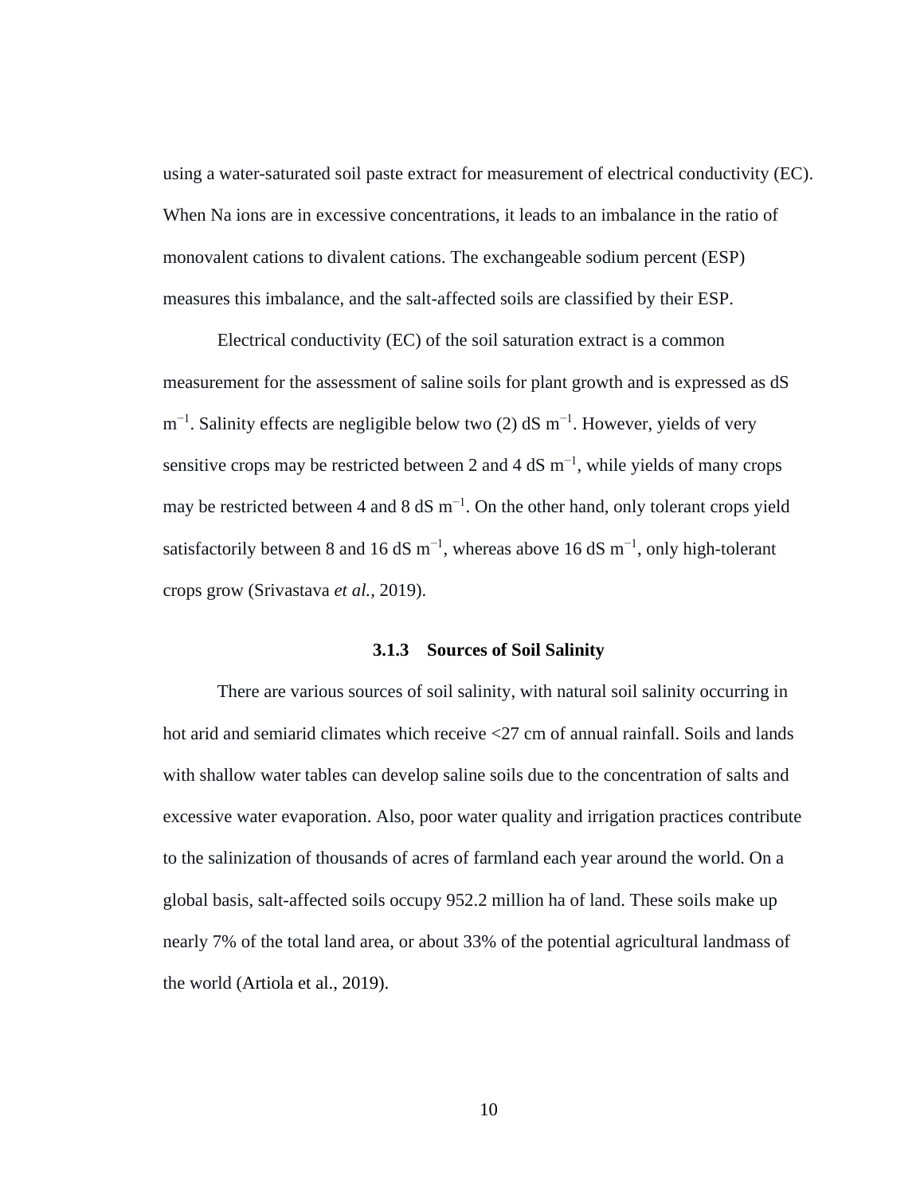using a water-saturated soil paste extract for measurement of electrical conductivity (EC). When Na ions are in excessive concentrations, it leads to an imbalance in the ratio of monovalent cations to divalent cations. The exchangeable sodium percent (ESP) measures this imbalance, and the salt-affected soils are classified by their ESP.

Electrical conductivity (EC) of the soil saturation extract is a common measurement for the assessment of saline soils for plant growth and is expressed as dS $m^{-1}$. Salinity effects are negligible below two (2) dS $m^{-1}$. However, yields of very sensitive crops may be restricted between 2 and 4 dS $m^{-1}$, while yields of many crops may be restricted between 4 and 8 dS $m^{-1}$. On the other hand, only tolerant crops yield satisfactorily between 8 and 16 dS $m^{-1}$, whereas above 16 dS $m^{-1}$, only high-tolerant crops grow (Srivastava *et al.*, 2019).

### 3.1.3 Sources of Soil Salinity

There are various sources of soil salinity, with natural soil salinity occurring in hot arid and semiarid climates which receive <27 cm of annual rainfall. Soils and lands with shallow water tables can develop saline soils due to the concentration of salts and excessive water evaporation. Also, poor water quality and irrigation practices contribute to the salinization of thousands of acres of farmland each year around the world. On a global basis, salt-affected soils occupy 952.2 million ha of land. These soils make up nearly 7% of the total land area, or about 33% of the potential agricultural landmass of the world (Artiola et al., 2019).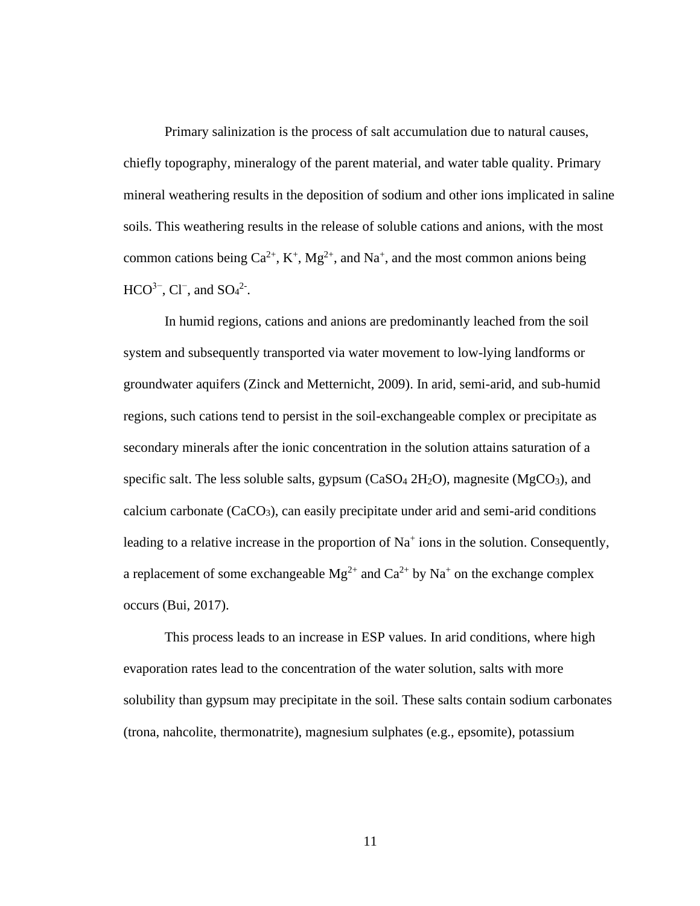Primary salinization is the process of salt accumulation due to natural causes, chiefly topography, mineralogy of the parent material, and water table quality. Primary mineral weathering results in the deposition of sodium and other ions implicated in saline soils. This weathering results in the release of soluble cations and anions, with the most common cations being $Ca^{2+}$, $K^{+}$, $Mg^{2+}$, and $Na^{+}$, and the most common anions being $HCO^{3-}$, $Cl^{-}$, and $SO_4^{2-}$.

In humid regions, cations and anions are predominantly leached from the soil system and subsequently transported via water movement to low-lying landforms or groundwater aquifers (Zinck and Metternicht, 2009). In arid, semi-arid, and sub-humid regions, such cations tend to persist in the soil-exchangeable complex or precipitate as secondary minerals after the ionic concentration in the solution attains saturation of a specific salt. The less soluble salts, gypsum ($CaSO_4$ $2H_2O$), magnesite ($MgCO_3$), and calcium carbonate ($CaCO_3$), can easily precipitate under arid and semi-arid conditions leading to a relative increase in the proportion of $Na^{+}$ ions in the solution. Consequently, a replacement of some exchangeable $Mg^{2+}$ and $Ca^{2+}$ by $Na^{+}$ on the exchange complex occurs (Bui, 2017).

This process leads to an increase in ESP values. In arid conditions, where high evaporation rates lead to the concentration of the water solution, salts with more solubility than gypsum may precipitate in the soil. These salts contain sodium carbonates (trona, nahcolite, thermonatrite), magnesium sulphates (e.g., epsomite), potassium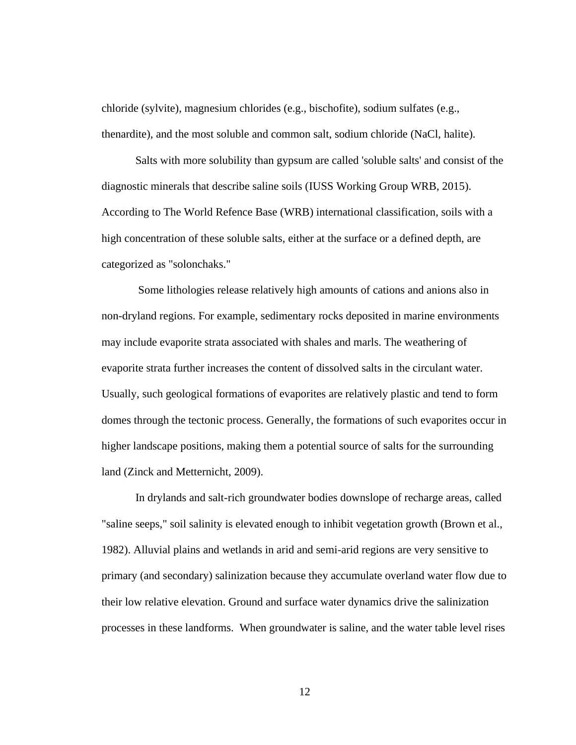chloride (sylvite), magnesium chlorides (e.g., bischofite), sodium sulfates (e.g., thenardite), and the most soluble and common salt, sodium chloride (NaCl, halite).

Salts with more solubility than gypsum are called 'soluble salts' and consist of the diagnostic minerals that describe saline soils (IUSS Working Group WRB, 2015). According to The World Refence Base (WRB) international classification, soils with a high concentration of these soluble salts, either at the surface or a defined depth, are categorized as "solonchaks."

Some lithologies release relatively high amounts of cations and anions also in non-dryland regions. For example, sedimentary rocks deposited in marine environments may include evaporite strata associated with shales and marls. The weathering of evaporite strata further increases the content of dissolved salts in the circulant water. Usually, such geological formations of evaporites are relatively plastic and tend to form domes through the tectonic process. Generally, the formations of such evaporites occur in higher landscape positions, making them a potential source of salts for the surrounding land (Zinck and Metternicht, 2009).

In drylands and salt-rich groundwater bodies downslope of recharge areas, called "saline seeps," soil salinity is elevated enough to inhibit vegetation growth (Brown et al., 1982). Alluvial plains and wetlands in arid and semi-arid regions are very sensitive to primary (and secondary) salinization because they accumulate overland water flow due to their low relative elevation. Ground and surface water dynamics drive the salinization processes in these landforms. When groundwater is saline, and the water table level rises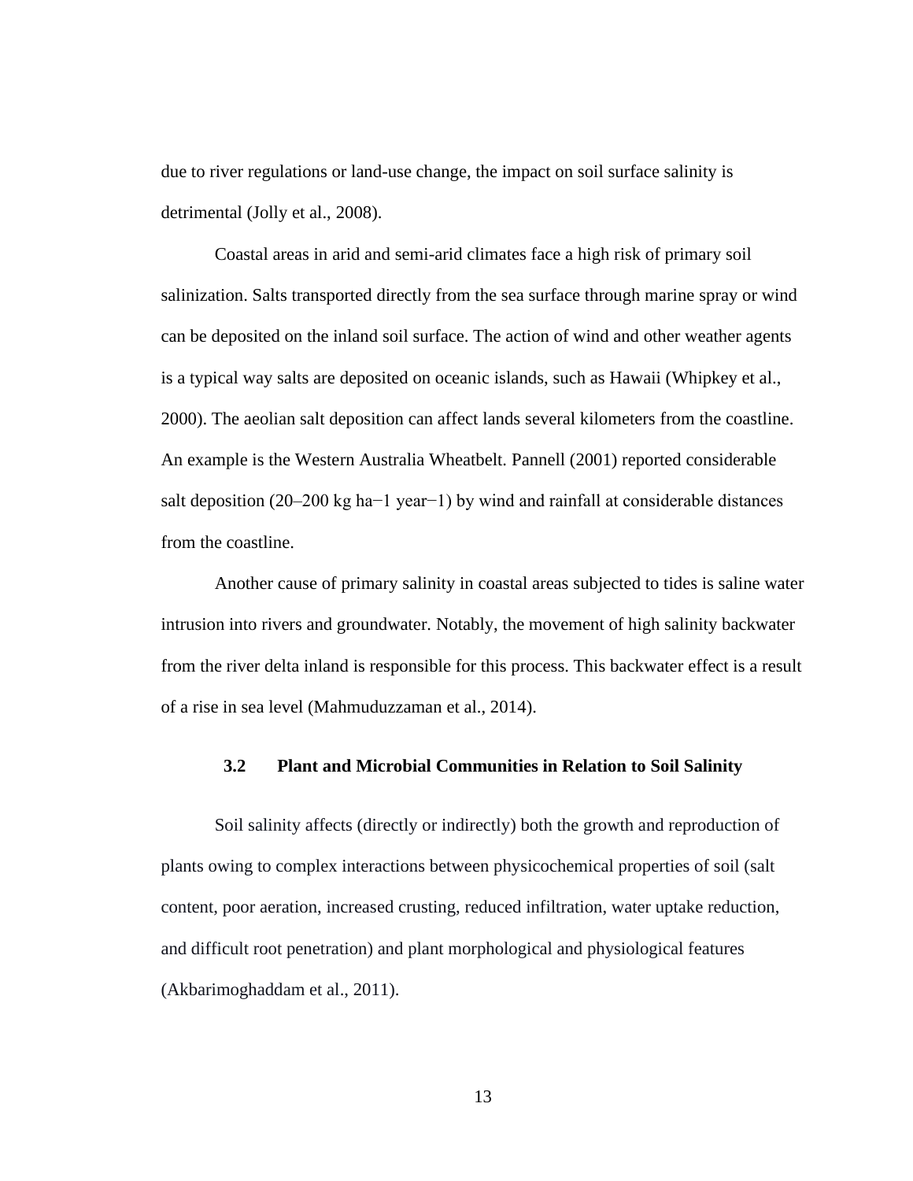due to river regulations or land-use change, the impact on soil surface salinity is detrimental (Jolly et al., 2008).

Coastal areas in arid and semi-arid climates face a high risk of primary soil salinization. Salts transported directly from the sea surface through marine spray or wind can be deposited on the inland soil surface. The action of wind and other weather agents is a typical way salts are deposited on oceanic islands, such as Hawaii (Whipkey et al., 2000). The aeolian salt deposition can affect lands several kilometers from the coastline. An example is the Western Australia Wheatbelt. Pannell (2001) reported considerable salt deposition (20–200 kg $ha^{-1}$ $year^{-1}$) by wind and rainfall at considerable distances from the coastline.

Another cause of primary salinity in coastal areas subjected to tides is saline water intrusion into rivers and groundwater. Notably, the movement of high salinity backwater from the river delta inland is responsible for this process. This backwater effect is a result of a rise in sea level (Mahmuduzzaman et al., 2014).

### 3.2 Plant and Microbial Communities in Relation to Soil Salinity

Soil salinity affects (directly or indirectly) both the growth and reproduction of plants owing to complex interactions between physicochemical properties of soil (salt content, poor aeration, increased crusting, reduced infiltration, water uptake reduction, and difficult root penetration) and plant morphological and physiological features (Akbarimoghaddam et al., 2011).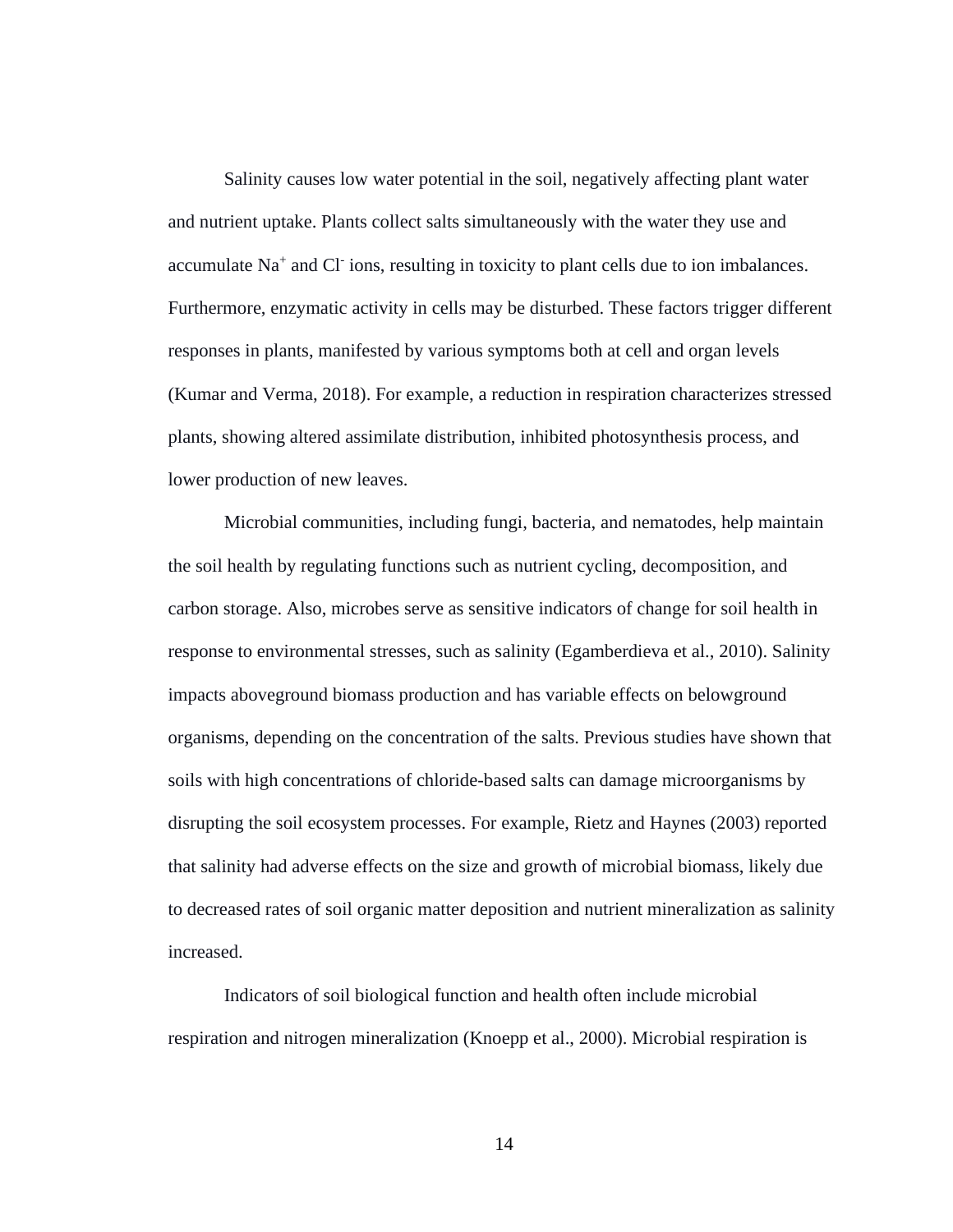Salinity causes low water potential in the soil, negatively affecting plant water and nutrient uptake. Plants collect salts simultaneously with the water they use and accumulate $Na^+$ and $Cl^-$ ions, resulting in toxicity to plant cells due to ion imbalances. Furthermore, enzymatic activity in cells may be disturbed. These factors trigger different responses in plants, manifested by various symptoms both at cell and organ levels (Kumar and Verma, 2018). For example, a reduction in respiration characterizes stressed plants, showing altered assimilate distribution, inhibited photosynthesis process, and lower production of new leaves.

Microbial communities, including fungi, bacteria, and nematodes, help maintain the soil health by regulating functions such as nutrient cycling, decomposition, and carbon storage. Also, microbes serve as sensitive indicators of change for soil health in response to environmental stresses, such as salinity (Egamberdieva et al., 2010). Salinity impacts aboveground biomass production and has variable effects on belowground organisms, depending on the concentration of the salts. Previous studies have shown that soils with high concentrations of chloride-based salts can damage microorganisms by disrupting the soil ecosystem processes. For example, Rietz and Haynes (2003) reported that salinity had adverse effects on the size and growth of microbial biomass, likely due to decreased rates of soil organic matter deposition and nutrient mineralization as salinity increased.

Indicators of soil biological function and health often include microbial respiration and nitrogen mineralization (Knoepp et al., 2000). Microbial respiration is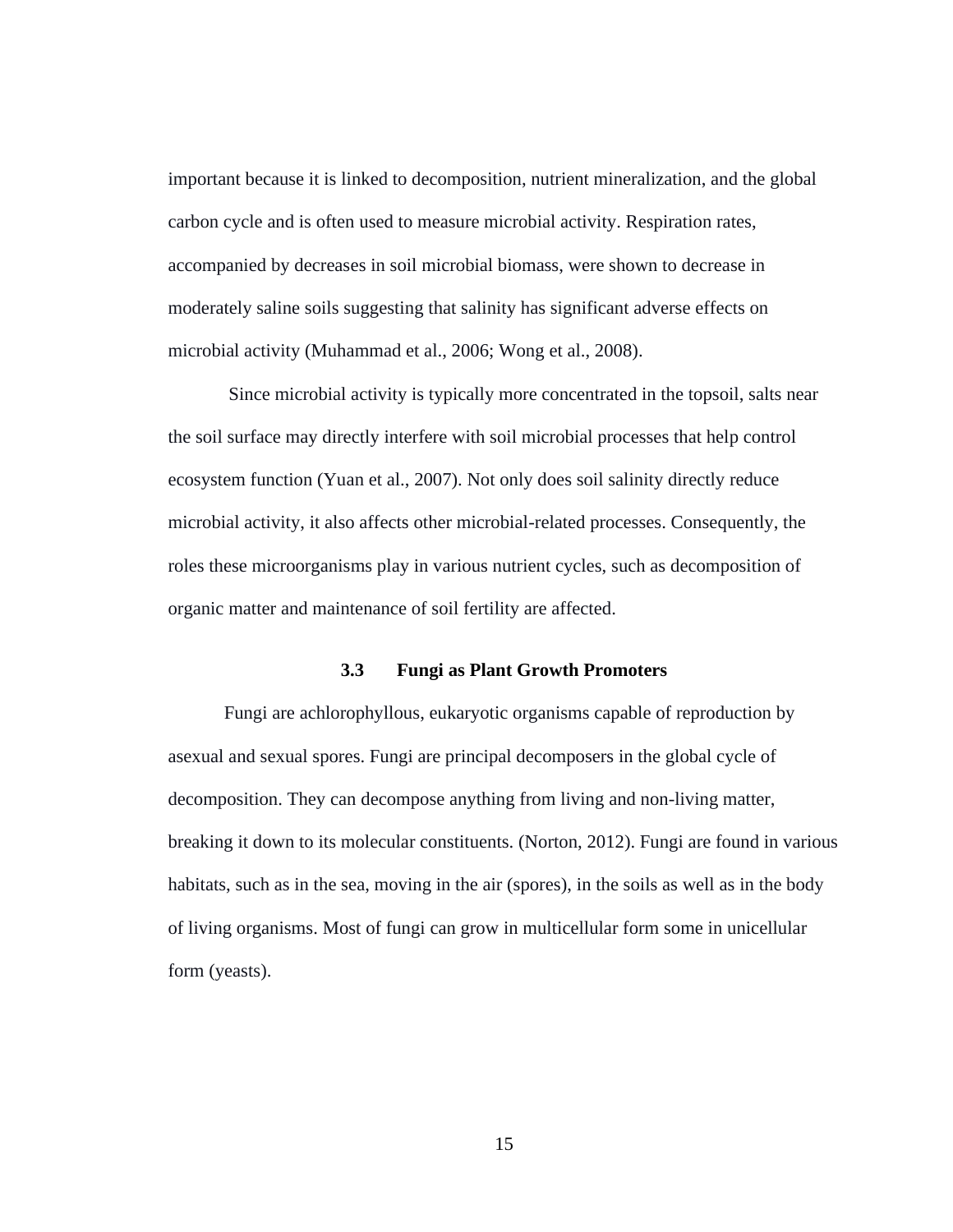important because it is linked to decomposition, nutrient mineralization, and the global carbon cycle and is often used to measure microbial activity. Respiration rates, accompanied by decreases in soil microbial biomass, were shown to decrease in moderately saline soils suggesting that salinity has significant adverse effects on microbial activity (Muhammad et al., 2006; Wong et al., 2008).

Since microbial activity is typically more concentrated in the topsoil, salts near the soil surface may directly interfere with soil microbial processes that help control ecosystem function (Yuan et al., 2007). Not only does soil salinity directly reduce microbial activity, it also affects other microbial-related processes. Consequently, the roles these microorganisms play in various nutrient cycles, such as decomposition of organic matter and maintenance of soil fertility are affected.

### 3.3 Fungi as Plant Growth Promoters

Fungi are achlorophyllous, eukaryotic organisms capable of reproduction by asexual and sexual spores. Fungi are principal decomposers in the global cycle of decomposition. They can decompose anything from living and non-living matter, breaking it down to its molecular constituents. (Norton, 2012). Fungi are found in various habitats, such as in the sea, moving in the air (spores), in the soils as well as in the body of living organisms. Most of fungi can grow in multicellular form some in unicellular form (yeasts).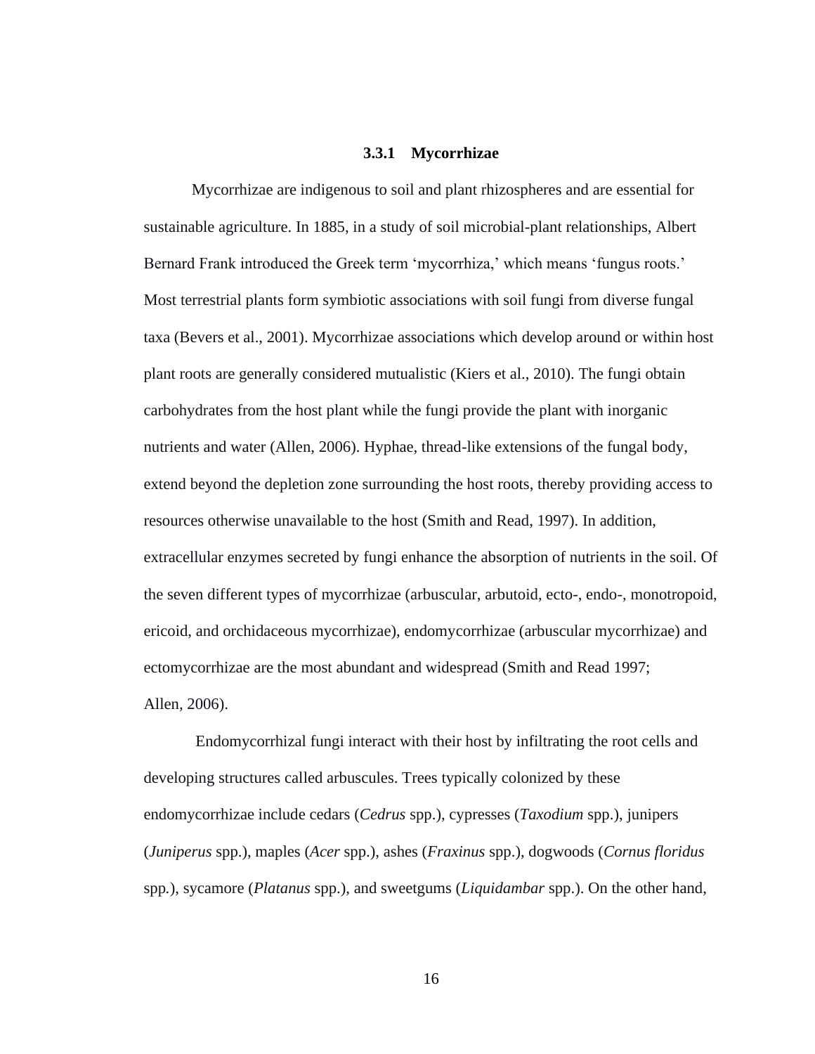### 3.3.1 Mycorrhizae

Mycorrhizae are indigenous to soil and plant rhizospheres and are essential for sustainable agriculture. In 1885, in a study of soil microbial-plant relationships, Albert Bernard Frank introduced the Greek term 'mycorrhiza,' which means 'fungus roots.' Most terrestrial plants form symbiotic associations with soil fungi from diverse fungal taxa (Bevers et al., 2001). Mycorrhizae associations which develop around or within host plant roots are generally considered mutualistic (Kiers et al., 2010). The fungi obtain carbohydrates from the host plant while the fungi provide the plant with inorganic nutrients and water (Allen, 2006). Hyphae, thread-like extensions of the fungal body, extend beyond the depletion zone surrounding the host roots, thereby providing access to resources otherwise unavailable to the host (Smith and Read, 1997). In addition, extracellular enzymes secreted by fungi enhance the absorption of nutrients in the soil. Of the seven different types of mycorrhizae (arbuscular, arbutoid, ecto-, endo-, monotropoid, ericoid, and orchidaceous mycorrhizae), endomycorrhizae (arbuscular mycorrhizae) and ectomycorrhizae are the most abundant and widespread (Smith and Read 1997; Allen, 2006).

Endomycorrhizal fungi interact with their host by infiltrating the root cells and developing structures called arbuscules. Trees typically colonized by these endomycorrhizae include cedars (*Cedrus* spp.), cypresses (*Taxodium* spp.), junipers (*Juniperus* spp.), maples (*Acer* spp.), ashes (*Fraxinus* spp.), dogwoods (*Cornus floridus* spp.), sycamore (*Platanus* spp.), and sweetgums (*Liquidambar* spp.). On the other hand,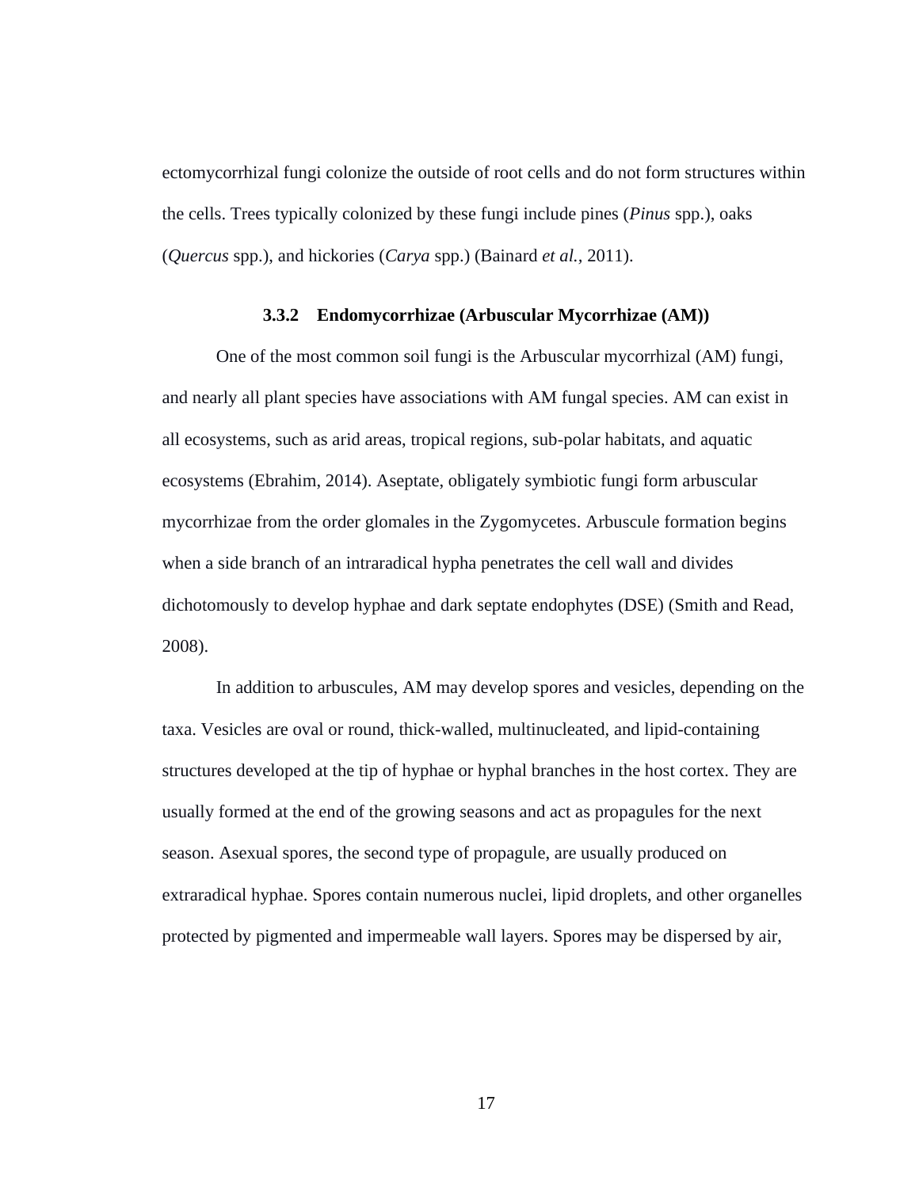ectomycorrhizal fungi colonize the outside of root cells and do not form structures within the cells. Trees typically colonized by these fungi include pines (*Pinus* spp.), oaks (*Quercus* spp.), and hickories (*Carya* spp.) (Bainard *et al.*, 2011).

### 3.3.2 Endomycorrhizae (Arbuscular Mycorrhizae (AM))

One of the most common soil fungi is the Arbuscular mycorrhizal (AM) fungi, and nearly all plant species have associations with AM fungal species. AM can exist in all ecosystems, such as arid areas, tropical regions, sub-polar habitats, and aquatic ecosystems (Ebrahim, 2014). Aseptate, obligately symbiotic fungi form arbuscular mycorrhizae from the order glomales in the Zygomycetes. Arbuscule formation begins when a side branch of an intraradical hypha penetrates the cell wall and divides dichotomously to develop hyphae and dark septate endophytes (DSE) (Smith and Read, 2008).

In addition to arbuscules, AM may develop spores and vesicles, depending on the taxa. Vesicles are oval or round, thick-walled, multinucleated, and lipid-containing structures developed at the tip of hyphae or hyphal branches in the host cortex. They are usually formed at the end of the growing seasons and act as propagules for the next season. Asexual spores, the second type of propagule, are usually produced on extraradical hyphae. Spores contain numerous nuclei, lipid droplets, and other organelles protected by pigmented and impermeable wall layers. Spores may be dispersed by air,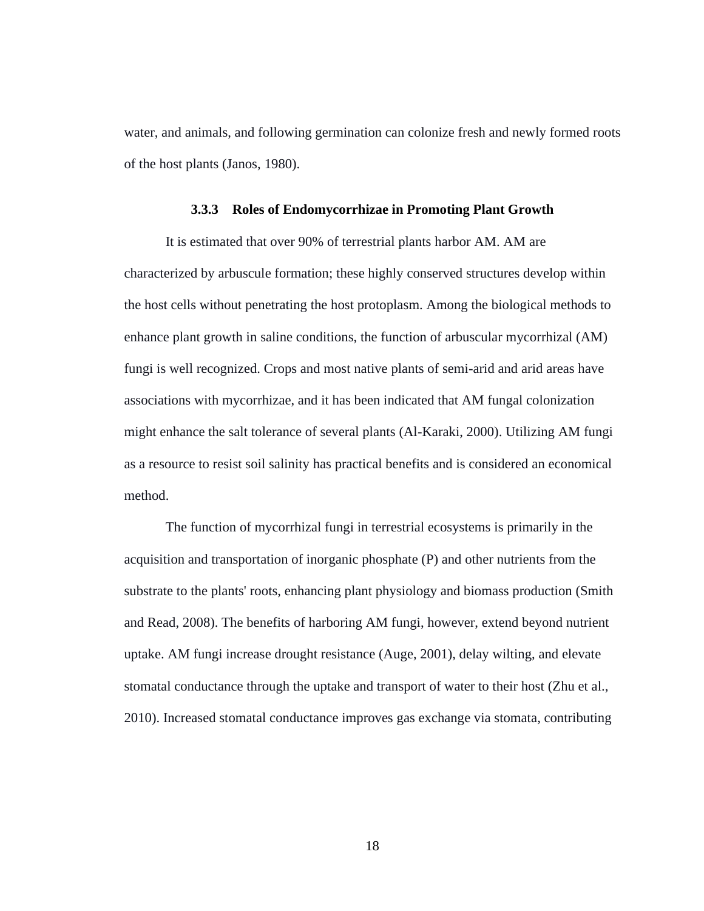water, and animals, and following germination can colonize fresh and newly formed roots of the host plants (Janos, 1980).

### 3.3.3 Roles of Endomycorrhizae in Promoting Plant Growth

It is estimated that over 90% of terrestrial plants harbor AM. AM are characterized by arbuscule formation; these highly conserved structures develop within the host cells without penetrating the host protoplasm. Among the biological methods to enhance plant growth in saline conditions, the function of arbuscular mycorrhizal (AM) fungi is well recognized. Crops and most native plants of semi-arid and arid areas have associations with mycorrhizae, and it has been indicated that AM fungal colonization might enhance the salt tolerance of several plants (Al-Karaki, 2000). Utilizing AM fungi as a resource to resist soil salinity has practical benefits and is considered an economical method.

The function of mycorrhizal fungi in terrestrial ecosystems is primarily in the acquisition and transportation of inorganic phosphate (P) and other nutrients from the substrate to the plants' roots, enhancing plant physiology and biomass production (Smith and Read, 2008). The benefits of harboring AM fungi, however, extend beyond nutrient uptake. AM fungi increase drought resistance (Auge, 2001), delay wilting, and elevate stomatal conductance through the uptake and transport of water to their host (Zhu et al., 2010). Increased stomatal conductance improves gas exchange via stomata, contributing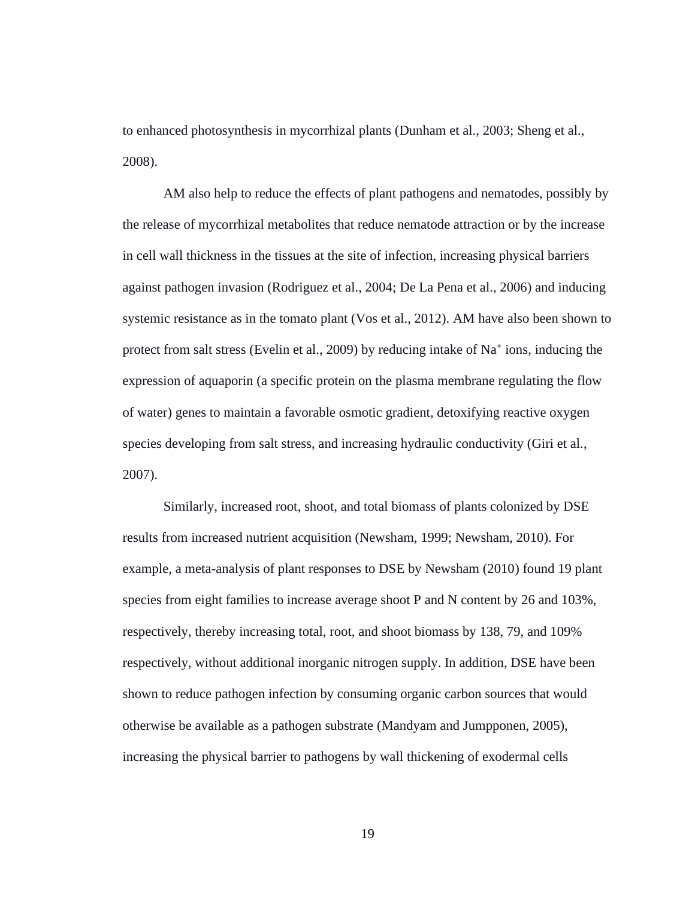to enhanced photosynthesis in mycorrhizal plants (Dunham et al., 2003; Sheng et al., 2008).

AM also help to reduce the effects of plant pathogens and nematodes, possibly by the release of mycorrhizal metabolites that reduce nematode attraction or by the increase in cell wall thickness in the tissues at the site of infection, increasing physical barriers against pathogen invasion (Rodriguez et al., 2004; De La Pena et al., 2006) and inducing systemic resistance as in the tomato plant (Vos et al., 2012). AM have also been shown to protect from salt stress (Evelin et al., 2009) by reducing intake of $Na^+$ ions, inducing the expression of aquaporin (a specific protein on the plasma membrane regulating the flow of water) genes to maintain a favorable osmotic gradient, detoxifying reactive oxygen species developing from salt stress, and increasing hydraulic conductivity (Giri et al., 2007).

Similarly, increased root, shoot, and total biomass of plants colonized by DSE results from increased nutrient acquisition (Newsham, 1999; Newsham, 2010). For example, a meta-analysis of plant responses to DSE by Newsham (2010) found 19 plant species from eight families to increase average shoot P and N content by 26 and 103%, respectively, thereby increasing total, root, and shoot biomass by 138, 79, and 109% respectively, without additional inorganic nitrogen supply. In addition, DSE have been shown to reduce pathogen infection by consuming organic carbon sources that would otherwise be available as a pathogen substrate (Mandyam and Jumpponen, 2005), increasing the physical barrier to pathogens by wall thickening of exodermal cells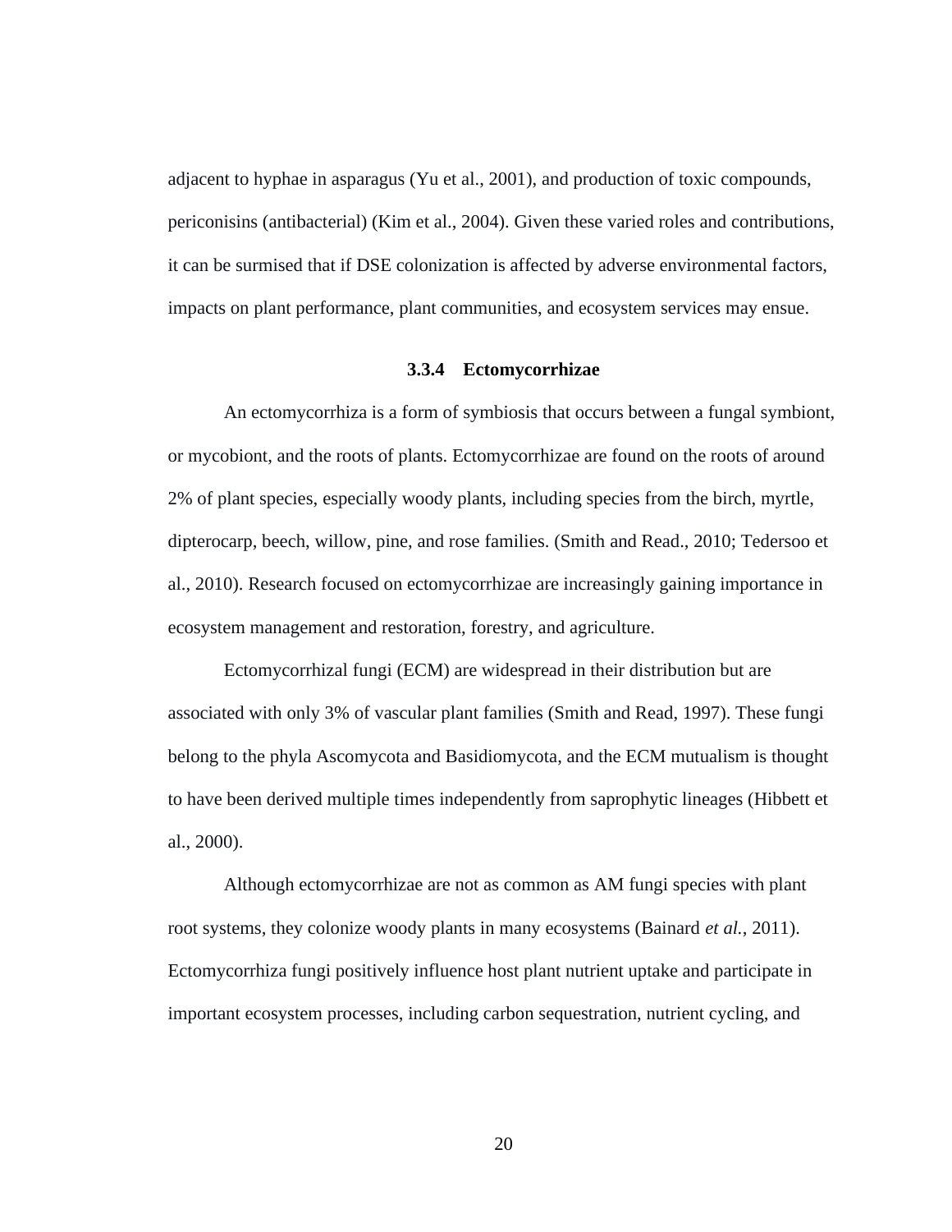adjacent to hyphae in asparagus (Yu et al., 2001), and production of toxic compounds, periconisins (antibacterial) (Kim et al., 2004). Given these varied roles and contributions, it can be surmised that if DSE colonization is affected by adverse environmental factors, impacts on plant performance, plant communities, and ecosystem services may ensue.

### 3.3.4 Ectomycorrhizae

An ectomycorrhiza is a form of symbiosis that occurs between a fungal symbiont, or mycobiont, and the roots of plants. Ectomycorrhizae are found on the roots of around 2% of plant species, especially woody plants, including species from the birch, myrtle, dipterocarp, beech, willow, pine, and rose families. (Smith and Read., 2010; Tedersoo et al., 2010). Research focused on ectomycorrhizae are increasingly gaining importance in ecosystem management and restoration, forestry, and agriculture.

Ectomycorrhizal fungi (ECM) are widespread in their distribution but are associated with only 3% of vascular plant families (Smith and Read, 1997). These fungi belong to the phyla Ascomycota and Basidiomycota, and the ECM mutualism is thought to have been derived multiple times independently from saprophytic lineages (Hibbett et al., 2000).

Although ectomycorrhizae are not as common as AM fungi species with plant root systems, they colonize woody plants in many ecosystems (Bainard *et al.*, 2011). Ectomycorrhiza fungi positively influence host plant nutrient uptake and participate in important ecosystem processes, including carbon sequestration, nutrient cycling, and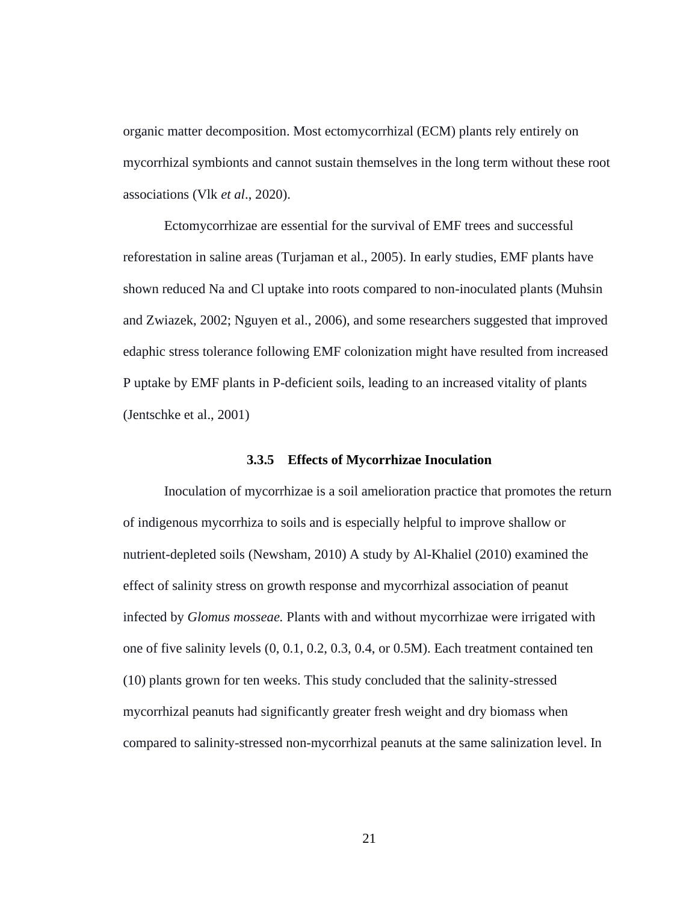organic matter decomposition. Most ectomycorrhizal (ECM) plants rely entirely on mycorrhizal symbionts and cannot sustain themselves in the long term without these root associations (Vlk *et al*., 2020).

Ectomycorrhizae are essential for the survival of EMF trees and successful reforestation in saline areas (Turjaman et al., 2005). In early studies, EMF plants have shown reduced Na and Cl uptake into roots compared to non-inoculated plants (Muhsin and Zwiazek, 2002; Nguyen et al., 2006), and some researchers suggested that improved edaphic stress tolerance following EMF colonization might have resulted from increased P uptake by EMF plants in P-deficient soils, leading to an increased vitality of plants (Jentschke et al., 2001)

### 3.3.5 Effects of Mycorrhizae Inoculation

Inoculation of mycorrhizae is a soil amelioration practice that promotes the return of indigenous mycorrhiza to soils and is especially helpful to improve shallow or nutrient-depleted soils (Newsham, 2010) A study by Al-Khaliel (2010) examined the effect of salinity stress on growth response and mycorrhizal association of peanut infected by *Glomus mosseae.* Plants with and without mycorrhizae were irrigated with one of five salinity levels (0, 0.1, 0.2, 0.3, 0.4, or 0.5M). Each treatment contained ten (10) plants grown for ten weeks. This study concluded that the salinity-stressed mycorrhizal peanuts had significantly greater fresh weight and dry biomass when compared to salinity-stressed non-mycorrhizal peanuts at the same salinization level. In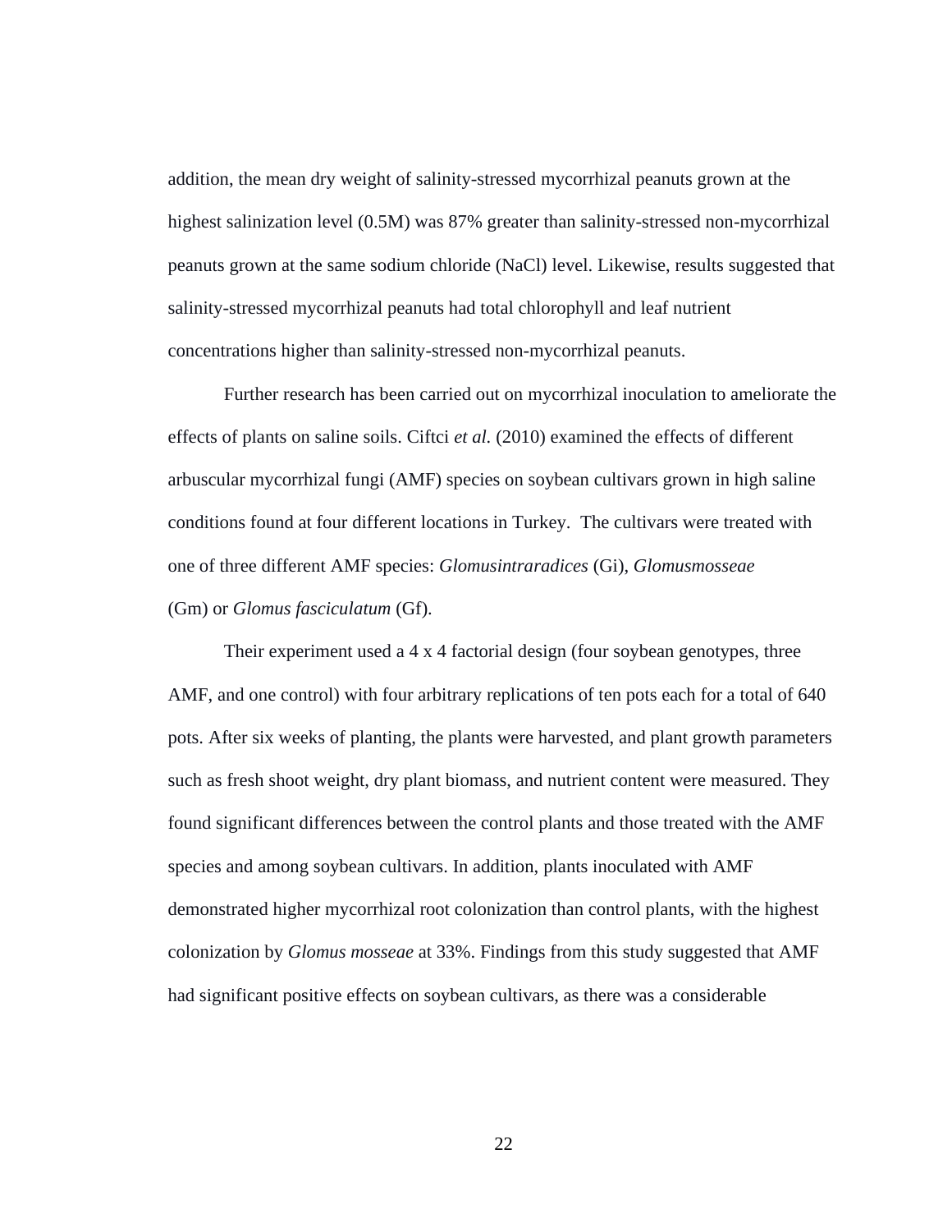addition, the mean dry weight of salinity-stressed mycorrhizal peanuts grown at the highest salinization level (0.5M) was 87% greater than salinity-stressed non-mycorrhizal peanuts grown at the same sodium chloride (NaCl) level. Likewise, results suggested that salinity-stressed mycorrhizal peanuts had total chlorophyll and leaf nutrient concentrations higher than salinity-stressed non-mycorrhizal peanuts.

Further research has been carried out on mycorrhizal inoculation to ameliorate the effects of plants on saline soils. Ciftci *et al.* (2010) examined the effects of different arbuscular mycorrhizal fungi (AMF) species on soybean cultivars grown in high saline conditions found at four different locations in Turkey. The cultivars were treated with one of three different AMF species: *Glomusintraradices* (Gi), *Glomusmosseae* (Gm) or *Glomus fasciculatum* (Gf).

Their experiment used a 4 x 4 factorial design (four soybean genotypes, three AMF, and one control) with four arbitrary replications of ten pots each for a total of 640 pots. After six weeks of planting, the plants were harvested, and plant growth parameters such as fresh shoot weight, dry plant biomass, and nutrient content were measured. They found significant differences between the control plants and those treated with the AMF species and among soybean cultivars. In addition, plants inoculated with AMF demonstrated higher mycorrhizal root colonization than control plants, with the highest colonization by *Glomus mosseae* at 33%. Findings from this study suggested that AMF had significant positive effects on soybean cultivars, as there was a considerable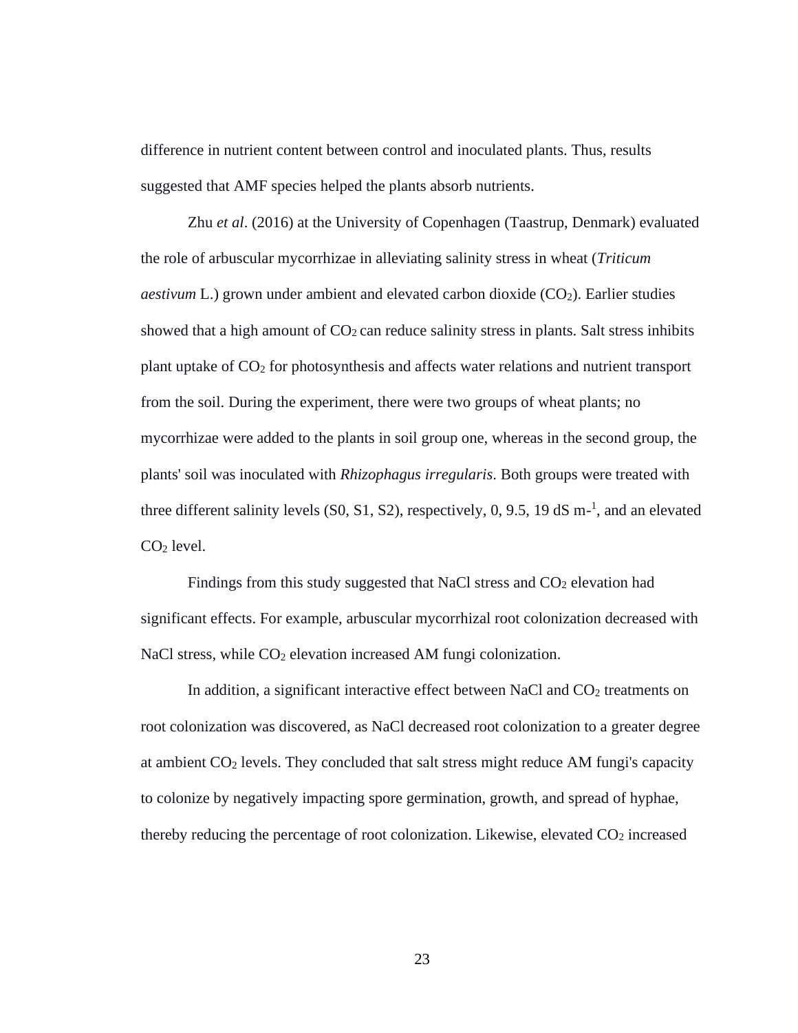difference in nutrient content between control and inoculated plants. Thus, results suggested that AMF species helped the plants absorb nutrients.

Zhu *et al*. (2016) at the University of Copenhagen (Taastrup, Denmark) evaluated the role of arbuscular mycorrhizae in alleviating salinity stress in wheat (*Triticum aestivum* L.) grown under ambient and elevated carbon dioxide ($CO_2$). Earlier studies showed that a high amount of $CO_2$ can reduce salinity stress in plants. Salt stress inhibits plant uptake of $CO_2$ for photosynthesis and affects water relations and nutrient transport from the soil. During the experiment, there were two groups of wheat plants; no mycorrhizae were added to the plants in soil group one, whereas in the second group, the plants' soil was inoculated with *Rhizophagus irregularis*. Both groups were treated with three different salinity levels (S0, S1, S2), respectively, 0, 9.5, 19 dS $m^{-1}$, and an elevated $CO_2$ level.

Findings from this study suggested that NaCl stress and $CO_2$ elevation had significant effects. For example, arbuscular mycorrhizal root colonization decreased with NaCl stress, while $CO_2$ elevation increased AM fungi colonization.

In addition, a significant interactive effect between NaCl and $CO_2$ treatments on root colonization was discovered, as NaCl decreased root colonization to a greater degree at ambient $CO_2$ levels. They concluded that salt stress might reduce AM fungi's capacity to colonize by negatively impacting spore germination, growth, and spread of hyphae, thereby reducing the percentage of root colonization. Likewise, elevated $CO_2$ increased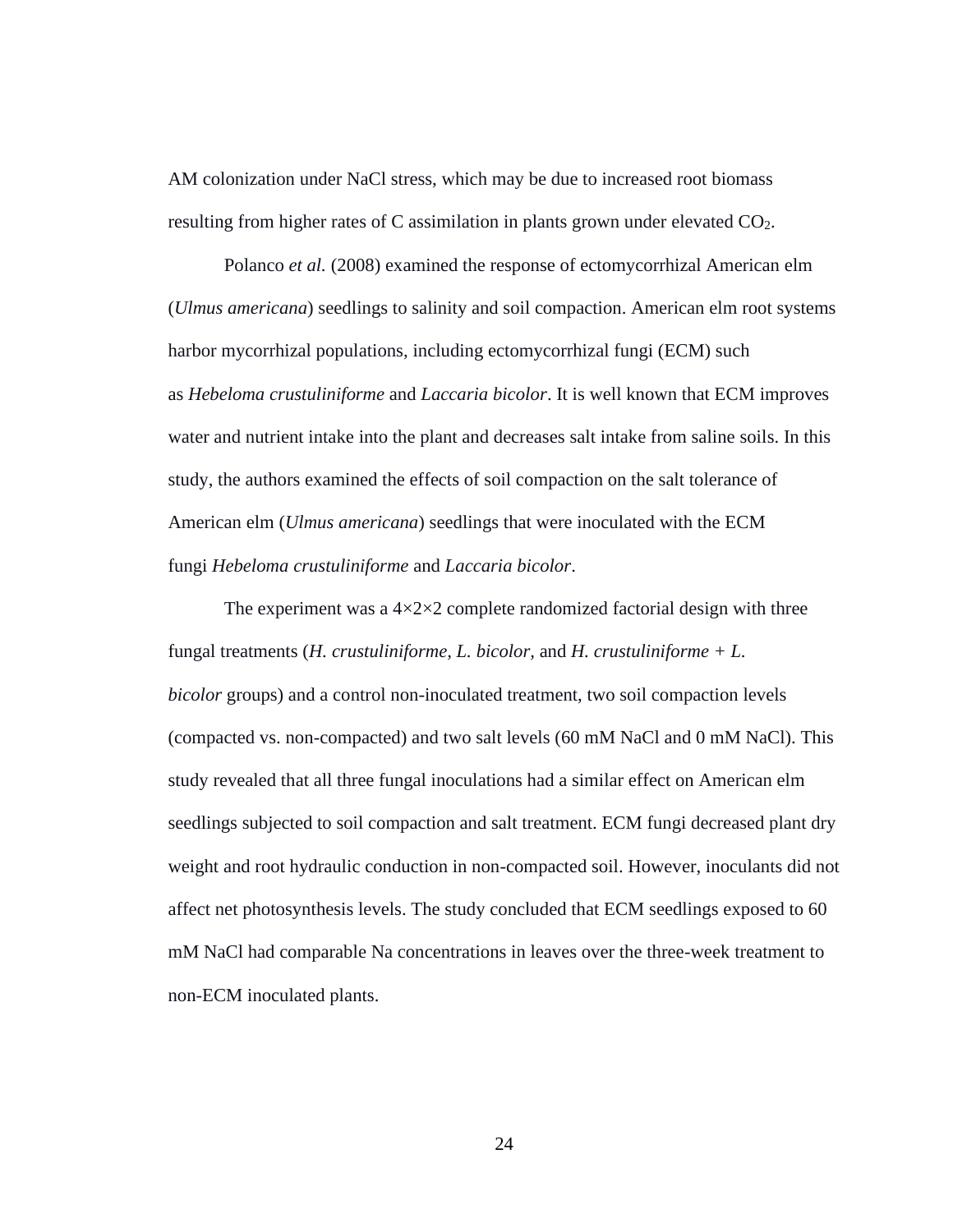AM colonization under NaCl stress, which may be due to increased root biomass resulting from higher rates of C assimilation in plants grown under elevated $CO_2$.

Polanco *et al.* (2008) examined the response of ectomycorrhizal American elm (*Ulmus americana*) seedlings to salinity and soil compaction. American elm root systems harbor mycorrhizal populations, including ectomycorrhizal fungi (ECM) such as *Hebeloma crustuliniforme* and *Laccaria bicolor*. It is well known that ECM improves water and nutrient intake into the plant and decreases salt intake from saline soils. In this study, the authors examined the effects of soil compaction on the salt tolerance of American elm (*Ulmus americana*) seedlings that were inoculated with the ECM fungi *Hebeloma crustuliniforme* and *Laccaria bicolor*.

The experiment was a 4×2×2 complete randomized factorial design with three fungal treatments (*H. crustuliniforme, L. bicolor,* and *H. crustuliniforme + L. bicolor* groups) and a control non-inoculated treatment, two soil compaction levels (compacted vs. non-compacted) and two salt levels (60 mM NaCl and 0 mM NaCl). This study revealed that all three fungal inoculations had a similar effect on American elm seedlings subjected to soil compaction and salt treatment. ECM fungi decreased plant dry weight and root hydraulic conduction in non-compacted soil. However, inoculants did not affect net photosynthesis levels. The study concluded that ECM seedlings exposed to 60 mM NaCl had comparable Na concentrations in leaves over the three-week treatment to non-ECM inoculated plants.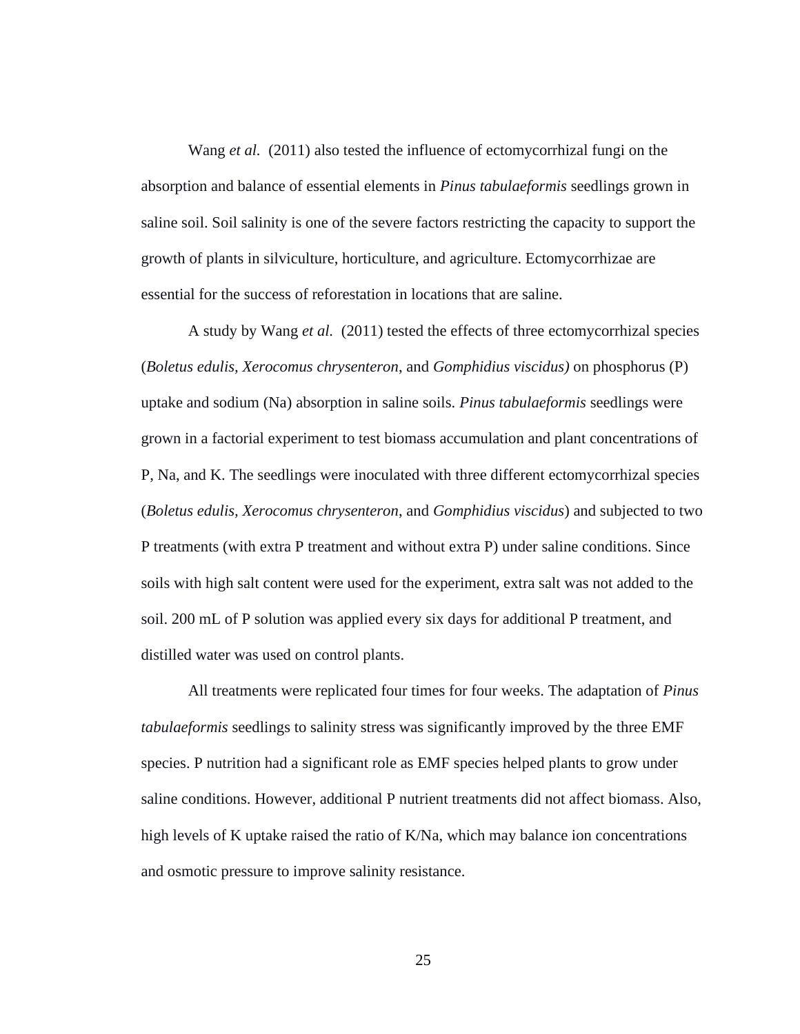Wang *et al*. (2011) also tested the influence of ectomycorrhizal fungi on the absorption and balance of essential elements in *Pinus tabulaeformis* seedlings grown in saline soil. Soil salinity is one of the severe factors restricting the capacity to support the growth of plants in silviculture, horticulture, and agriculture. Ectomycorrhizae are essential for the success of reforestation in locations that are saline.

A study by Wang *et al.* (2011) tested the effects of three ectomycorrhizal species (*Boletus edulis, Xerocomus chrysenteron*, and *Gomphidius viscidus)* on phosphorus (P) uptake and sodium (Na) absorption in saline soils. *Pinus tabulaeformis* seedlings were grown in a factorial experiment to test biomass accumulation and plant concentrations of P, Na, and K. The seedlings were inoculated with three different ectomycorrhizal species (*Boletus edulis, Xerocomus chrysenteron*, and *Gomphidius viscidus*) and subjected to two P treatments (with extra P treatment and without extra P) under saline conditions. Since soils with high salt content were used for the experiment, extra salt was not added to the soil. 200 mL of P solution was applied every six days for additional P treatment, and distilled water was used on control plants.

All treatments were replicated four times for four weeks. The adaptation of *Pinus tabulaeformis* seedlings to salinity stress was significantly improved by the three EMF species. P nutrition had a significant role as EMF species helped plants to grow under saline conditions. However, additional P nutrient treatments did not affect biomass. Also, high levels of K uptake raised the ratio of K/Na, which may balance ion concentrations and osmotic pressure to improve salinity resistance.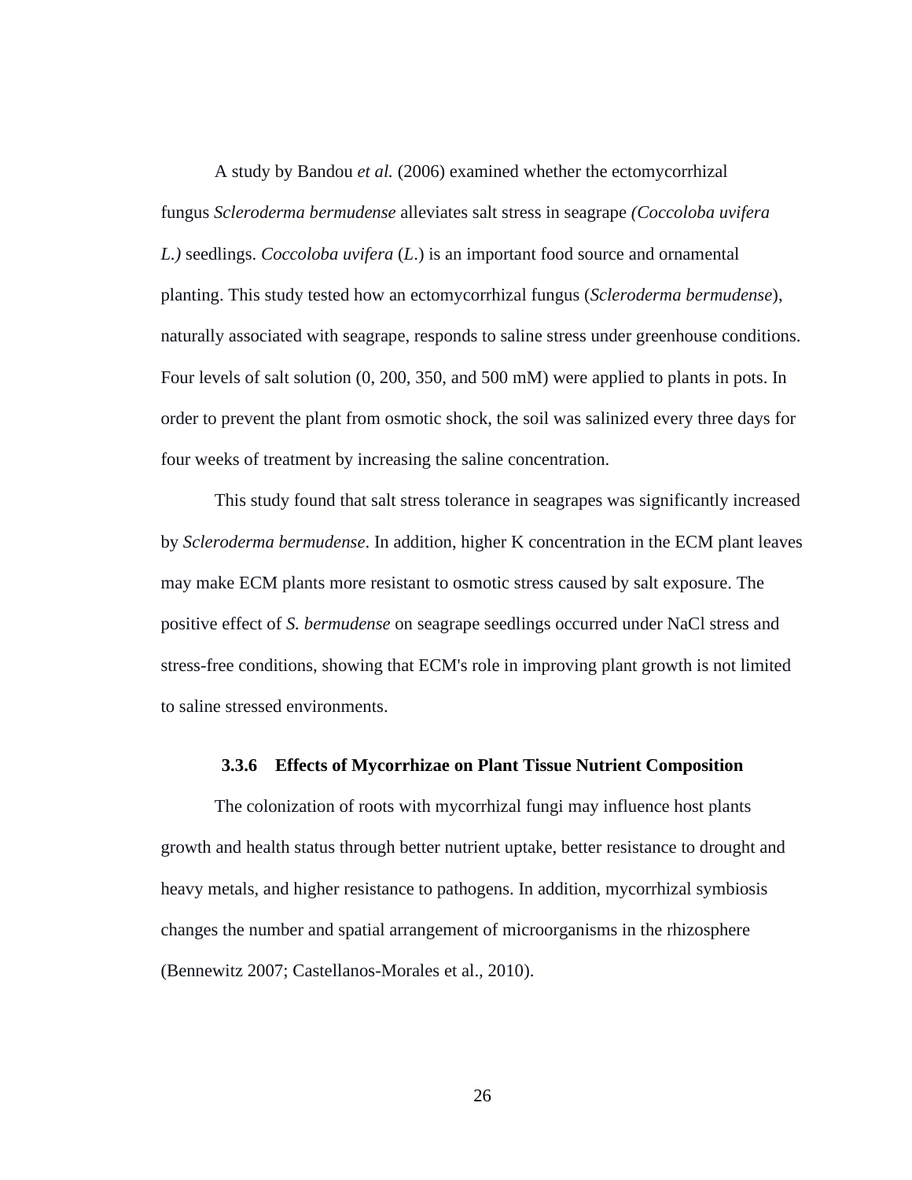A study by Bandou *et al.* (2006) examined whether the ectomycorrhizal fungus *Scleroderma bermudense* alleviates salt stress in seagrape *(Coccoloba uvifera L.)* seedlings. *Coccoloba uvifera* (*L*.) is an important food source and ornamental planting. This study tested how an ectomycorrhizal fungus (*Scleroderma bermudense*), naturally associated with seagrape, responds to saline stress under greenhouse conditions. Four levels of salt solution (0, 200, 350, and 500 mM) were applied to plants in pots. In order to prevent the plant from osmotic shock, the soil was salinized every three days for four weeks of treatment by increasing the saline concentration.

This study found that salt stress tolerance in seagrapes was significantly increased by *Scleroderma bermudense*. In addition, higher K concentration in the ECM plant leaves may make ECM plants more resistant to osmotic stress caused by salt exposure. The positive effect of *S. bermudense* on seagrape seedlings occurred under NaCl stress and stress-free conditions, showing that ECM's role in improving plant growth is not limited to saline stressed environments.

### 3.3.6 Effects of Mycorrhizae on Plant Tissue Nutrient Composition

The colonization of roots with mycorrhizal fungi may influence host plants growth and health status through better nutrient uptake, better resistance to drought and heavy metals, and higher resistance to pathogens. In addition, mycorrhizal symbiosis changes the number and spatial arrangement of microorganisms in the rhizosphere (Bennewitz 2007; Castellanos-Morales et al., 2010).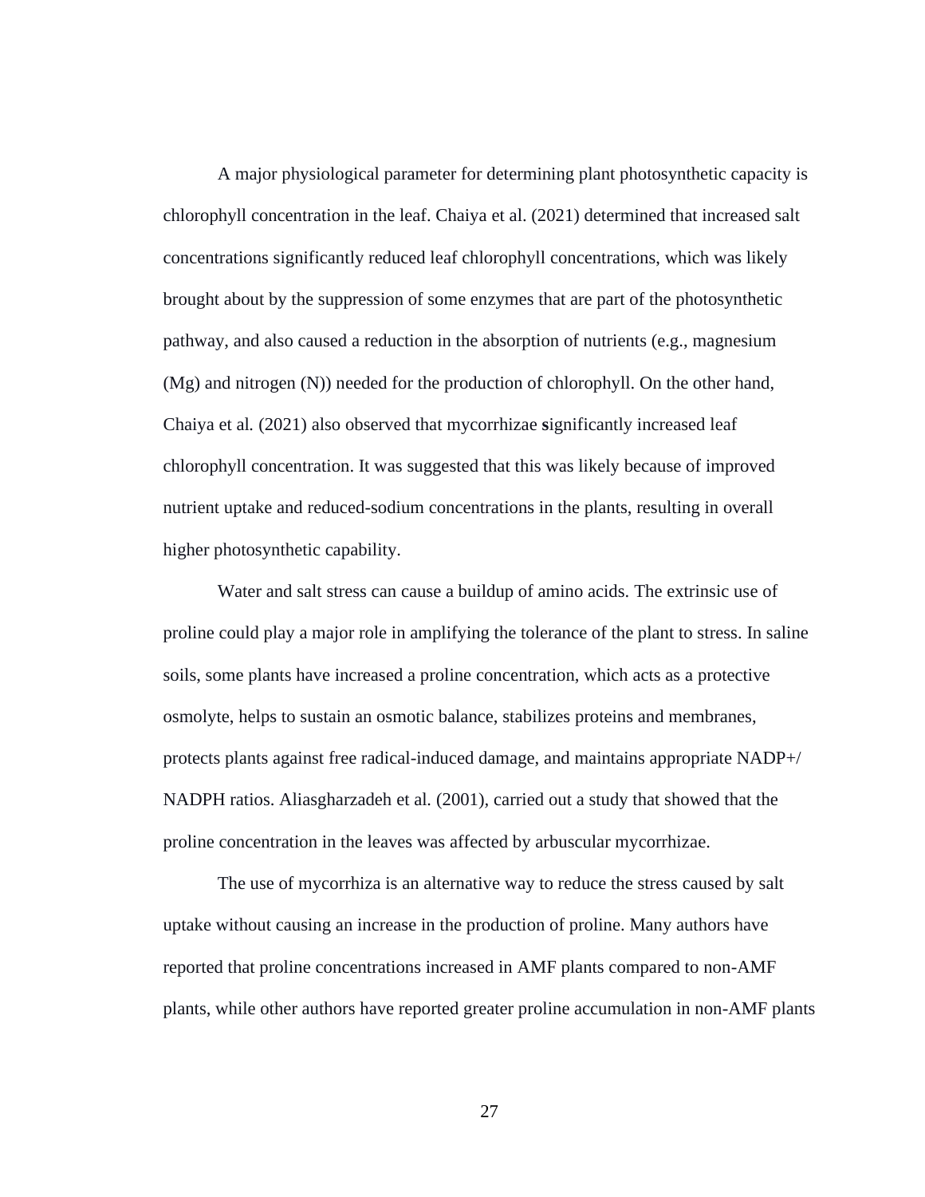A major physiological parameter for determining plant photosynthetic capacity is chlorophyll concentration in the leaf. Chaiya et al. (2021) determined that increased salt concentrations significantly reduced leaf chlorophyll concentrations, which was likely brought about by the suppression of some enzymes that are part of the photosynthetic pathway, and also caused a reduction in the absorption of nutrients (e.g., magnesium (Mg) and nitrogen (N)) needed for the production of chlorophyll. On the other hand, Chaiya et al. (2021) also observed that mycorrhizae significantly increased leaf chlorophyll concentration. It was suggested that this was likely because of improved nutrient uptake and reduced-sodium concentrations in the plants, resulting in overall higher photosynthetic capability.

Water and salt stress can cause a buildup of amino acids. The extrinsic use of proline could play a major role in amplifying the tolerance of the plant to stress. In saline soils, some plants have increased a proline concentration, which acts as a protective osmolyte, helps to sustain an osmotic balance, stabilizes proteins and membranes, protects plants against free radical-induced damage, and maintains appropriate NADP+/ NADPH ratios. Aliasgharzadeh et al. (2001), carried out a study that showed that the proline concentration in the leaves was affected by arbuscular mycorrhizae.

The use of mycorrhiza is an alternative way to reduce the stress caused by salt uptake without causing an increase in the production of proline. Many authors have reported that proline concentrations increased in AMF plants compared to non-AMF plants, while other authors have reported greater proline accumulation in non-AMF plants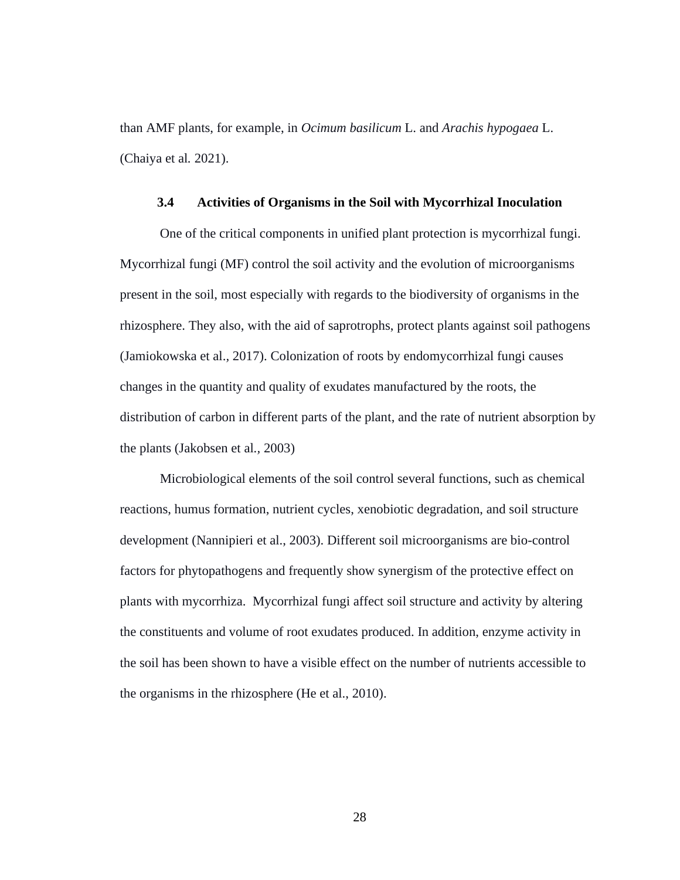than AMF plants, for example, in *Ocimum basilicum* L. and *Arachis hypogaea* L. (Chaiya et al. 2021).

### 3.4 Activities of Organisms in the Soil with Mycorrhizal Inoculation

One of the critical components in unified plant protection is mycorrhizal fungi. Mycorrhizal fungi (MF) control the soil activity and the evolution of microorganisms present in the soil, most especially with regards to the biodiversity of organisms in the rhizosphere. They also, with the aid of saprotrophs, protect plants against soil pathogens (Jamiokowska et al., 2017). Colonization of roots by endomycorrhizal fungi causes changes in the quantity and quality of exudates manufactured by the roots, the distribution of carbon in different parts of the plant, and the rate of nutrient absorption by the plants (Jakobsen et al., 2003)

Microbiological elements of the soil control several functions, such as chemical reactions, humus formation, nutrient cycles, xenobiotic degradation, and soil structure development (Nannipieri et al., 2003). Different soil microorganisms are bio-control factors for phytopathogens and frequently show synergism of the protective effect on plants with mycorrhiza. Mycorrhizal fungi affect soil structure and activity by altering the constituents and volume of root exudates produced. In addition, enzyme activity in the soil has been shown to have a visible effect on the number of nutrients accessible to the organisms in the rhizosphere (He et al., 2010).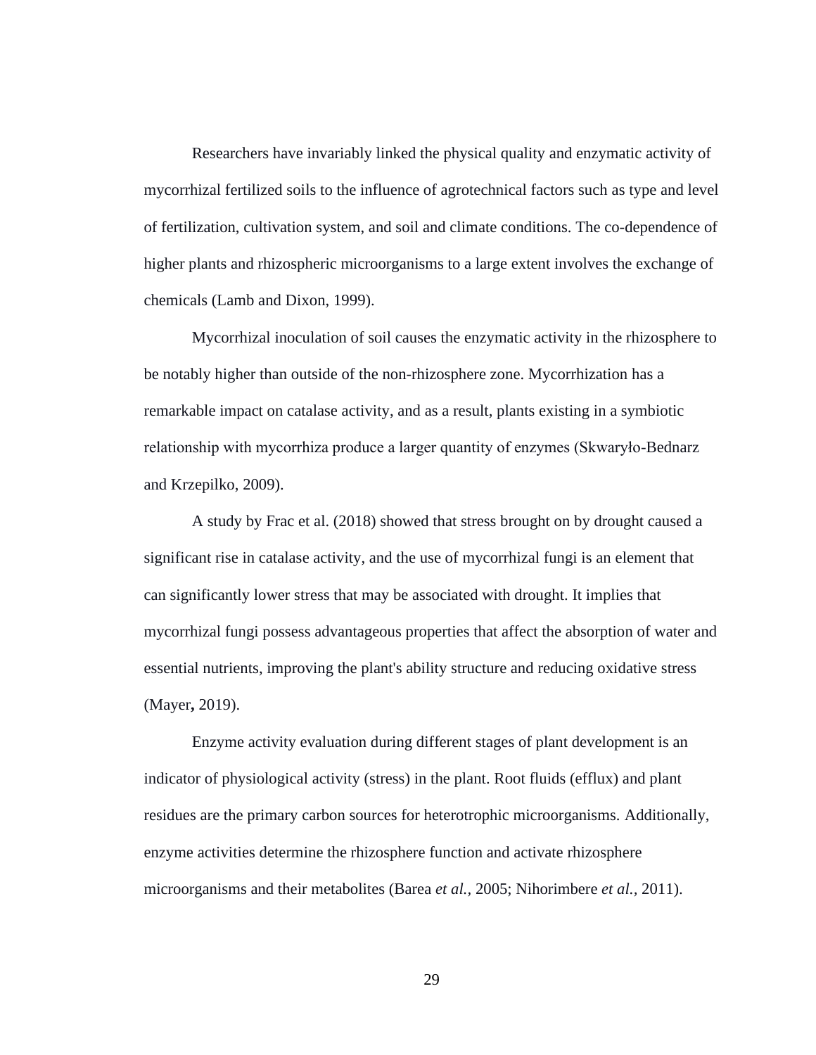Researchers have invariably linked the physical quality and enzymatic activity of mycorrhizal fertilized soils to the influence of agrotechnical factors such as type and level of fertilization, cultivation system, and soil and climate conditions. The co-dependence of higher plants and rhizospheric microorganisms to a large extent involves the exchange of chemicals (Lamb and Dixon, 1999).

Mycorrhizal inoculation of soil causes the enzymatic activity in the rhizosphere to be notably higher than outside of the non-rhizosphere zone. Mycorrhization has a remarkable impact on catalase activity, and as a result, plants existing in a symbiotic relationship with mycorrhiza produce a larger quantity of enzymes (Skwaryło-Bednarz and Krzepilko, 2009).

A study by Frac et al. (2018) showed that stress brought on by drought caused a significant rise in catalase activity, and the use of mycorrhizal fungi is an element that can significantly lower stress that may be associated with drought. It implies that mycorrhizal fungi possess advantageous properties that affect the absorption of water and essential nutrients, improving the plant's ability structure and reducing oxidative stress (Mayer**,** 2019).

Enzyme activity evaluation during different stages of plant development is an indicator of physiological activity (stress) in the plant. Root fluids (efflux) and plant residues are the primary carbon sources for heterotrophic microorganisms. Additionally, enzyme activities determine the rhizosphere function and activate rhizosphere microorganisms and their metabolites (Barea *et al.*, 2005; Nihorimbere *et al.*, 2011).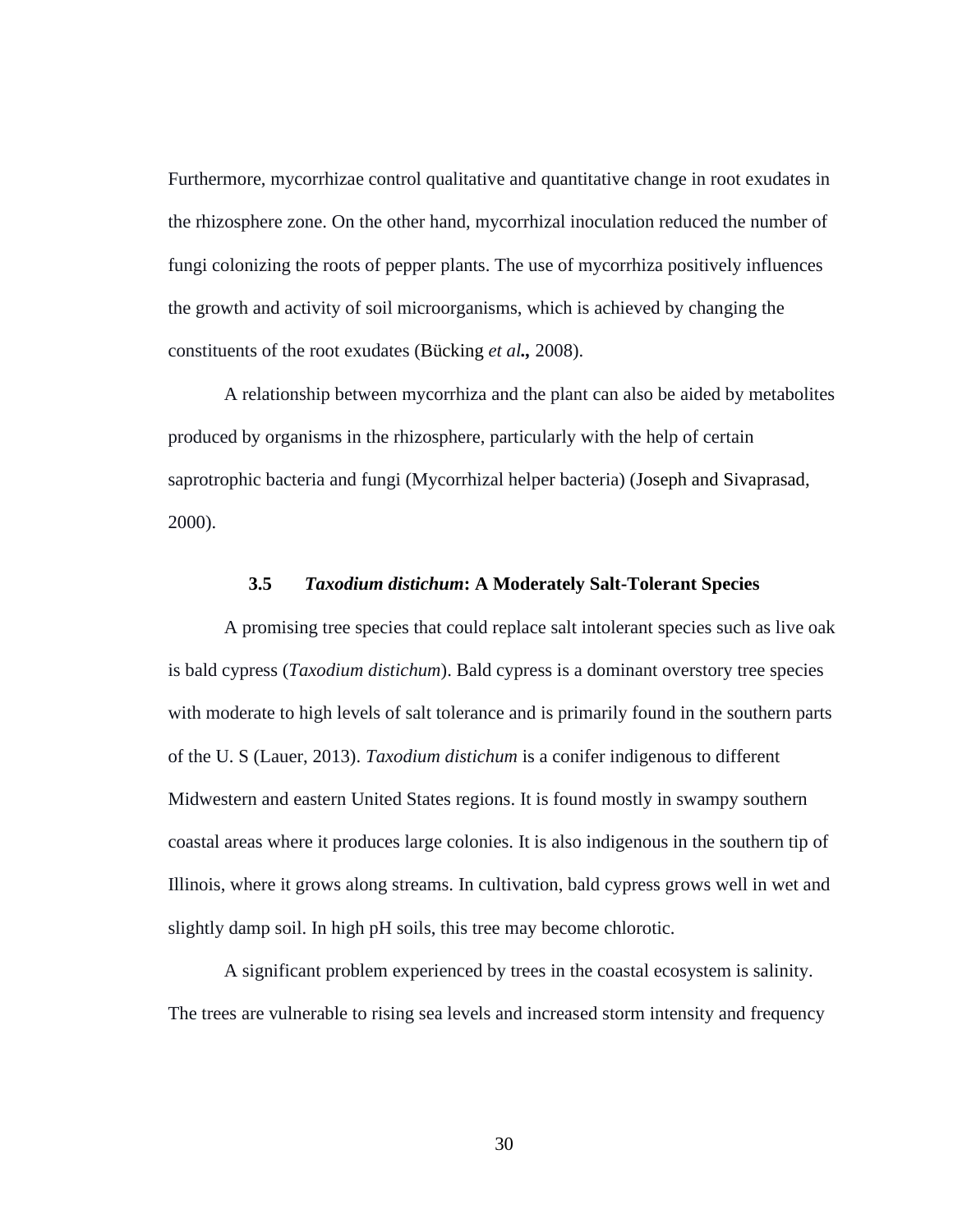Furthermore, mycorrhizae control qualitative and quantitative change in root exudates in the rhizosphere zone. On the other hand, mycorrhizal inoculation reduced the number of fungi colonizing the roots of pepper plants. The use of mycorrhiza positively influences the growth and activity of soil microorganisms, which is achieved by changing the constituents of the root exudates (Bücking *et al.,* 2008).

A relationship between mycorrhiza and the plant can also be aided by metabolites produced by organisms in the rhizosphere, particularly with the help of certain saprotrophic bacteria and fungi (Mycorrhizal helper bacteria) (Joseph and Sivaprasad, 2000).

### 3.5 *Taxodium distichum*: A Moderately Salt-Tolerant Species

A promising tree species that could replace salt intolerant species such as live oak is bald cypress (*Taxodium distichum*). Bald cypress is a dominant overstory tree species with moderate to high levels of salt tolerance and is primarily found in the southern parts of the U. S (Lauer, 2013). *Taxodium distichum* is a conifer indigenous to different Midwestern and eastern United States regions. It is found mostly in swampy southern coastal areas where it produces large colonies. It is also indigenous in the southern tip of Illinois, where it grows along streams. In cultivation, bald cypress grows well in wet and slightly damp soil. In high pH soils, this tree may become chlorotic.

A significant problem experienced by trees in the coastal ecosystem is salinity. The trees are vulnerable to rising sea levels and increased storm intensity and frequency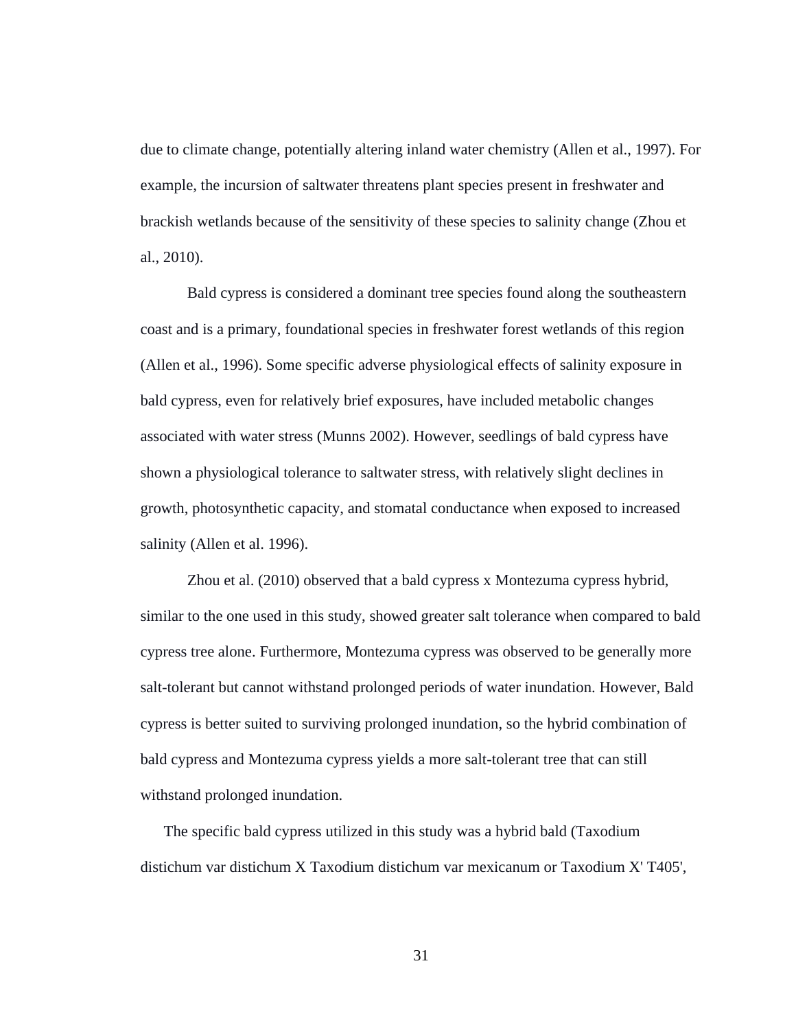due to climate change, potentially altering inland water chemistry (Allen et al., 1997). For example, the incursion of saltwater threatens plant species present in freshwater and brackish wetlands because of the sensitivity of these species to salinity change (Zhou et al., 2010).

Bald cypress is considered a dominant tree species found along the southeastern coast and is a primary, foundational species in freshwater forest wetlands of this region (Allen et al., 1996). Some specific adverse physiological effects of salinity exposure in bald cypress, even for relatively brief exposures, have included metabolic changes associated with water stress (Munns 2002). However, seedlings of bald cypress have shown a physiological tolerance to saltwater stress, with relatively slight declines in growth, photosynthetic capacity, and stomatal conductance when exposed to increased salinity (Allen et al. 1996).

Zhou et al. (2010) observed that a bald cypress x Montezuma cypress hybrid, similar to the one used in this study, showed greater salt tolerance when compared to bald cypress tree alone. Furthermore, Montezuma cypress was observed to be generally more salt-tolerant but cannot withstand prolonged periods of water inundation. However, Bald cypress is better suited to surviving prolonged inundation, so the hybrid combination of bald cypress and Montezuma cypress yields a more salt-tolerant tree that can still withstand prolonged inundation.

The specific bald cypress utilized in this study was a hybrid bald (Taxodium distichum var distichum X Taxodium distichum var mexicanum or Taxodium X' T405',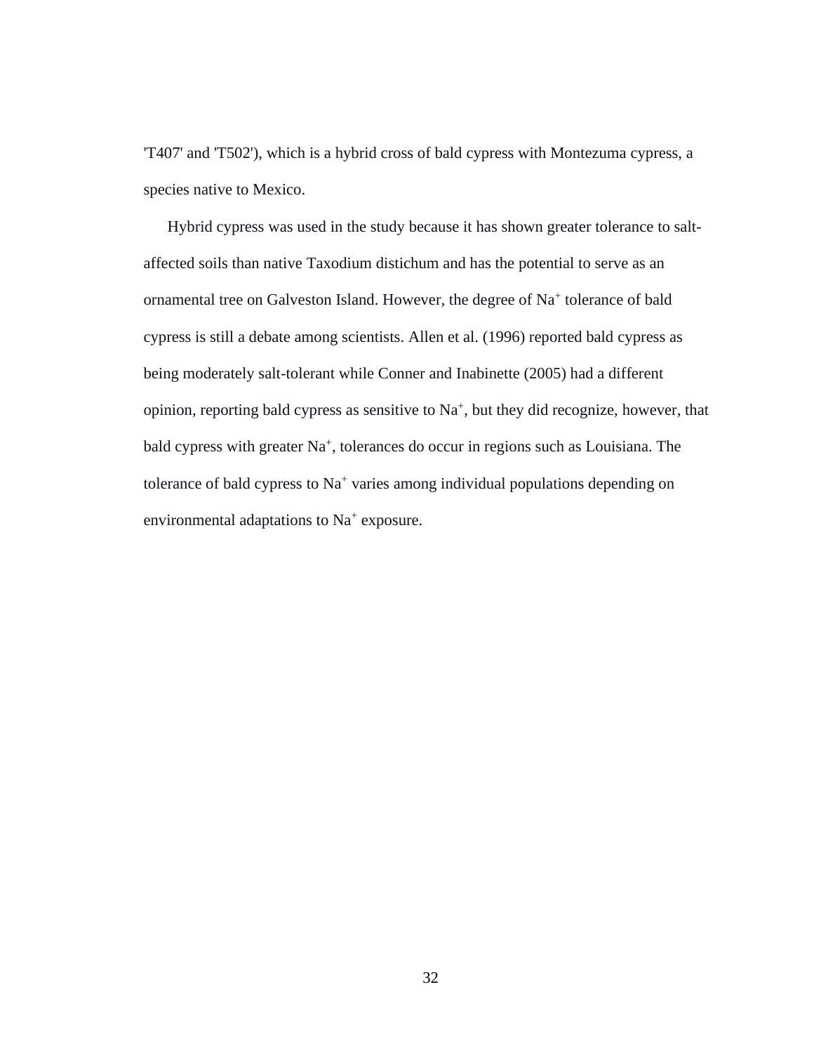'T407' and 'T502'), which is a hybrid cross of bald cypress with Montezuma cypress, a species native to Mexico.

Hybrid cypress was used in the study because it has shown greater tolerance to salt-affected soils than native Taxodium distichum and has the potential to serve as an ornamental tree on Galveston Island. However, the degree of $Na^+$ tolerance of bald cypress is still a debate among scientists. Allen et al. (1996) reported bald cypress as being moderately salt-tolerant while Conner and Inabinette (2005) had a different opinion, reporting bald cypress as sensitive to $Na^+$, but they did recognize, however, that bald cypress with greater $Na^+$, tolerances do occur in regions such as Louisiana. The tolerance of bald cypress to $Na^+$ varies among individual populations depending on environmental adaptations to $Na^+$ exposure.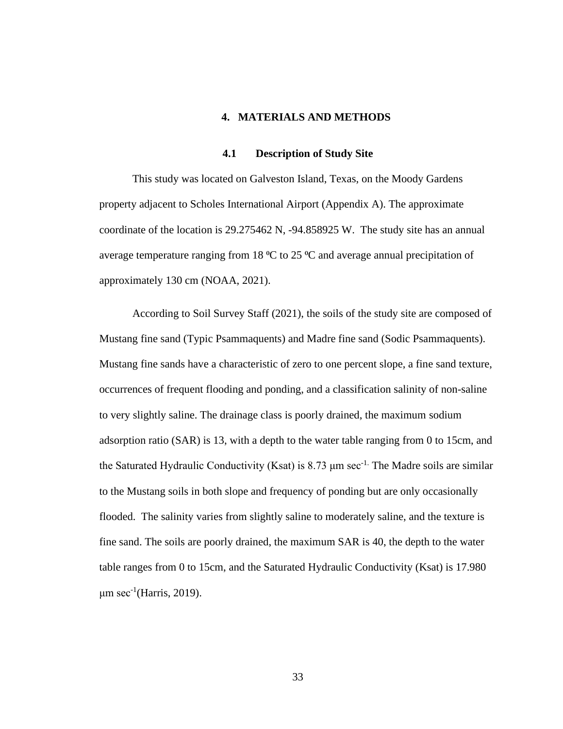# 4. MATERIALS AND METHODS

## 4.1 Description of Study Site

This study was located on Galveston Island, Texas, on the Moody Gardens property adjacent to Scholes International Airport (Appendix A). The approximate coordinate of the location is 29.275462 N, -94.858925 W. The study site has an annual average temperature ranging from 18 ºC to 25 ºC and average annual precipitation of approximately 130 cm (NOAA, 2021).

According to Soil Survey Staff (2021), the soils of the study site are composed of Mustang fine sand (Typic Psammaquents) and Madre fine sand (Sodic Psammaquents). Mustang fine sands have a characteristic of zero to one percent slope, a fine sand texture, occurrences of frequent flooding and ponding, and a classification salinity of non-saline to very slightly saline. The drainage class is poorly drained, the maximum sodium adsorption ratio (SAR) is 13, with a depth to the water table ranging from 0 to 15cm, and the Saturated Hydraulic Conductivity (Ksat) is 8.73 μm $sec^{-1}$. The Madre soils are similar to the Mustang soils in both slope and frequency of ponding but are only occasionally flooded. The salinity varies from slightly saline to moderately saline, and the texture is fine sand. The soils are poorly drained, the maximum SAR is 40, the depth to the water table ranges from 0 to 15cm, and the Saturated Hydraulic Conductivity (Ksat) is 17.980 μm $sec^{-1}$(Harris, 2019).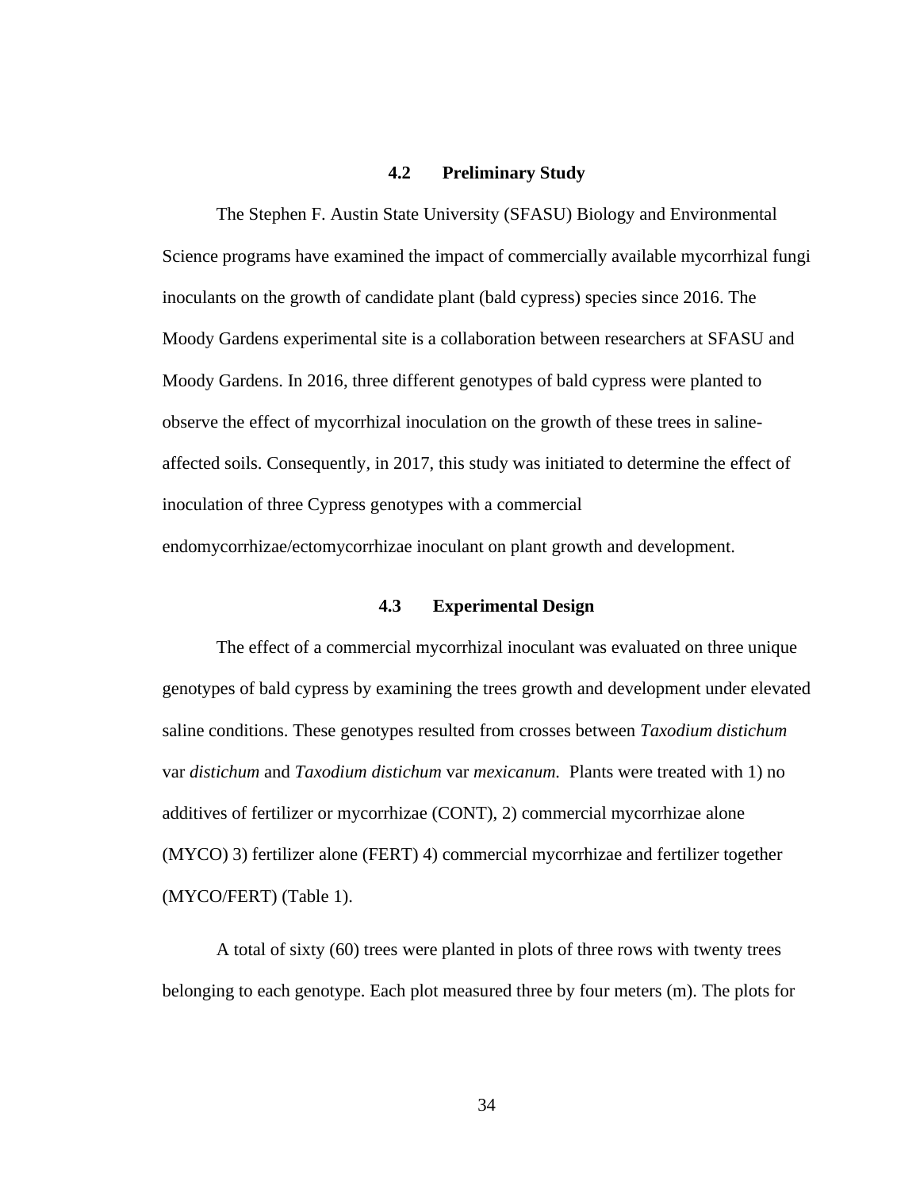### 4.2 Preliminary Study

The Stephen F. Austin State University (SFASU) Biology and Environmental Science programs have examined the impact of commercially available mycorrhizal fungi inoculants on the growth of candidate plant (bald cypress) species since 2016. The Moody Gardens experimental site is a collaboration between researchers at SFASU and Moody Gardens. In 2016, three different genotypes of bald cypress were planted to observe the effect of mycorrhizal inoculation on the growth of these trees in saline-affected soils. Consequently, in 2017, this study was initiated to determine the effect of inoculation of three Cypress genotypes with a commercial endomycorrhizae/ectomycorrhizae inoculant on plant growth and development.

### 4.3 Experimental Design

The effect of a commercial mycorrhizal inoculant was evaluated on three unique genotypes of bald cypress by examining the trees growth and development under elevated saline conditions. These genotypes resulted from crosses between *Taxodium distichum* var *distichum* and *Taxodium distichum* var *mexicanum.* Plants were treated with 1) no additives of fertilizer or mycorrhizae (CONT), 2) commercial mycorrhizae alone (MYCO) 3) fertilizer alone (FERT) 4) commercial mycorrhizae and fertilizer together (MYCO/FERT) (Table 1).

A total of sixty (60) trees were planted in plots of three rows with twenty trees belonging to each genotype. Each plot measured three by four meters (m). The plots for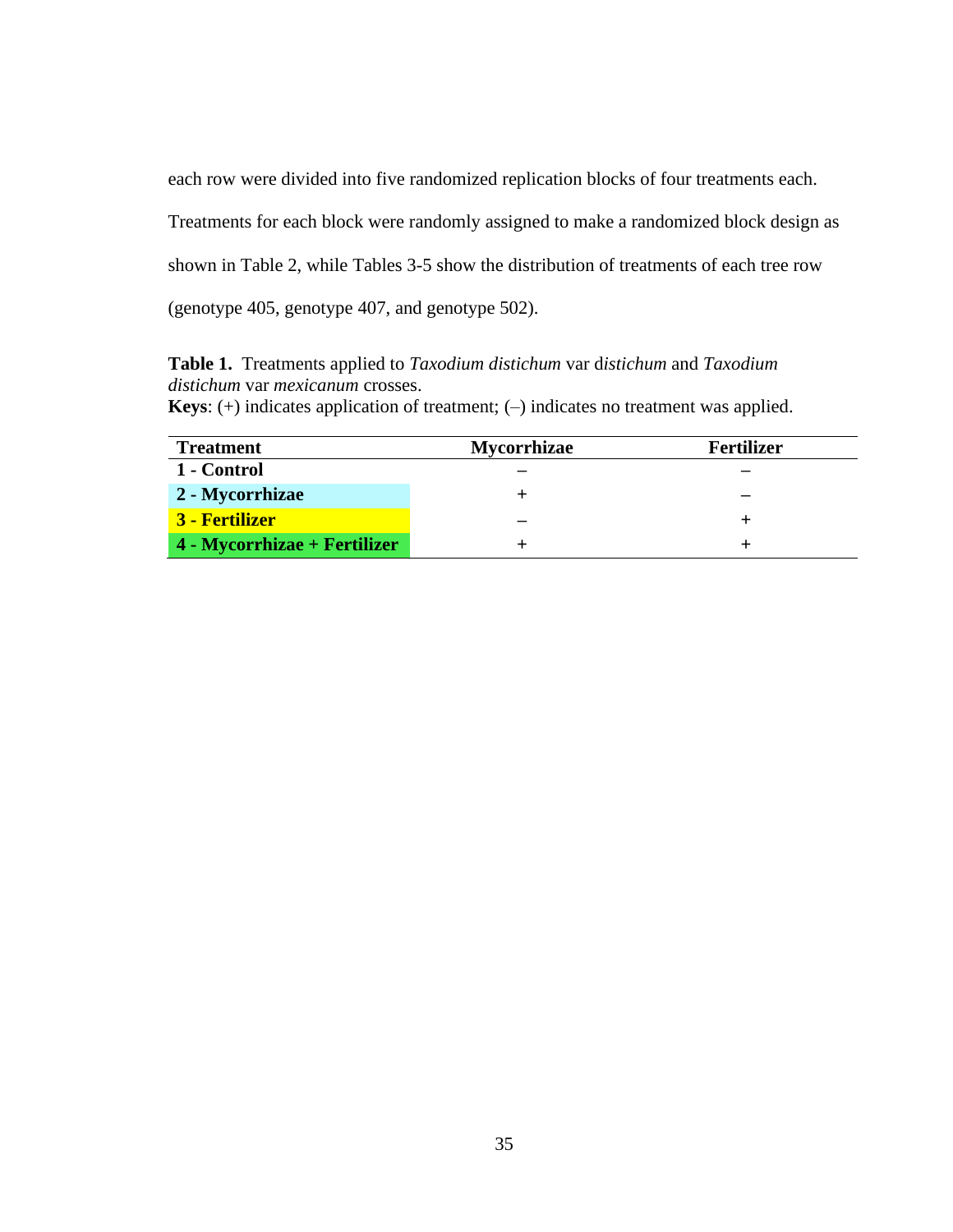each row were divided into five randomized replication blocks of four treatments each. Treatments for each block were randomly assigned to make a randomized block design as shown in Table 2, while Tables 3-5 show the distribution of treatments of each tree row (genotype 405, genotype 407, and genotype 502).

**Table 1.** Treatments applied to *Taxodium distichum* var d*istichum* and *Taxodium distichum* var *mexicanum* crosses.
**Keys**: (+) indicates application of treatment; (–) indicates no treatment was applied.

| Treatment | Mycorrhizae | Fertilizer |
|---|---|---|
| **1 - Control** | – | – |
| **2 - Mycorrhizae** | + | – |
| **3 - Fertilizer** | – | + |
| **4 - Mycorrhizae + Fertilizer** | + | + |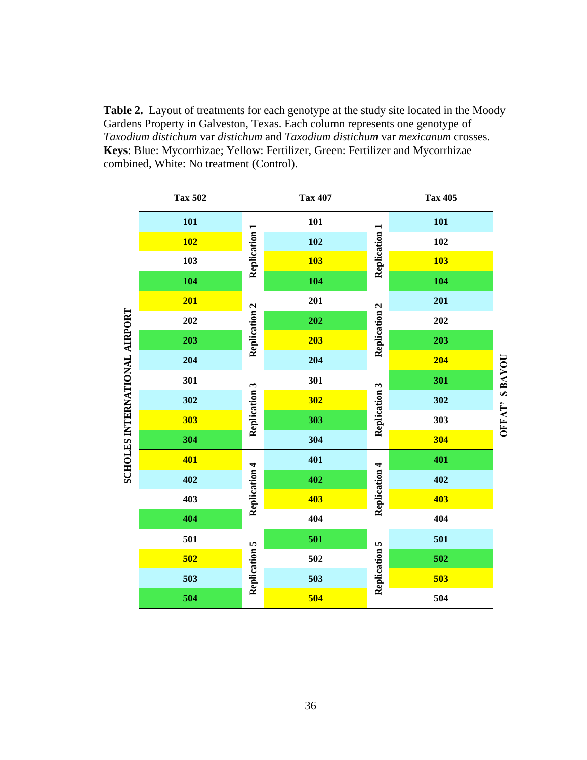**Table 2.** Layout of treatments for each genotype at the study site located in the Moody Gardens Property in Galveston, Texas. Each column represents one genotype of *Taxodium distichum* var *distichum* and *Taxodium distichum* var *mexicanum* crosses. **Keys**: Blue: Mycorrhizae; Yellow: Fertilizer, Green: Fertilizer and Mycorrhizae combined, White: No treatment (Control).

Left side of layout: SCHOLES INTERNATIONAL AIRPORT | Right side of layout: OFFAT' S BAYOU

| Tax 502 | | Tax 407 | | Tax 405 |
|---|---|---|---|---|
| 101 (Blue) | Replication 1 | 101 (White) | Replication 1 | 101 (Blue) |
| 102 (Yellow) | | 102 (Blue) | | 102 (White) |
| 103 (White) | | 103 (Yellow) | | 103 (Yellow) |
| 104 (Green) | | 104 (Green) | | 104 (Green) |
| 201 (Yellow) | Replication 2 | 201 (White) | Replication 2 | 201 (Blue) |
| 202 (White) | | 202 (Green) | | 202 (White) |
| 203 (Green) | | 203 (Yellow) | | 203 (Green) |
| 204 (Blue) | | 204 (Blue) | | 204 (Yellow) |
| 301 (White) | Replication 3 | 301 (White) | Replication 3 | 301 (Green) |
| 302 (Blue) | | 302 (Yellow) | | 302 (Blue) |
| 303 (Yellow) | | 303 (Green) | | 303 (White) |
| 304 (Green) | | 304 (Blue) | | 304 (Yellow) |
| 401 (Yellow) | Replication 4 | 401 (Blue) | Replication 4 | 401 (Green) |
| 402 (Blue) | | 402 (Green) | | 402 (Blue) |
| 403 (White) | | 403 (Yellow) | | 403 (Yellow) |
| 404 (Green) | | 404 (White) | | 404 (White) |
| 501 (White) | Replication 5 | 501 (Green) | Replication 5 | 501 (Blue) |
| 502 (Yellow) | | 502 (White) | | 502 (Green) |
| 503 (Blue) | | 503 (Blue) | | 503 (Yellow) |
| 504 (Green) | | 504 (Yellow) | | 504 (White) |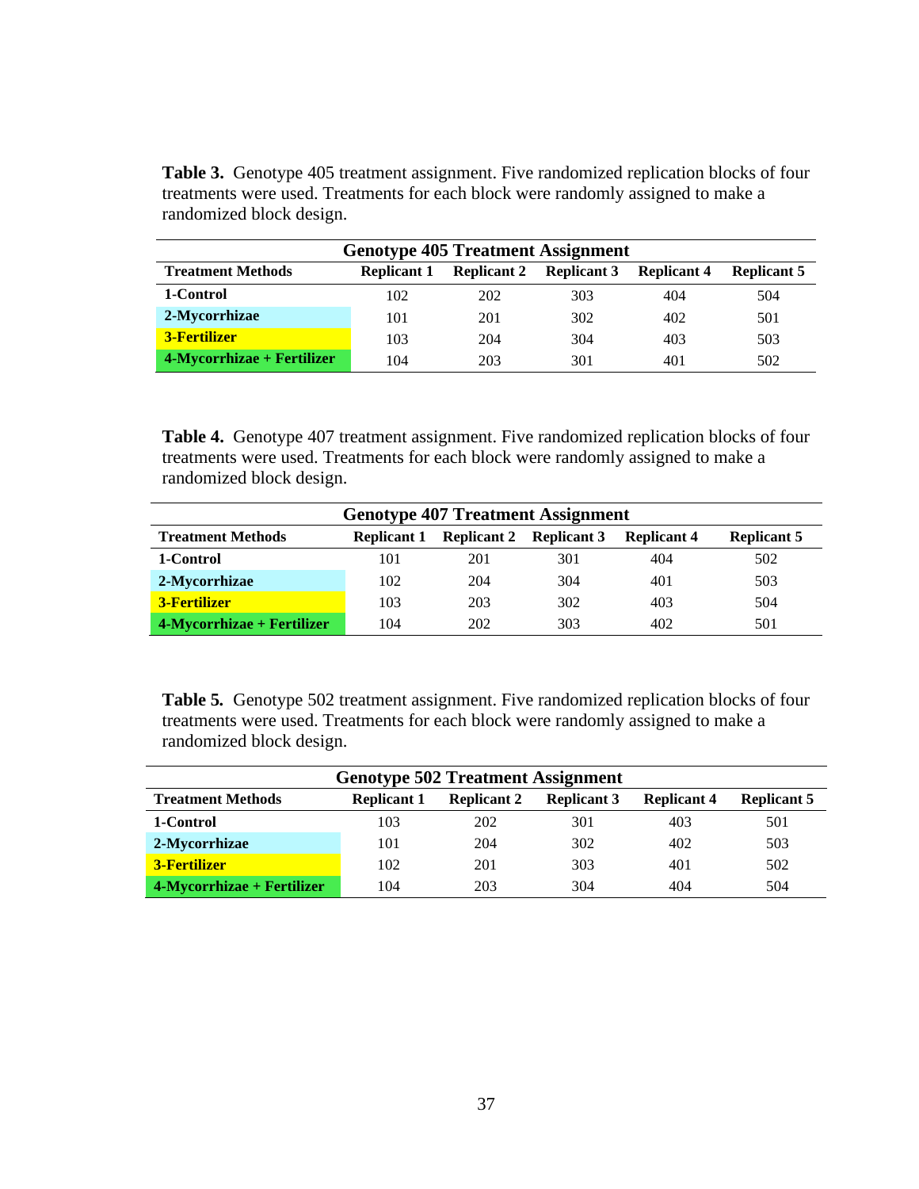**Table 3.** Genotype 405 treatment assignment. Five randomized replication blocks of four treatments were used. Treatments for each block were randomly assigned to make a randomized block design.

| Genotype 405 Treatment Assignment | | | | | |
|---|---|---|---|---|---|
| **Treatment Methods** | **Replicant 1** | **Replicant 2** | **Replicant 3** | **Replicant 4** | **Replicant 5** |
| **1-Control** | 102 | 202 | 303 | 404 | 504 |
| **2-Mycorrhizae** | 101 | 201 | 302 | 402 | 501 |
| **3-Fertilizer** | 103 | 204 | 304 | 403 | 503 |
| **4-Mycorrhizae + Fertilizer** | 104 | 203 | 301 | 401 | 502 |

**Table 4.** Genotype 407 treatment assignment. Five randomized replication blocks of four treatments were used. Treatments for each block were randomly assigned to make a randomized block design.

| Genotype 407 Treatment Assignment | | | | | |
|---|---|---|---|---|---|
| **Treatment Methods** | **Replicant 1** | **Replicant 2** | **Replicant 3** | **Replicant 4** | **Replicant 5** |
| **1-Control** | 101 | 201 | 301 | 404 | 502 |
| **2-Mycorrhizae** | 102 | 204 | 304 | 401 | 503 |
| **3-Fertilizer** | 103 | 203 | 302 | 403 | 504 |
| **4-Mycorrhizae + Fertilizer** | 104 | 202 | 303 | 402 | 501 |

**Table 5.** Genotype 502 treatment assignment. Five randomized replication blocks of four treatments were used. Treatments for each block were randomly assigned to make a randomized block design.

| Genotype 502 Treatment Assignment | | | | | |
|---|---|---|---|---|---|
| **Treatment Methods** | **Replicant 1** | **Replicant 2** | **Replicant 3** | **Replicant 4** | **Replicant 5** |
| **1-Control** | 103 | 202 | 301 | 403 | 501 |
| **2-Mycorrhizae** | 101 | 204 | 302 | 402 | 503 |
| **3-Fertilizer** | 102 | 201 | 303 | 401 | 502 |
| **4-Mycorrhizae + Fertilizer** | 104 | 203 | 304 | 404 | 504 |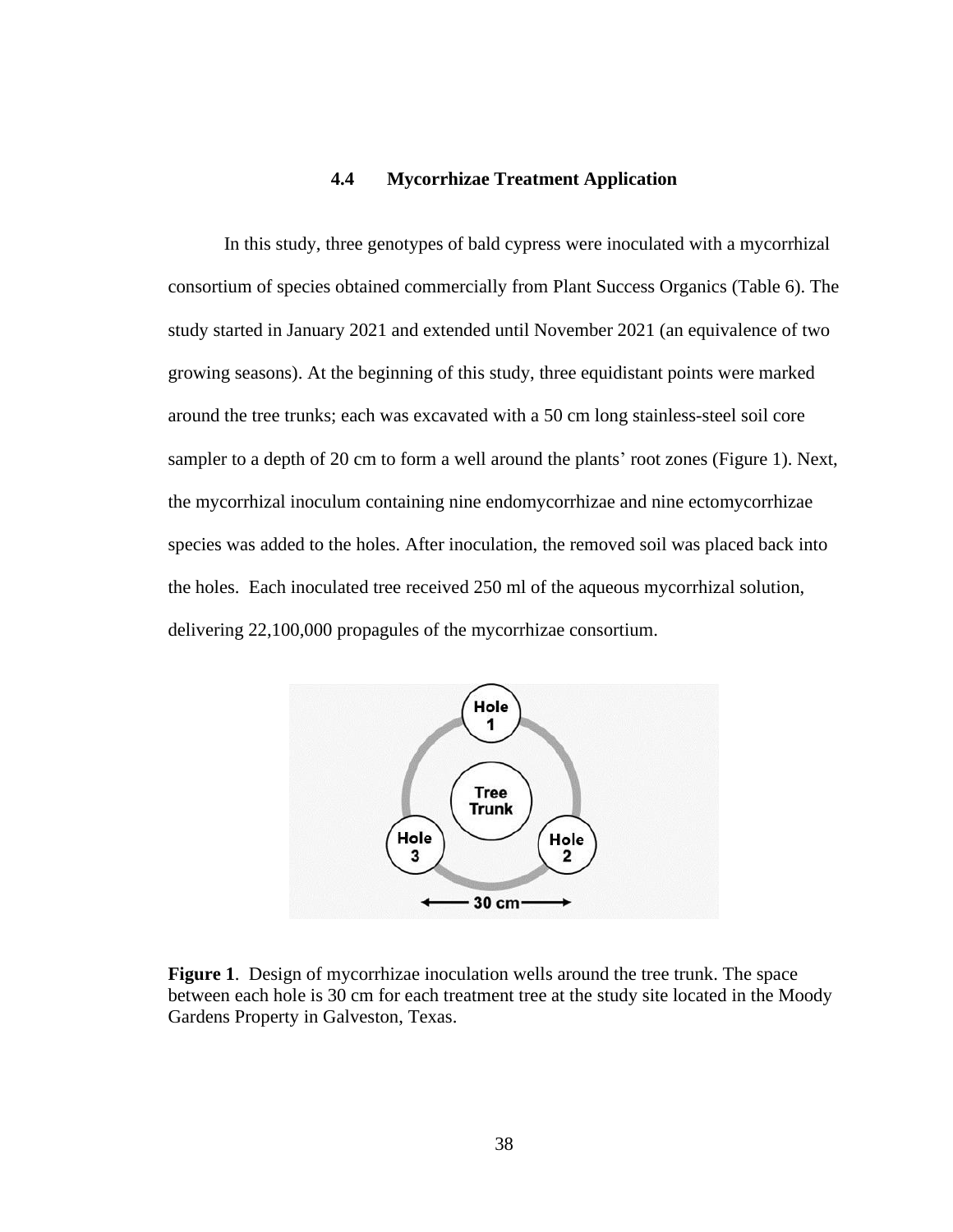### 4.4 Mycorrhizae Treatment Application

In this study, three genotypes of bald cypress were inoculated with a mycorrhizal consortium of species obtained commercially from Plant Success Organics (Table 6). The study started in January 2021 and extended until November 2021 (an equivalence of two growing seasons). At the beginning of this study, three equidistant points were marked around the tree trunks; each was excavated with a 50 cm long stainless-steel soil core sampler to a depth of 20 cm to form a well around the plants' root zones (Figure 1). Next, the mycorrhizal inoculum containing nine endomycorrhizae and nine ectomycorrhizae species was added to the holes. After inoculation, the removed soil was placed back into the holes. Each inoculated tree received 250 ml of the aqueous mycorrhizal solution, delivering 22,100,000 propagules of the mycorrhizae consortium.

**Figure 1**. Design of mycorrhizae inoculation wells around the tree trunk. The space between each hole is 30 cm for each treatment tree at the study site located in the Moody Gardens Property in Galveston, Texas.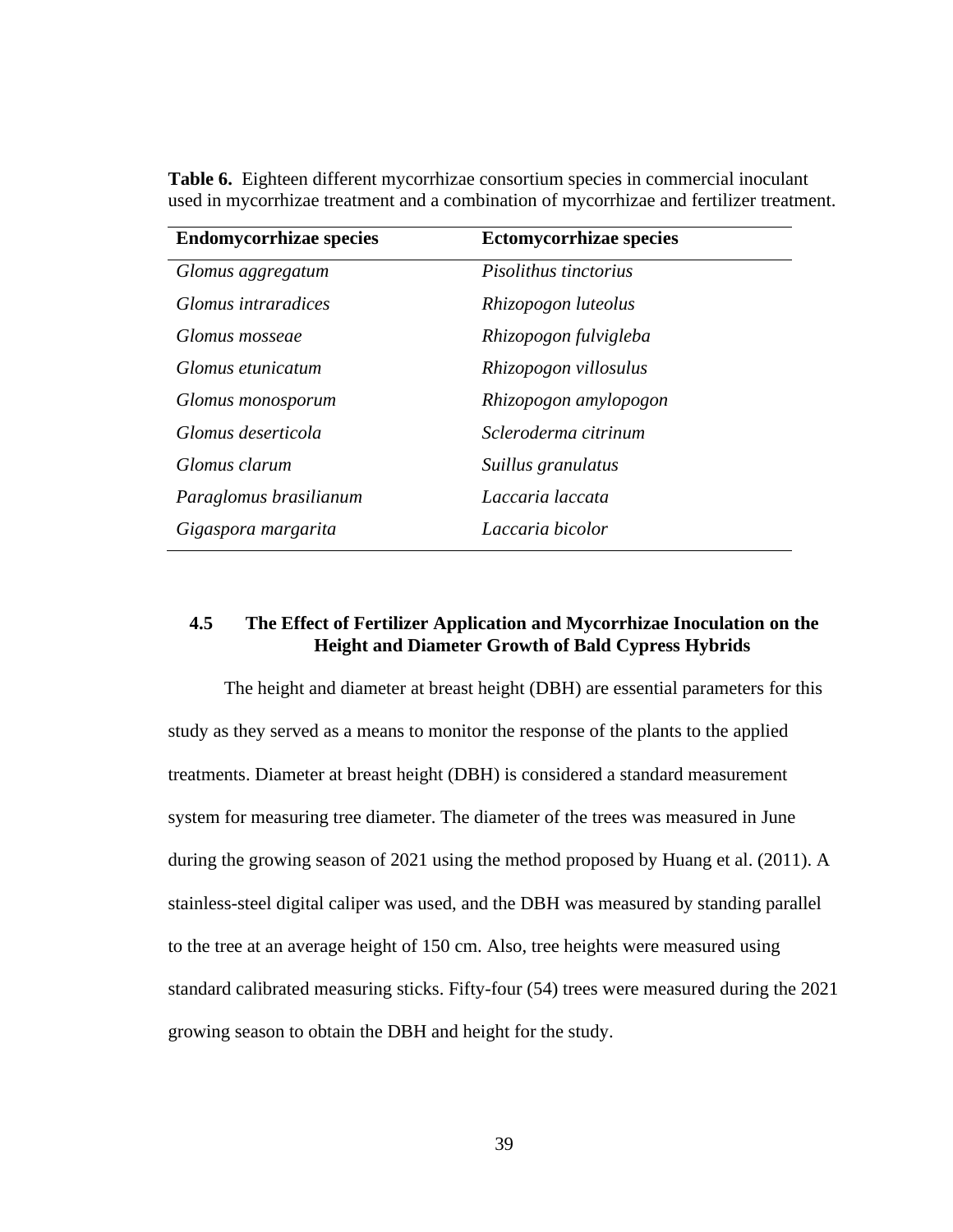**Table 6.** Eighteen different mycorrhizae consortium species in commercial inoculant used in mycorrhizae treatment and a combination of mycorrhizae and fertilizer treatment.

| Endomycorrhizae species | Ectomycorrhizae species |
|---|---|
| *Glomus aggregatum* | *Pisolithus tinctorius* |
| *Glomus intraradices* | *Rhizopogon luteolus* |
| *Glomus mosseae* | *Rhizopogon fulvigleba* |
| *Glomus etunicatum* | *Rhizopogon villosulus* |
| *Glomus monosporum* | *Rhizopogon amylopogon* |
| *Glomus deserticola* | *Scleroderma citrinum* |
| *Glomus clarum* | *Suillus granulatus* |
| *Paraglomus brasilianum* | *Laccaria laccata* |
| *Gigaspora margarita* | *Laccaria bicolor* |

## 4.5 The Effect of Fertilizer Application and Mycorrhizae Inoculation on the Height and Diameter Growth of Bald Cypress Hybrids

The height and diameter at breast height (DBH) are essential parameters for this study as they served as a means to monitor the response of the plants to the applied treatments. Diameter at breast height (DBH) is considered a standard measurement system for measuring tree diameter. The diameter of the trees was measured in June during the growing season of 2021 using the method proposed by Huang et al. (2011). A stainless-steel digital caliper was used, and the DBH was measured by standing parallel to the tree at an average height of 150 cm. Also, tree heights were measured using standard calibrated measuring sticks. Fifty-four (54) trees were measured during the 2021 growing season to obtain the DBH and height for the study.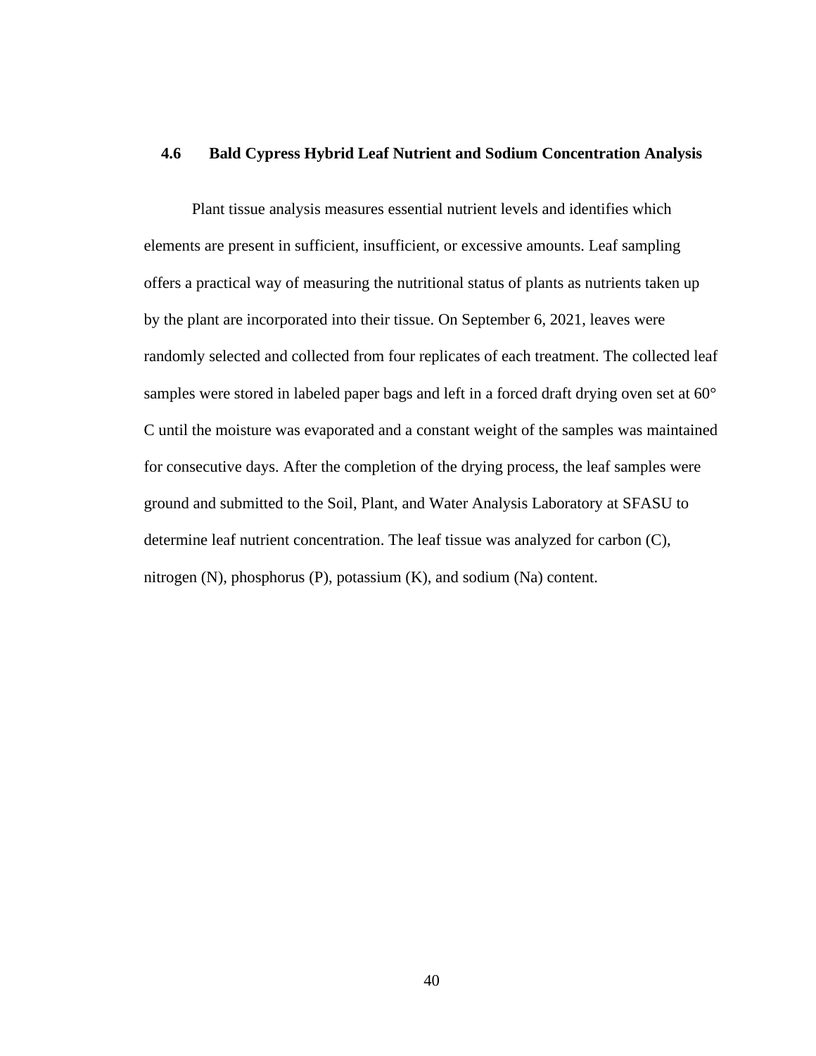## 4.6 Bald Cypress Hybrid Leaf Nutrient and Sodium Concentration Analysis

Plant tissue analysis measures essential nutrient levels and identifies which elements are present in sufficient, insufficient, or excessive amounts. Leaf sampling offers a practical way of measuring the nutritional status of plants as nutrients taken up by the plant are incorporated into their tissue. On September 6, 2021, leaves were randomly selected and collected from four replicates of each treatment. The collected leaf samples were stored in labeled paper bags and left in a forced draft drying oven set at 60° C until the moisture was evaporated and a constant weight of the samples was maintained for consecutive days. After the completion of the drying process, the leaf samples were ground and submitted to the Soil, Plant, and Water Analysis Laboratory at SFASU to determine leaf nutrient concentration. The leaf tissue was analyzed for carbon (C), nitrogen (N), phosphorus (P), potassium (K), and sodium (Na) content.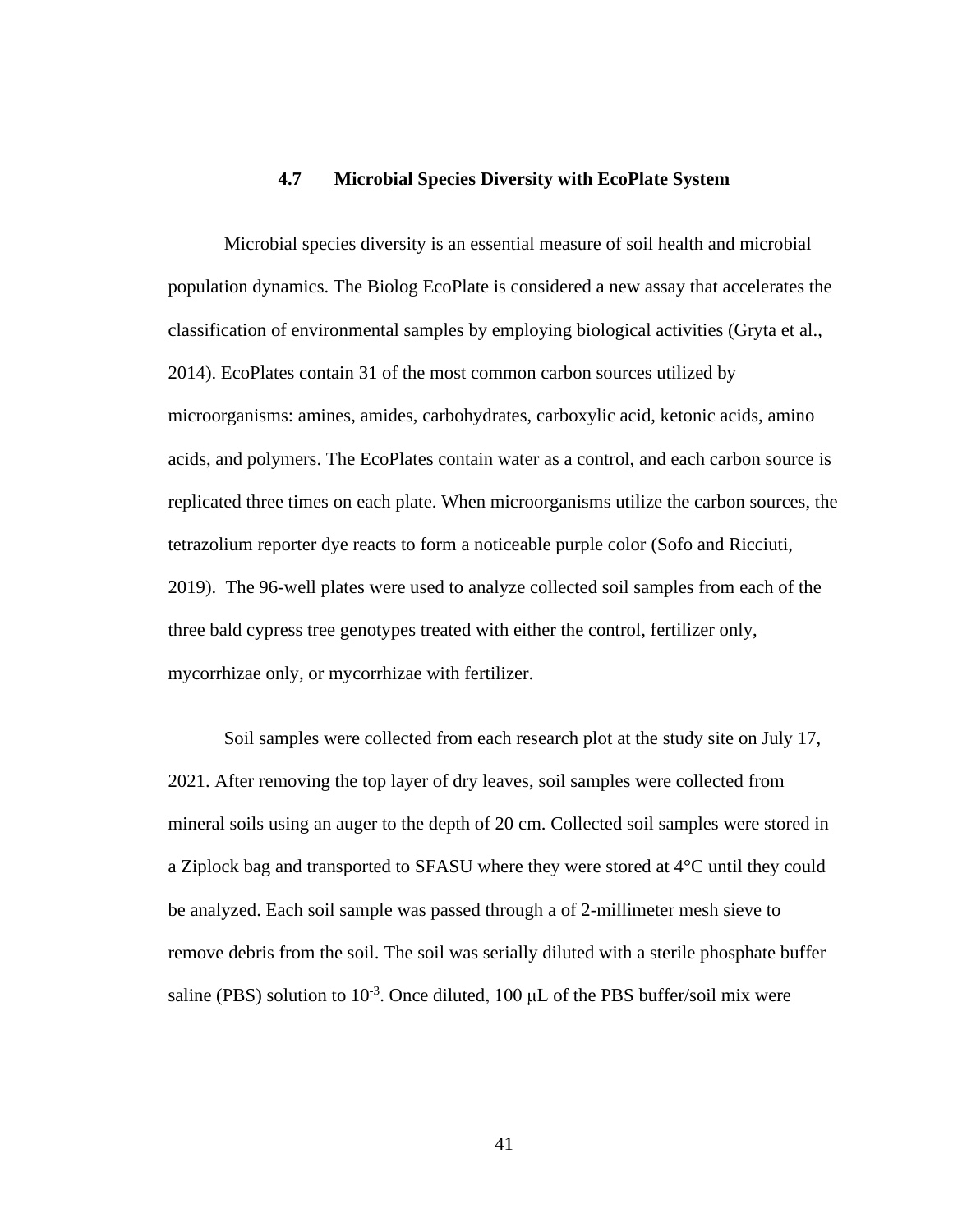### 4.7 Microbial Species Diversity with EcoPlate System

Microbial species diversity is an essential measure of soil health and microbial population dynamics. The Biolog EcoPlate is considered a new assay that accelerates the classification of environmental samples by employing biological activities (Gryta et al., 2014). EcoPlates contain 31 of the most common carbon sources utilized by microorganisms: amines, amides, carbohydrates, carboxylic acid, ketonic acids, amino acids, and polymers. The EcoPlates contain water as a control, and each carbon source is replicated three times on each plate. When microorganisms utilize the carbon sources, the tetrazolium reporter dye reacts to form a noticeable purple color (Sofo and Ricciuti, 2019). The 96-well plates were used to analyze collected soil samples from each of the three bald cypress tree genotypes treated with either the control, fertilizer only, mycorrhizae only, or mycorrhizae with fertilizer.

Soil samples were collected from each research plot at the study site on July 17, 2021. After removing the top layer of dry leaves, soil samples were collected from mineral soils using an auger to the depth of 20 cm. Collected soil samples were stored in a Ziplock bag and transported to SFASU where they were stored at 4°C until they could be analyzed. Each soil sample was passed through a of 2-millimeter mesh sieve to remove debris from the soil. The soil was serially diluted with a sterile phosphate buffer saline (PBS) solution to $10^{-3}$. Once diluted, 100 μL of the PBS buffer/soil mix were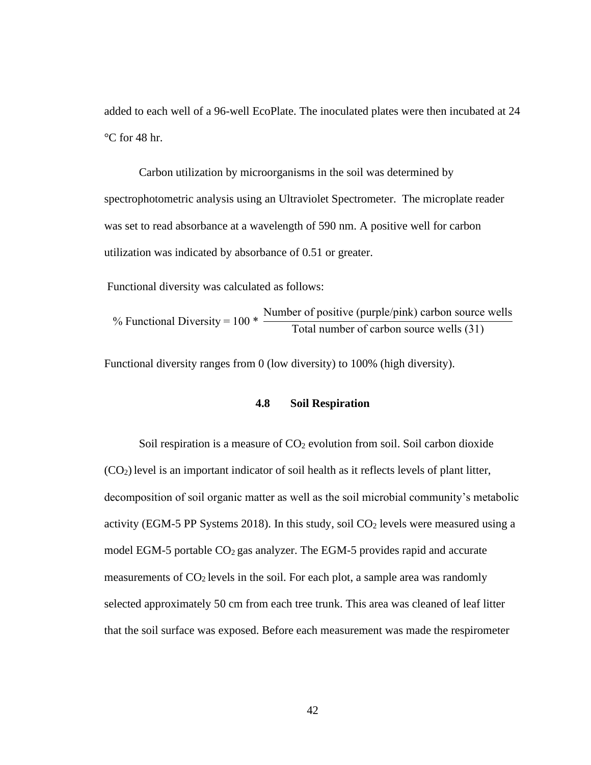added to each well of a 96-well EcoPlate. The inoculated plates were then incubated at 24 °C for 48 hr.

Carbon utilization by microorganisms in the soil was determined by spectrophotometric analysis using an Ultraviolet Spectrometer. The microplate reader was set to read absorbance at a wavelength of 590 nm. A positive well for carbon utilization was indicated by absorbance of 0.51 or greater.

Functional diversity was calculated as follows:

$$\% \text{ Functional Diversity} = 100 * \frac{\text{Number of positive (purple/pink) carbon source wells}}{\text{Total number of carbon source wells (31)}}$$

Functional diversity ranges from 0 (low diversity) to 100% (high diversity).

### 4.8 Soil Respiration

Soil respiration is a measure of $CO_2$ evolution from soil. Soil carbon dioxide ($CO_2$) level is an important indicator of soil health as it reflects levels of plant litter, decomposition of soil organic matter as well as the soil microbial community's metabolic activity (EGM-5 PP Systems 2018). In this study, soil $CO_2$ levels were measured using a model EGM-5 portable $CO_2$ gas analyzer. The EGM-5 provides rapid and accurate measurements of $CO_2$ levels in the soil. For each plot, a sample area was randomly selected approximately 50 cm from each tree trunk. This area was cleaned of leaf litter that the soil surface was exposed. Before each measurement was made the respirometer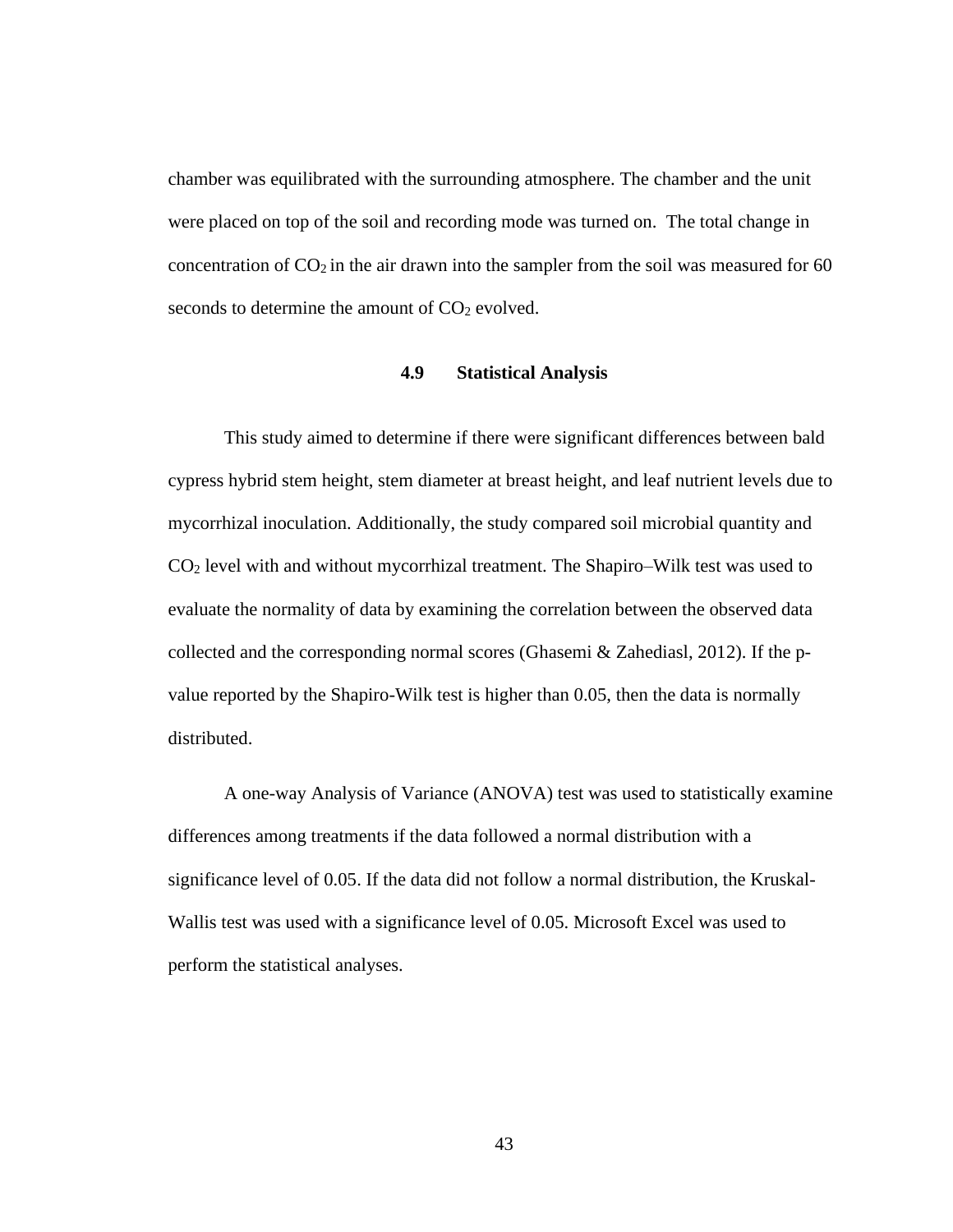chamber was equilibrated with the surrounding atmosphere. The chamber and the unit were placed on top of the soil and recording mode was turned on. The total change in concentration of $CO_2$ in the air drawn into the sampler from the soil was measured for 60 seconds to determine the amount of $CO_2$ evolved.

### 4.9 Statistical Analysis

This study aimed to determine if there were significant differences between bald cypress hybrid stem height, stem diameter at breast height, and leaf nutrient levels due to mycorrhizal inoculation. Additionally, the study compared soil microbial quantity and $CO_2$ level with and without mycorrhizal treatment. The Shapiro–Wilk test was used to evaluate the normality of data by examining the correlation between the observed data collected and the corresponding normal scores (Ghasemi & Zahediasl, 2012). If the p-value reported by the Shapiro-Wilk test is higher than 0.05, then the data is normally distributed.

A one-way Analysis of Variance (ANOVA) test was used to statistically examine differences among treatments if the data followed a normal distribution with a significance level of 0.05. If the data did not follow a normal distribution, the Kruskal-Wallis test was used with a significance level of 0.05. Microsoft Excel was used to perform the statistical analyses.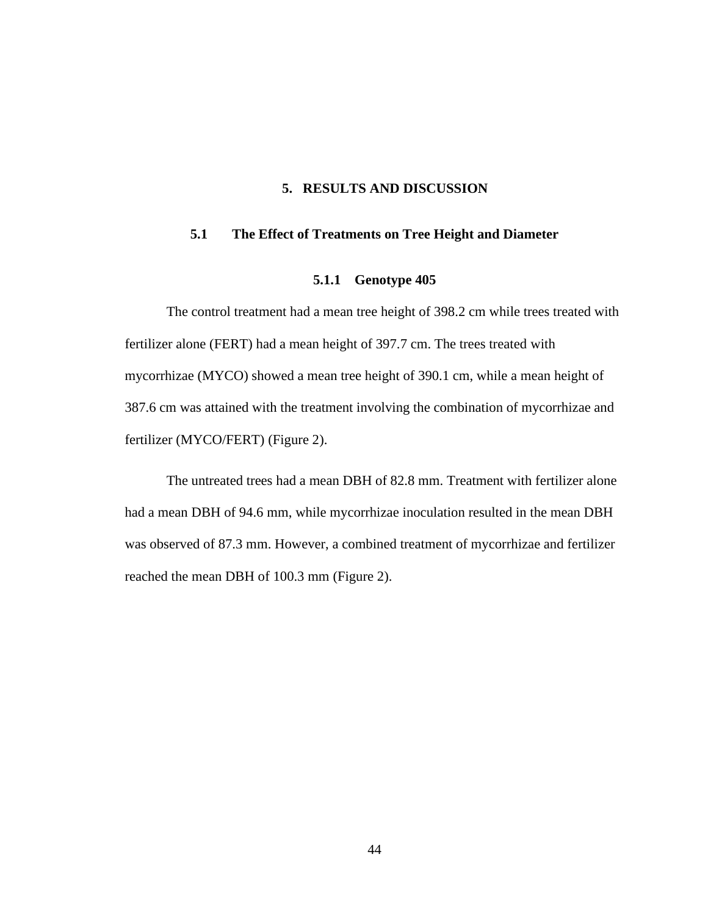# 5. RESULTS AND DISCUSSION

## 5.1 The Effect of Treatments on Tree Height and Diameter

### 5.1.1 Genotype 405

The control treatment had a mean tree height of 398.2 cm while trees treated with fertilizer alone (FERT) had a mean height of 397.7 cm. The trees treated with mycorrhizae (MYCO) showed a mean tree height of 390.1 cm, while a mean height of 387.6 cm was attained with the treatment involving the combination of mycorrhizae and fertilizer (MYCO/FERT) (Figure 2).

The untreated trees had a mean DBH of 82.8 mm. Treatment with fertilizer alone had a mean DBH of 94.6 mm, while mycorrhizae inoculation resulted in the mean DBH was observed of 87.3 mm. However, a combined treatment of mycorrhizae and fertilizer reached the mean DBH of 100.3 mm (Figure 2).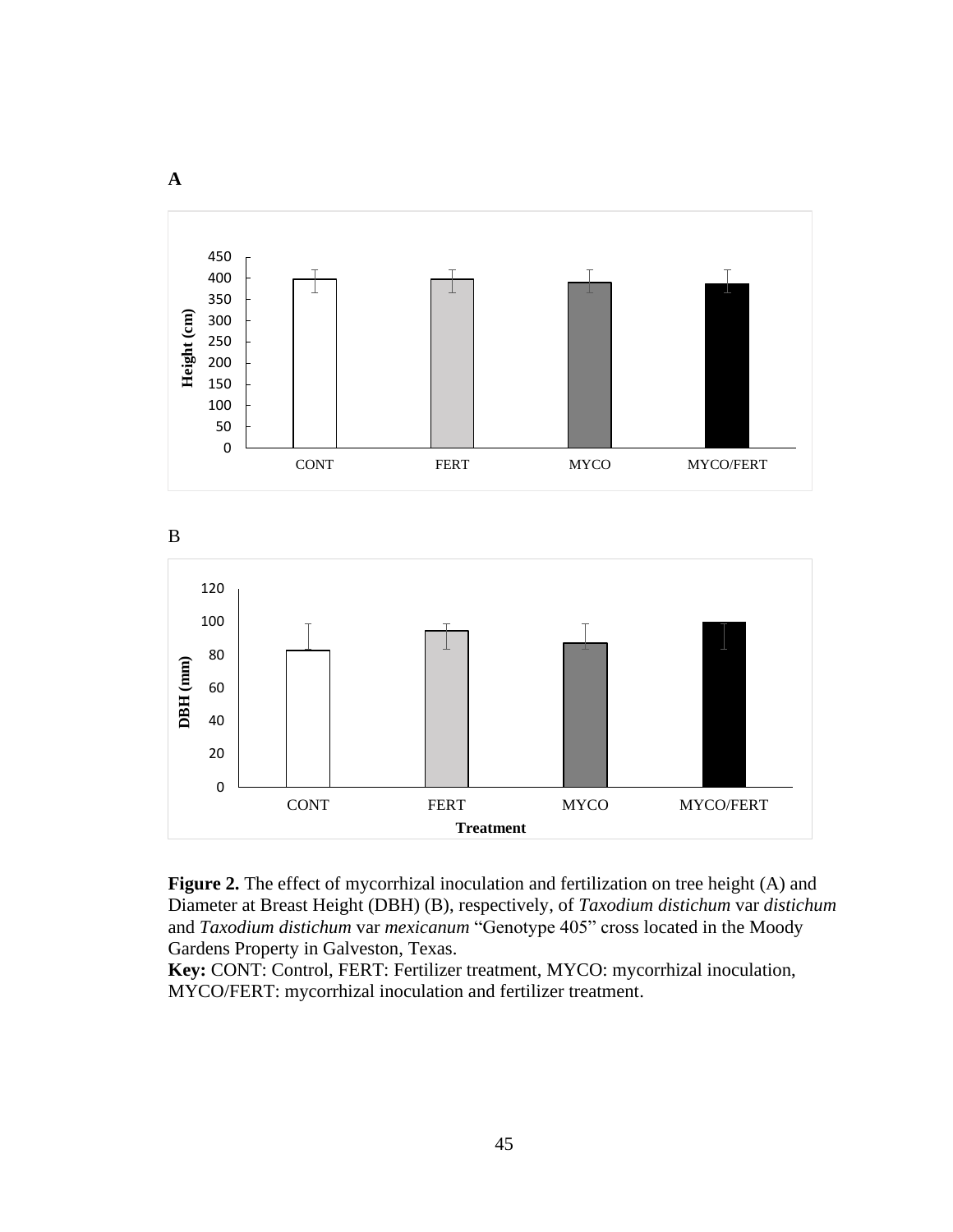A

B

**Figure 2.** The effect of mycorrhizal inoculation and fertilization on tree height (A) and Diameter at Breast Height (DBH) (B), respectively, of *Taxodium distichum* var *distichum* and *Taxodium distichum* var *mexicanum* “Genotype 405” cross located in the Moody Gardens Property in Galveston, Texas.
**Key:** CONT: Control, FERT: Fertilizer treatment, MYCO: mycorrhizal inoculation, MYCO/FERT: mycorrhizal inoculation and fertilizer treatment.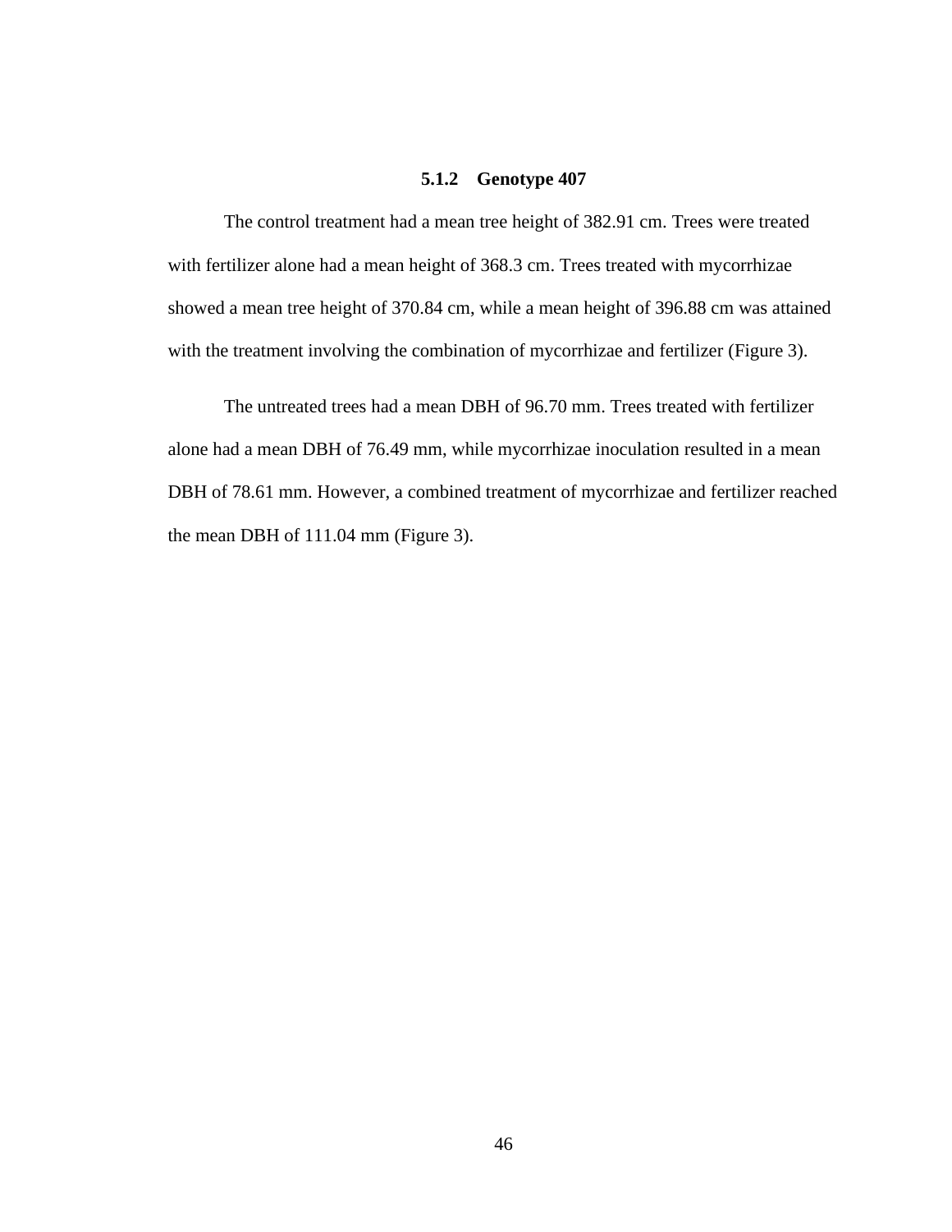### 5.1.2 Genotype 407

The control treatment had a mean tree height of 382.91 cm. Trees were treated with fertilizer alone had a mean height of 368.3 cm. Trees treated with mycorrhizae showed a mean tree height of 370.84 cm, while a mean height of 396.88 cm was attained with the treatment involving the combination of mycorrhizae and fertilizer (Figure 3).

The untreated trees had a mean DBH of 96.70 mm. Trees treated with fertilizer alone had a mean DBH of 76.49 mm, while mycorrhizae inoculation resulted in a mean DBH of 78.61 mm. However, a combined treatment of mycorrhizae and fertilizer reached the mean DBH of 111.04 mm (Figure 3).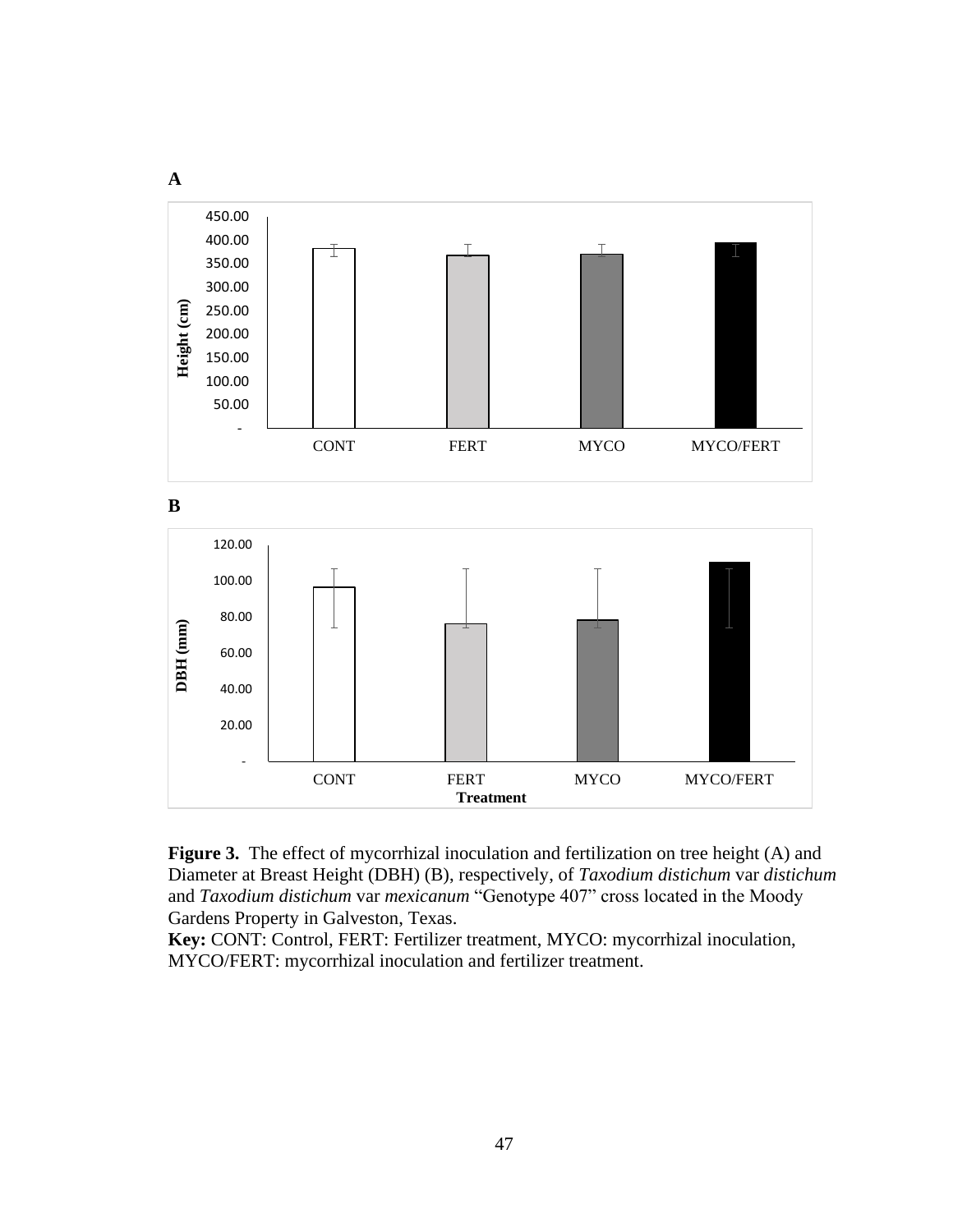**Figure 3.** The effect of mycorrhizal inoculation and fertilization on tree height (A) and Diameter at Breast Height (DBH) (B), respectively, of *Taxodium distichum* var *distichum* and *Taxodium distichum* var *mexicanum* "Genotype 407" cross located in the Moody Gardens Property in Galveston, Texas.

**Key:** CONT: Control, FERT: Fertilizer treatment, MYCO: mycorrhizal inoculation, MYCO/FERT: mycorrhizal inoculation and fertilizer treatment.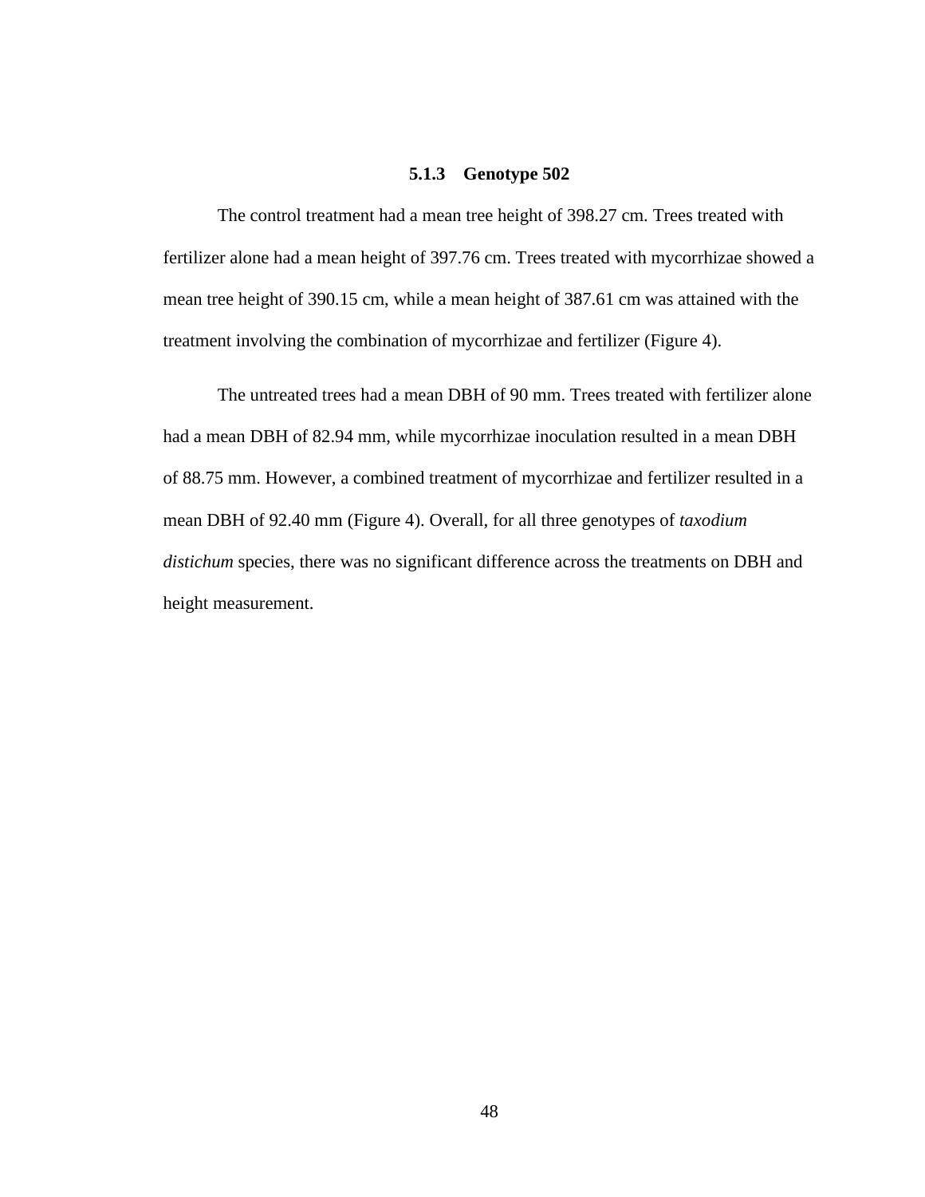### 5.1.3 Genotype 502

The control treatment had a mean tree height of 398.27 cm. Trees treated with fertilizer alone had a mean height of 397.76 cm. Trees treated with mycorrhizae showed a mean tree height of 390.15 cm, while a mean height of 387.61 cm was attained with the treatment involving the combination of mycorrhizae and fertilizer (Figure 4).

The untreated trees had a mean DBH of 90 mm. Trees treated with fertilizer alone had a mean DBH of 82.94 mm, while mycorrhizae inoculation resulted in a mean DBH of 88.75 mm. However, a combined treatment of mycorrhizae and fertilizer resulted in a mean DBH of 92.40 mm (Figure 4). Overall, for all three genotypes of *taxodium distichum* species, there was no significant difference across the treatments on DBH and height measurement.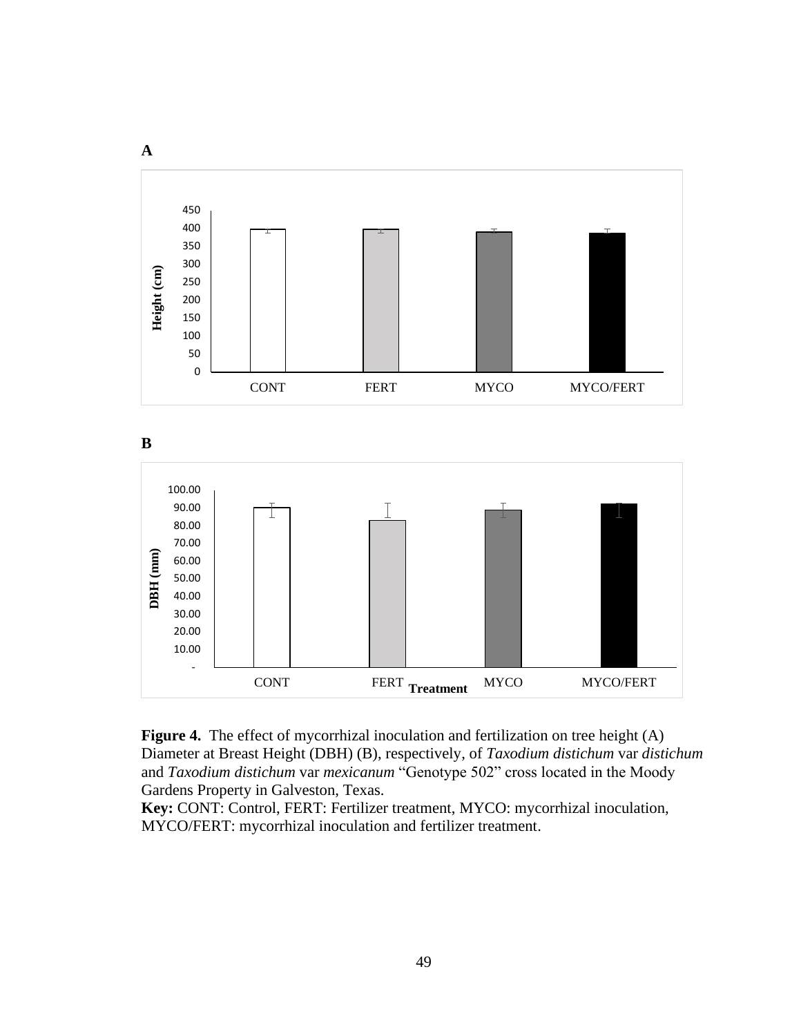**A**

**B**

**Figure 4.** The effect of mycorrhizal inoculation and fertilization on tree height (A) Diameter at Breast Height (DBH) (B), respectively, of *Taxodium distichum* var *distichum* and *Taxodium distichum* var *mexicanum* "Genotype 502" cross located in the Moody Gardens Property in Galveston, Texas.
**Key:** CONT: Control, FERT: Fertilizer treatment, MYCO: mycorrhizal inoculation, MYCO/FERT: mycorrhizal inoculation and fertilizer treatment.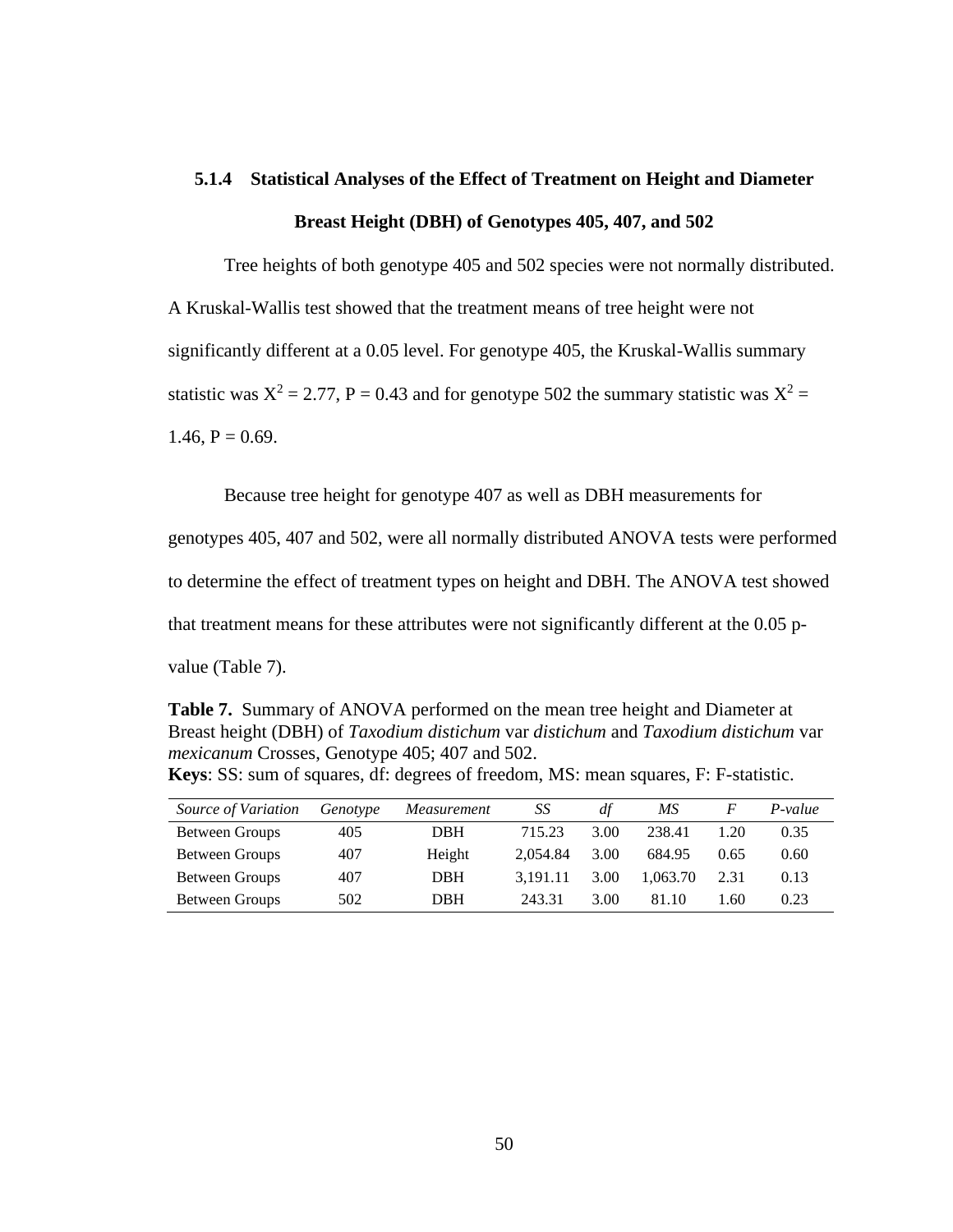### 5.1.4 Statistical Analyses of the Effect of Treatment on Height and Diameter Breast Height (DBH) of Genotypes 405, 407, and 502

Tree heights of both genotype 405 and 502 species were not normally distributed. A Kruskal-Wallis test showed that the treatment means of tree height were not significantly different at a 0.05 level. For genotype 405, the Kruskal-Wallis summary statistic was $X^2 = 2.77$, $P = 0.43$ and for genotype 502 the summary statistic was $X^2 = 1.46$, $P = 0.69$.

Because tree height for genotype 407 as well as DBH measurements for genotypes 405, 407 and 502, were all normally distributed ANOVA tests were performed to determine the effect of treatment types on height and DBH. The ANOVA test showed that treatment means for these attributes were not significantly different at the 0.05 p-value (Table 7).

**Table 7.** Summary of ANOVA performed on the mean tree height and Diameter at Breast height (DBH) of *Taxodium distichum* var *distichum* and *Taxodium distichum* var *mexicanum* Crosses, Genotype 405; 407 and 502.
**Keys**: SS: sum of squares, df: degrees of freedom, MS: mean squares, F: F-statistic.

| *Source of Variation* | *Genotype* | *Measurement* | *SS* | *df* | *MS* | *F* | *P-value* |
|---|---|---|---|---|---|---|---|
| Between Groups | 405 | DBH | 715.23 | 3.00 | 238.41 | 1.20 | 0.35 |
| Between Groups | 407 | Height | 2,054.84 | 3.00 | 684.95 | 0.65 | 0.60 |
| Between Groups | 407 | DBH | 3,191.11 | 3.00 | 1,063.70 | 2.31 | 0.13 |
| Between Groups | 502 | DBH | 243.31 | 3.00 | 81.10 | 1.60 | 0.23 |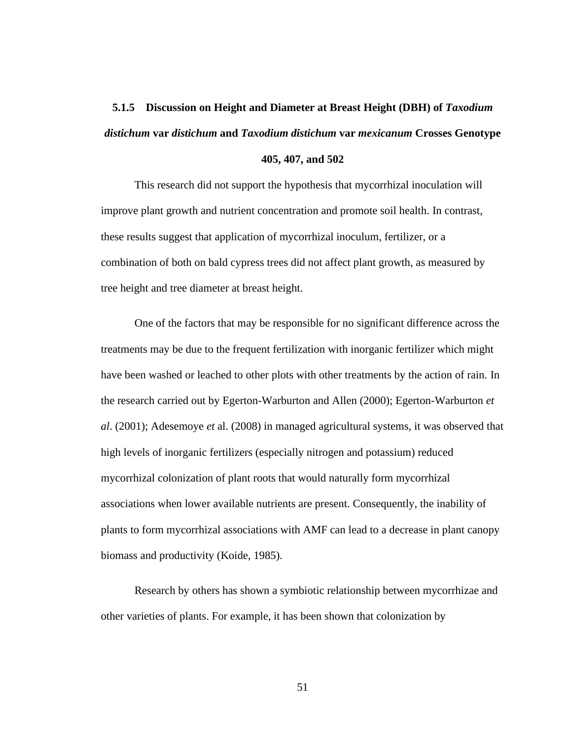### 5.1.5 Discussion on Height and Diameter at Breast Height (DBH) of *Taxodium distichum* var *distichum* and *Taxodium distichum* var *mexicanum* Crosses Genotype 405, 407, and 502

This research did not support the hypothesis that mycorrhizal inoculation will improve plant growth and nutrient concentration and promote soil health. In contrast, these results suggest that application of mycorrhizal inoculum, fertilizer, or a combination of both on bald cypress trees did not affect plant growth, as measured by tree height and tree diameter at breast height.

One of the factors that may be responsible for no significant difference across the treatments may be due to the frequent fertilization with inorganic fertilizer which might have been washed or leached to other plots with other treatments by the action of rain. In the research carried out by Egerton-Warburton and Allen (2000); Egerton-Warburton *et al*. (2001); Adesemoye *et* al. (2008) in managed agricultural systems, it was observed that high levels of inorganic fertilizers (especially nitrogen and potassium) reduced mycorrhizal colonization of plant roots that would naturally form mycorrhizal associations when lower available nutrients are present. Consequently, the inability of plants to form mycorrhizal associations with AMF can lead to a decrease in plant canopy biomass and productivity (Koide, 1985).

Research by others has shown a symbiotic relationship between mycorrhizae and other varieties of plants. For example, it has been shown that colonization by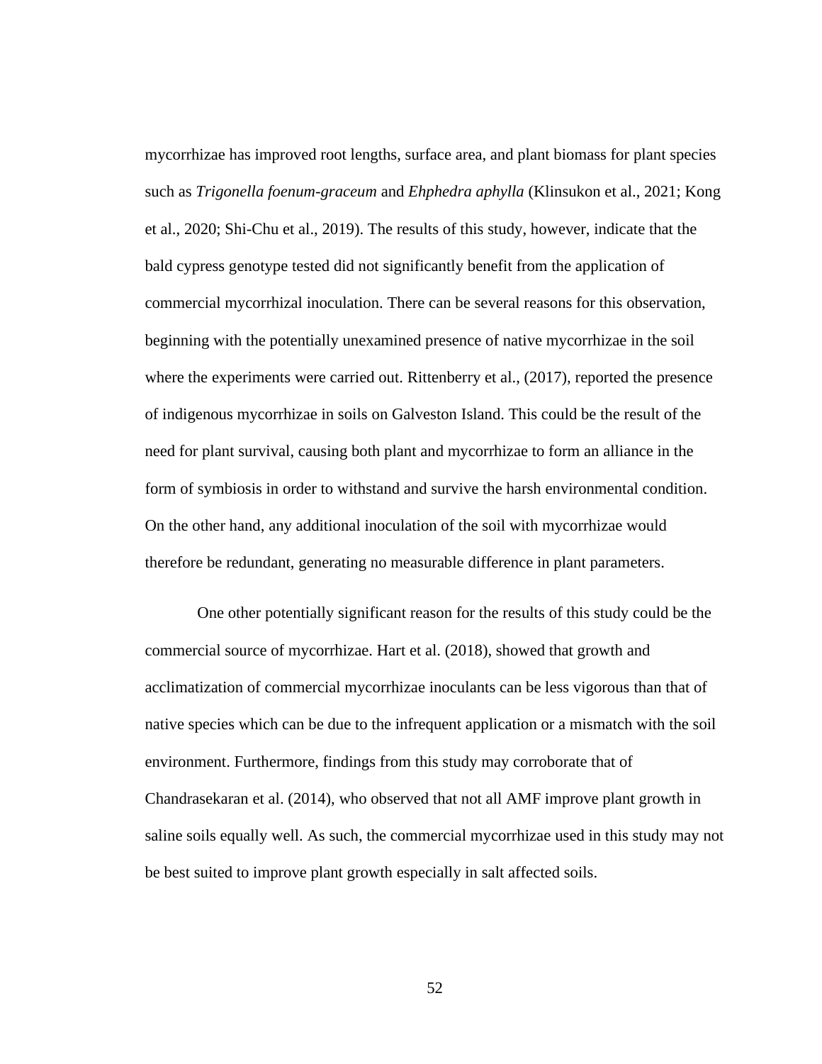mycorrhizae has improved root lengths, surface area, and plant biomass for plant species such as *Trigonella foenum-graceum* and *Ehphedra aphylla* (Klinsukon et al., 2021; Kong et al., 2020; Shi-Chu et al., 2019). The results of this study, however, indicate that the bald cypress genotype tested did not significantly benefit from the application of commercial mycorrhizal inoculation. There can be several reasons for this observation, beginning with the potentially unexamined presence of native mycorrhizae in the soil where the experiments were carried out. Rittenberry et al., (2017), reported the presence of indigenous mycorrhizae in soils on Galveston Island. This could be the result of the need for plant survival, causing both plant and mycorrhizae to form an alliance in the form of symbiosis in order to withstand and survive the harsh environmental condition. On the other hand, any additional inoculation of the soil with mycorrhizae would therefore be redundant, generating no measurable difference in plant parameters.

One other potentially significant reason for the results of this study could be the commercial source of mycorrhizae. Hart et al. (2018), showed that growth and acclimatization of commercial mycorrhizae inoculants can be less vigorous than that of native species which can be due to the infrequent application or a mismatch with the soil environment. Furthermore, findings from this study may corroborate that of Chandrasekaran et al. (2014), who observed that not all AMF improve plant growth in saline soils equally well. As such, the commercial mycorrhizae used in this study may not be best suited to improve plant growth especially in salt affected soils.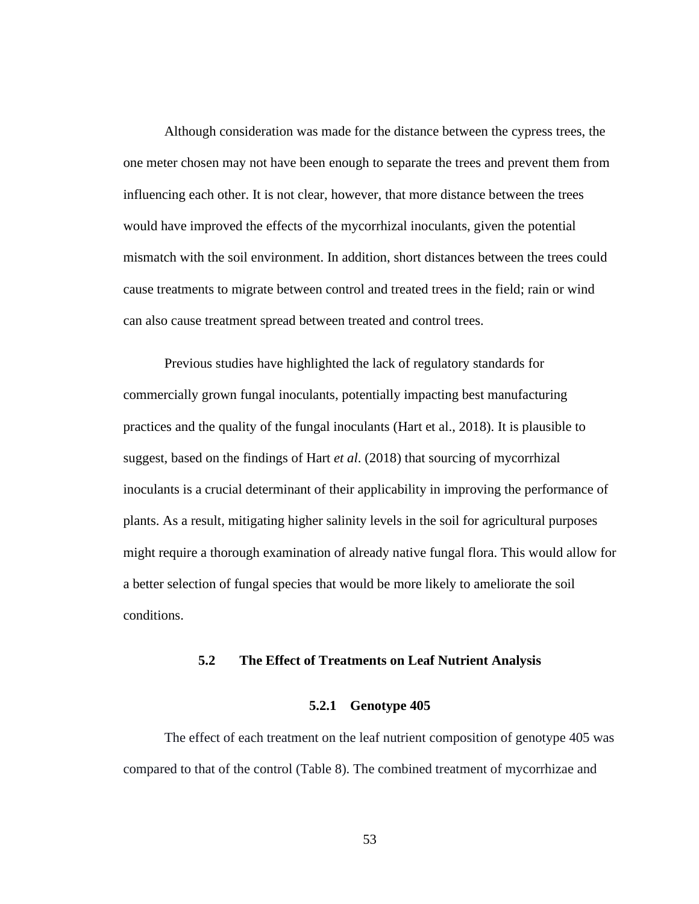Although consideration was made for the distance between the cypress trees, the one meter chosen may not have been enough to separate the trees and prevent them from influencing each other. It is not clear, however, that more distance between the trees would have improved the effects of the mycorrhizal inoculants, given the potential mismatch with the soil environment. In addition, short distances between the trees could cause treatments to migrate between control and treated trees in the field; rain or wind can also cause treatment spread between treated and control trees.

Previous studies have highlighted the lack of regulatory standards for commercially grown fungal inoculants, potentially impacting best manufacturing practices and the quality of the fungal inoculants (Hart et al., 2018). It is plausible to suggest, based on the findings of Hart *et al*. (2018) that sourcing of mycorrhizal inoculants is a crucial determinant of their applicability in improving the performance of plants. As a result, mitigating higher salinity levels in the soil for agricultural purposes might require a thorough examination of already native fungal flora. This would allow for a better selection of fungal species that would be more likely to ameliorate the soil conditions.

## 5.2 The Effect of Treatments on Leaf Nutrient Analysis

### 5.2.1 Genotype 405

The effect of each treatment on the leaf nutrient composition of genotype 405 was compared to that of the control (Table 8). The combined treatment of mycorrhizae and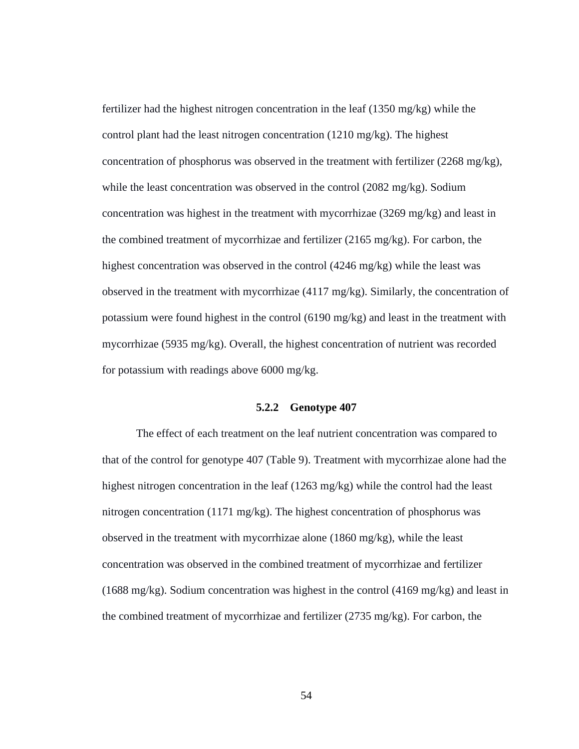fertilizer had the highest nitrogen concentration in the leaf (1350 mg/kg) while the control plant had the least nitrogen concentration (1210 mg/kg). The highest concentration of phosphorus was observed in the treatment with fertilizer (2268 mg/kg), while the least concentration was observed in the control (2082 mg/kg). Sodium concentration was highest in the treatment with mycorrhizae (3269 mg/kg) and least in the combined treatment of mycorrhizae and fertilizer (2165 mg/kg). For carbon, the highest concentration was observed in the control (4246 mg/kg) while the least was observed in the treatment with mycorrhizae (4117 mg/kg). Similarly, the concentration of potassium were found highest in the control (6190 mg/kg) and least in the treatment with mycorrhizae (5935 mg/kg). Overall, the highest concentration of nutrient was recorded for potassium with readings above 6000 mg/kg.

### 5.2.2 Genotype 407

The effect of each treatment on the leaf nutrient concentration was compared to that of the control for genotype 407 (Table 9). Treatment with mycorrhizae alone had the highest nitrogen concentration in the leaf (1263 mg/kg) while the control had the least nitrogen concentration (1171 mg/kg). The highest concentration of phosphorus was observed in the treatment with mycorrhizae alone (1860 mg/kg), while the least concentration was observed in the combined treatment of mycorrhizae and fertilizer (1688 mg/kg). Sodium concentration was highest in the control (4169 mg/kg) and least in the combined treatment of mycorrhizae and fertilizer (2735 mg/kg). For carbon, the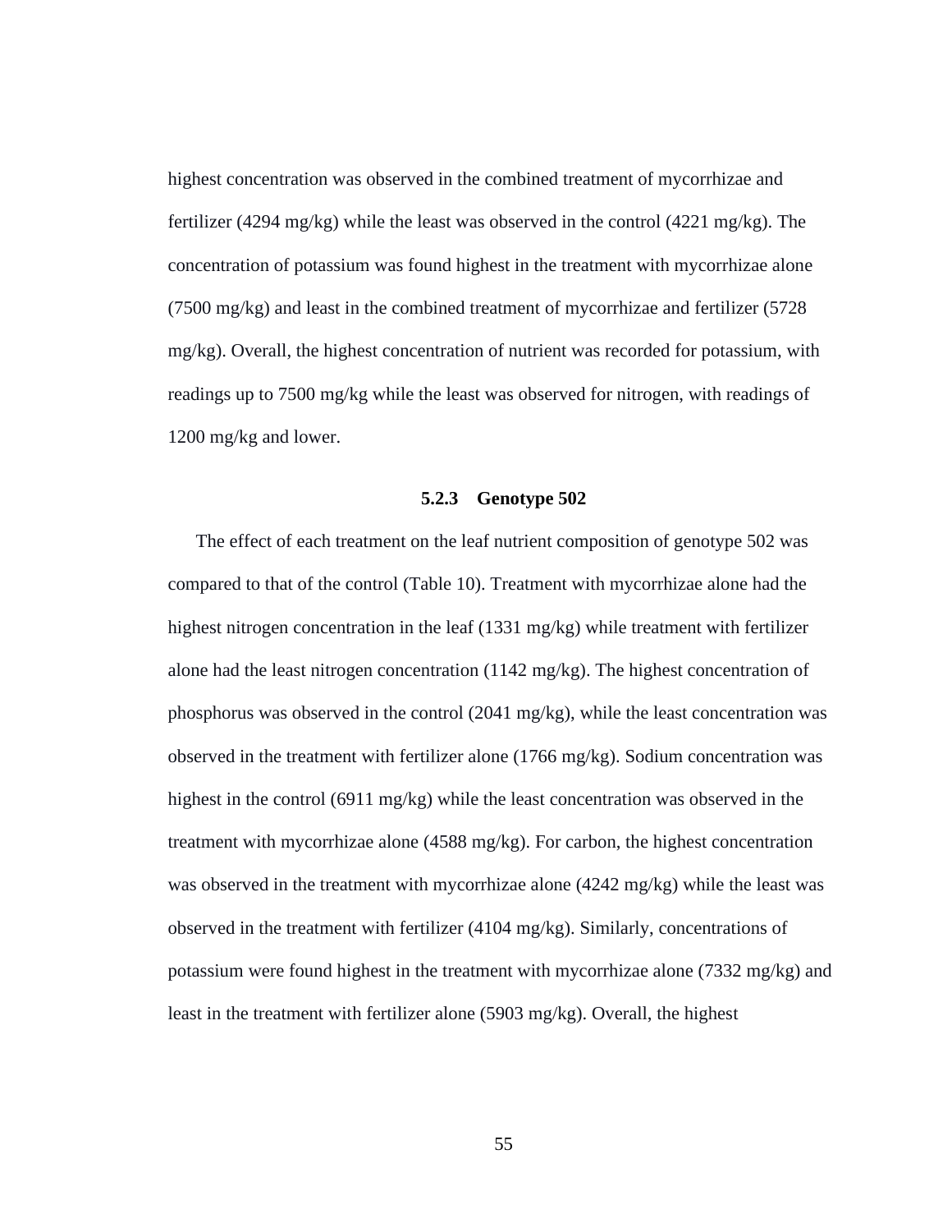highest concentration was observed in the combined treatment of mycorrhizae and fertilizer (4294 mg/kg) while the least was observed in the control (4221 mg/kg). The concentration of potassium was found highest in the treatment with mycorrhizae alone (7500 mg/kg) and least in the combined treatment of mycorrhizae and fertilizer (5728 mg/kg). Overall, the highest concentration of nutrient was recorded for potassium, with readings up to 7500 mg/kg while the least was observed for nitrogen, with readings of 1200 mg/kg and lower.

### 5.2.3 Genotype 502

The effect of each treatment on the leaf nutrient composition of genotype 502 was compared to that of the control (Table 10). Treatment with mycorrhizae alone had the highest nitrogen concentration in the leaf (1331 mg/kg) while treatment with fertilizer alone had the least nitrogen concentration (1142 mg/kg). The highest concentration of phosphorus was observed in the control (2041 mg/kg), while the least concentration was observed in the treatment with fertilizer alone (1766 mg/kg). Sodium concentration was highest in the control (6911 mg/kg) while the least concentration was observed in the treatment with mycorrhizae alone (4588 mg/kg). For carbon, the highest concentration was observed in the treatment with mycorrhizae alone (4242 mg/kg) while the least was observed in the treatment with fertilizer (4104 mg/kg). Similarly, concentrations of potassium were found highest in the treatment with mycorrhizae alone (7332 mg/kg) and least in the treatment with fertilizer alone (5903 mg/kg). Overall, the highest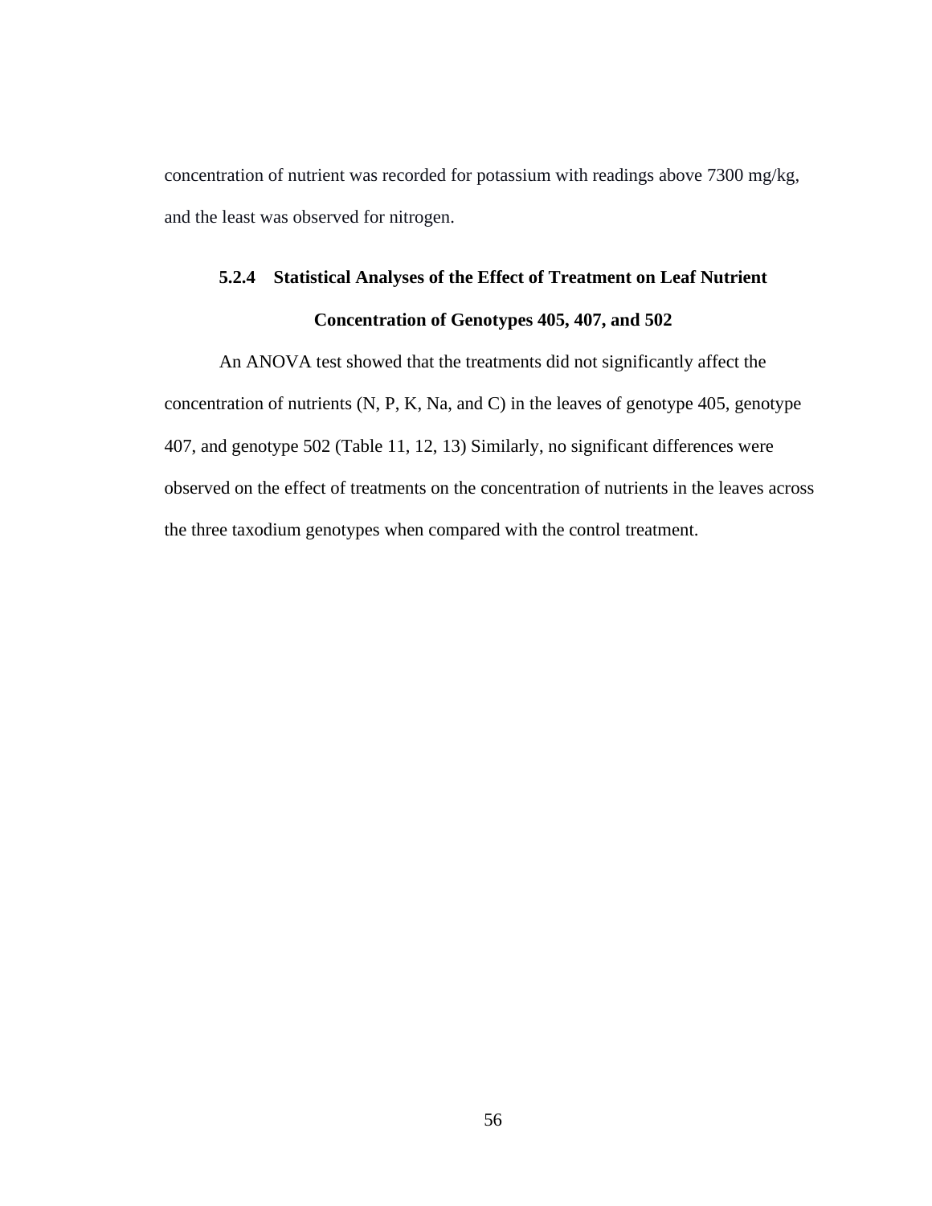concentration of nutrient was recorded for potassium with readings above 7300 mg/kg, and the least was observed for nitrogen.

### 5.2.4 Statistical Analyses of the Effect of Treatment on Leaf Nutrient Concentration of Genotypes 405, 407, and 502

An ANOVA test showed that the treatments did not significantly affect the concentration of nutrients (N, P, K, Na, and C) in the leaves of genotype 405, genotype 407, and genotype 502 (Table 11, 12, 13) Similarly, no significant differences were observed on the effect of treatments on the concentration of nutrients in the leaves across the three taxodium genotypes when compared with the control treatment.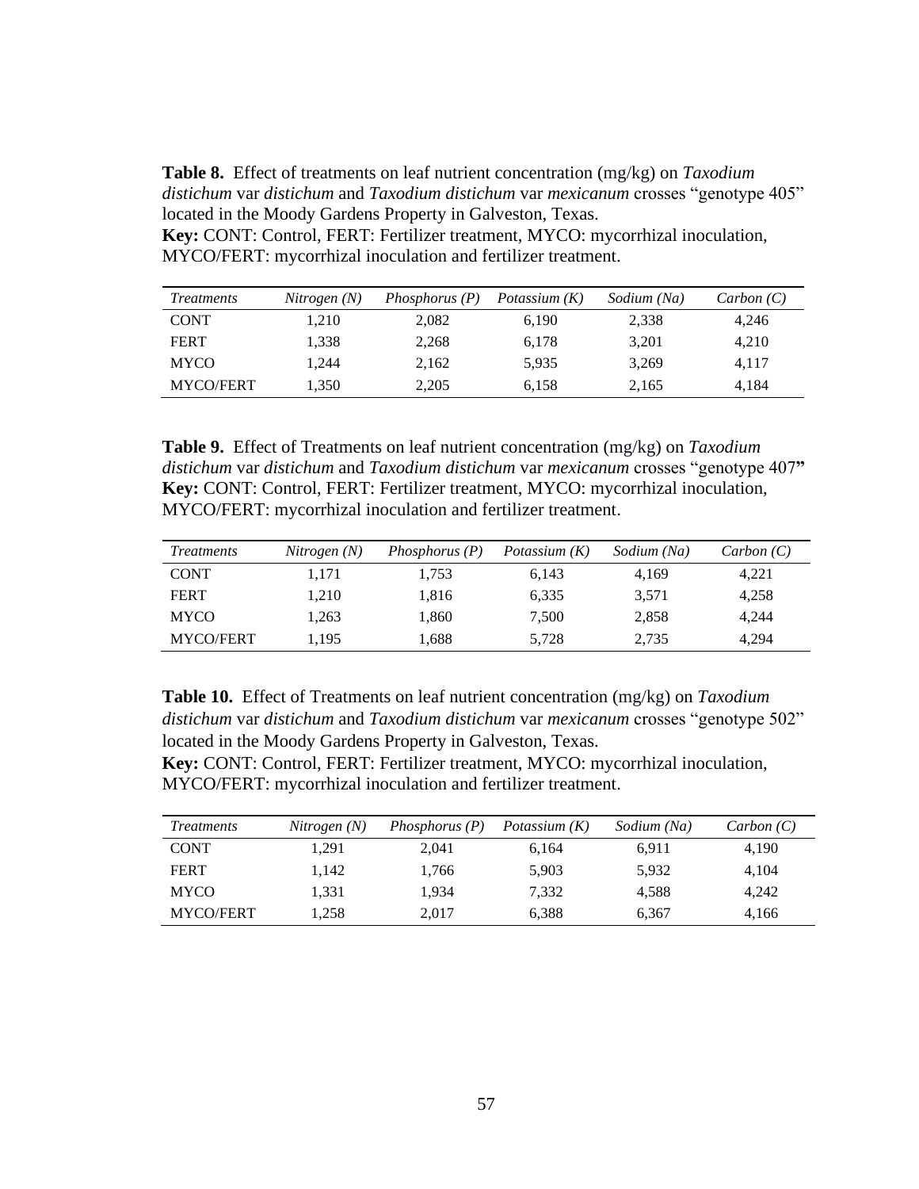**Table 8.** Effect of treatments on leaf nutrient concentration (mg/kg) on *Taxodium distichum* var *distichum* and *Taxodium distichum* var *mexicanum* crosses "genotype 405" located in the Moody Gardens Property in Galveston, Texas.
**Key:** CONT: Control, FERT: Fertilizer treatment, MYCO: mycorrhizal inoculation, MYCO/FERT: mycorrhizal inoculation and fertilizer treatment.

| *Treatments* | *Nitrogen (N)* | *Phosphorus (P)* | *Potassium (K)* | *Sodium (Na)* | *Carbon (C)* |
|---|---|---|---|---|---|
| CONT | 1,210 | 2,082 | 6,190 | 2,338 | 4,246 |
| FERT | 1,338 | 2,268 | 6,178 | 3,201 | 4,210 |
| MYCO | 1,244 | 2,162 | 5,935 | 3,269 | 4,117 |
| MYCO/FERT | 1,350 | 2,205 | 6,158 | 2,165 | 4,184 |

**Table 9.** Effect of Treatments on leaf nutrient concentration (mg/kg) on *Taxodium distichum* var *distichum* and *Taxodium distichum* var *mexicanum* crosses "genotype 407"
**Key:** CONT: Control, FERT: Fertilizer treatment, MYCO: mycorrhizal inoculation, MYCO/FERT: mycorrhizal inoculation and fertilizer treatment.

| *Treatments* | *Nitrogen (N)* | *Phosphorus (P)* | *Potassium (K)* | *Sodium (Na)* | *Carbon (C)* |
|---|---|---|---|---|---|
| CONT | 1,171 | 1,753 | 6,143 | 4,169 | 4,221 |
| FERT | 1,210 | 1,816 | 6,335 | 3,571 | 4,258 |
| MYCO | 1,263 | 1,860 | 7,500 | 2,858 | 4,244 |
| MYCO/FERT | 1,195 | 1,688 | 5,728 | 2,735 | 4,294 |

**Table 10.** Effect of Treatments on leaf nutrient concentration (mg/kg) on *Taxodium distichum* var *distichum* and *Taxodium distichum* var *mexicanum* crosses "genotype 502" located in the Moody Gardens Property in Galveston, Texas.
**Key:** CONT: Control, FERT: Fertilizer treatment, MYCO: mycorrhizal inoculation, MYCO/FERT: mycorrhizal inoculation and fertilizer treatment.

| *Treatments* | *Nitrogen (N)* | *Phosphorus (P)* | *Potassium (K)* | *Sodium (Na)* | *Carbon (C)* |
|---|---|---|---|---|---|
| CONT | 1,291 | 2,041 | 6,164 | 6,911 | 4,190 |
| FERT | 1,142 | 1,766 | 5,903 | 5,932 | 4,104 |
| MYCO | 1,331 | 1,934 | 7,332 | 4,588 | 4,242 |
| MYCO/FERT | 1,258 | 2,017 | 6,388 | 6,367 | 4,166 |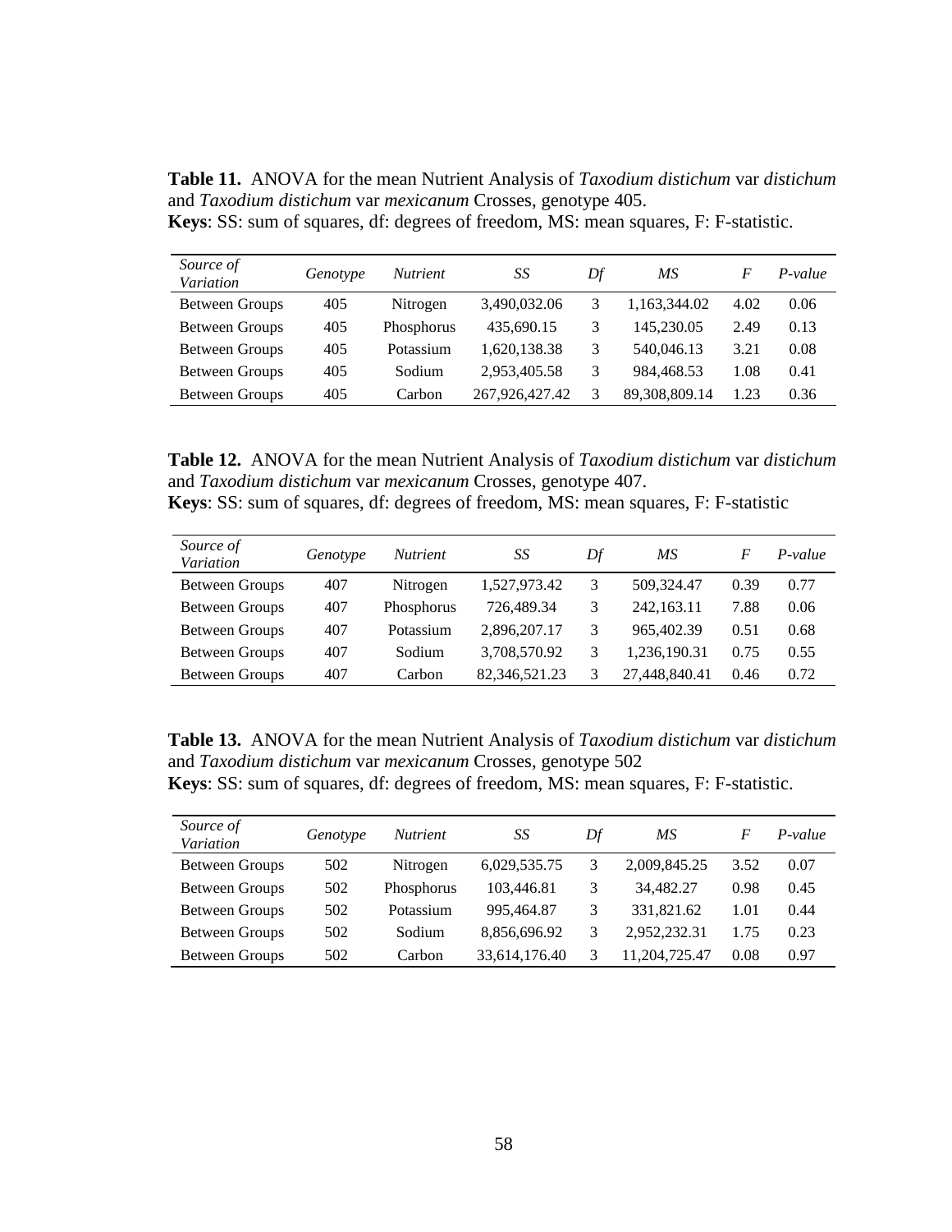**Table 11.** ANOVA for the mean Nutrient Analysis of *Taxodium distichum* var *distichum* and *Taxodium distichum* var *mexicanum* Crosses, genotype 405.
**Keys**: SS: sum of squares, df: degrees of freedom, MS: mean squares, F: F-statistic.

| *Source of Variation* | *Genotype* | *Nutrient* | *SS* | *Df* | *MS* | *F* | *P-value* |
|---|---|---|---|---|---|---|---|
| Between Groups | 405 | Nitrogen | 3,490,032.06 | 3 | 1,163,344.02 | 4.02 | 0.06 |
| Between Groups | 405 | Phosphorus | 435,690.15 | 3 | 145,230.05 | 2.49 | 0.13 |
| Between Groups | 405 | Potassium | 1,620,138.38 | 3 | 540,046.13 | 3.21 | 0.08 |
| Between Groups | 405 | Sodium | 2,953,405.58 | 3 | 984,468.53 | 1.08 | 0.41 |
| Between Groups | 405 | Carbon | 267,926,427.42 | 3 | 89,308,809.14 | 1.23 | 0.36 |

**Table 12.** ANOVA for the mean Nutrient Analysis of *Taxodium distichum* var *distichum* and *Taxodium distichum* var *mexicanum* Crosses, genotype 407.
**Keys**: SS: sum of squares, df: degrees of freedom, MS: mean squares, F: F-statistic

| *Source of Variation* | *Genotype* | *Nutrient* | *SS* | *Df* | *MS* | *F* | *P-value* |
|---|---|---|---|---|---|---|---|
| Between Groups | 407 | Nitrogen | 1,527,973.42 | 3 | 509,324.47 | 0.39 | 0.77 |
| Between Groups | 407 | Phosphorus | 726,489.34 | 3 | 242,163.11 | 7.88 | 0.06 |
| Between Groups | 407 | Potassium | 2,896,207.17 | 3 | 965,402.39 | 0.51 | 0.68 |
| Between Groups | 407 | Sodium | 3,708,570.92 | 3 | 1,236,190.31 | 0.75 | 0.55 |
| Between Groups | 407 | Carbon | 82,346,521.23 | 3 | 27,448,840.41 | 0.46 | 0.72 |

**Table 13.** ANOVA for the mean Nutrient Analysis of *Taxodium distichum* var *distichum* and *Taxodium distichum* var *mexicanum* Crosses, genotype 502
**Keys**: SS: sum of squares, df: degrees of freedom, MS: mean squares, F: F-statistic.

| *Source of Variation* | *Genotype* | *Nutrient* | *SS* | *Df* | *MS* | *F* | *P-value* |
|---|---|---|---|---|---|---|---|
| Between Groups | 502 | Nitrogen | 6,029,535.75 | 3 | 2,009,845.25 | 3.52 | 0.07 |
| Between Groups | 502 | Phosphorus | 103,446.81 | 3 | 34,482.27 | 0.98 | 0.45 |
| Between Groups | 502 | Potassium | 995,464.87 | 3 | 331,821.62 | 1.01 | 0.44 |
| Between Groups | 502 | Sodium | 8,856,696.92 | 3 | 2,952,232.31 | 1.75 | 0.23 |
| Between Groups | 502 | Carbon | 33,614,176.40 | 3 | 11,204,725.47 | 0.08 | 0.97 |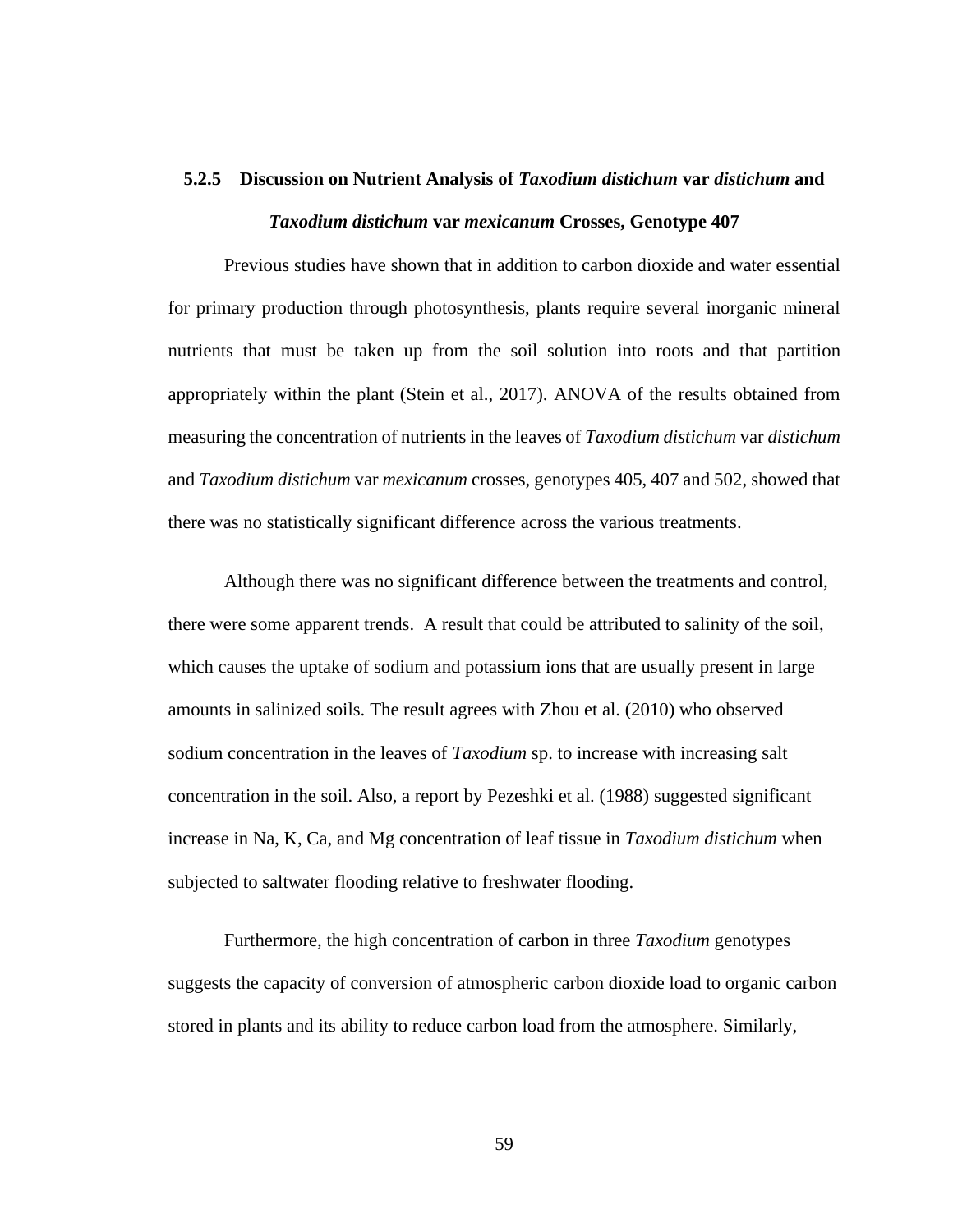### 5.2.5 Discussion on Nutrient Analysis of *Taxodium distichum* var *distichum* and *Taxodium distichum* var *mexicanum* Crosses, Genotype 407

Previous studies have shown that in addition to carbon dioxide and water essential for primary production through photosynthesis, plants require several inorganic mineral nutrients that must be taken up from the soil solution into roots and that partition appropriately within the plant (Stein et al., 2017). ANOVA of the results obtained from measuring the concentration of nutrients in the leaves of *Taxodium distichum* var *distichum* and *Taxodium distichum* var *mexicanum* crosses, genotypes 405, 407 and 502, showed that there was no statistically significant difference across the various treatments.

Although there was no significant difference between the treatments and control, there were some apparent trends. A result that could be attributed to salinity of the soil, which causes the uptake of sodium and potassium ions that are usually present in large amounts in salinized soils. The result agrees with Zhou et al. (2010) who observed sodium concentration in the leaves of *Taxodium* sp. to increase with increasing salt concentration in the soil. Also, a report by Pezeshki et al. (1988) suggested significant increase in Na, K, Ca, and Mg concentration of leaf tissue in *Taxodium distichum* when subjected to saltwater flooding relative to freshwater flooding.

Furthermore, the high concentration of carbon in three *Taxodium* genotypes suggests the capacity of conversion of atmospheric carbon dioxide load to organic carbon stored in plants and its ability to reduce carbon load from the atmosphere. Similarly,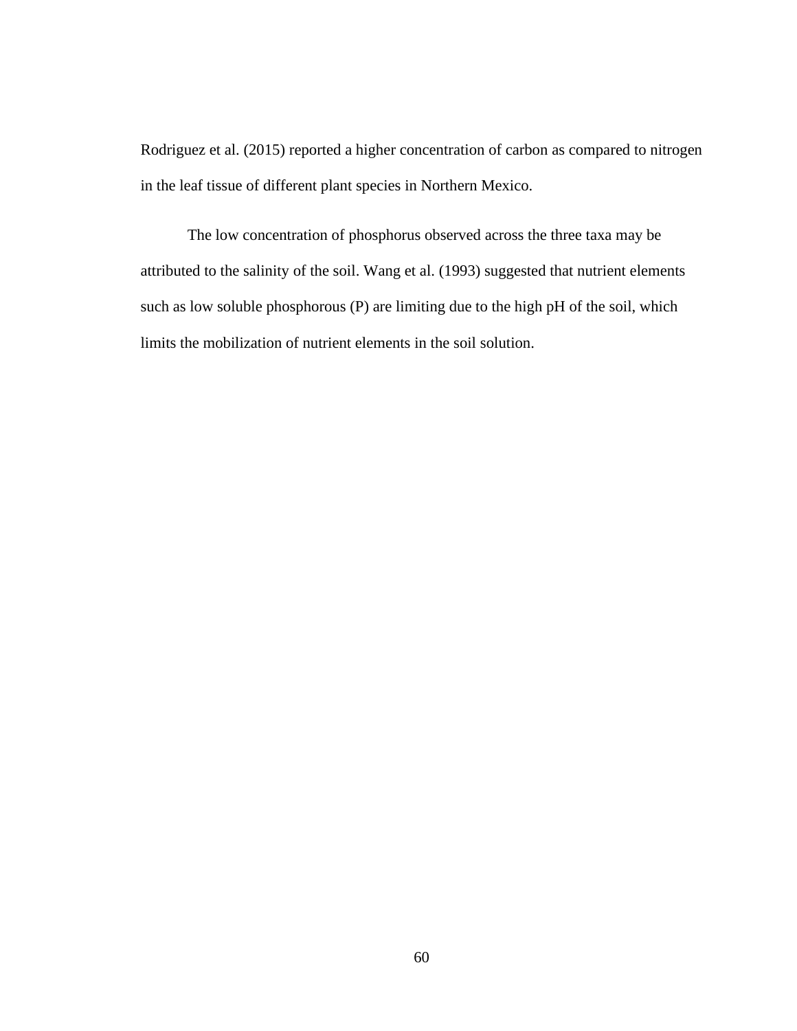Rodriguez et al. (2015) reported a higher concentration of carbon as compared to nitrogen in the leaf tissue of different plant species in Northern Mexico.

The low concentration of phosphorus observed across the three taxa may be attributed to the salinity of the soil. Wang et al. (1993) suggested that nutrient elements such as low soluble phosphorous (P) are limiting due to the high pH of the soil, which limits the mobilization of nutrient elements in the soil solution.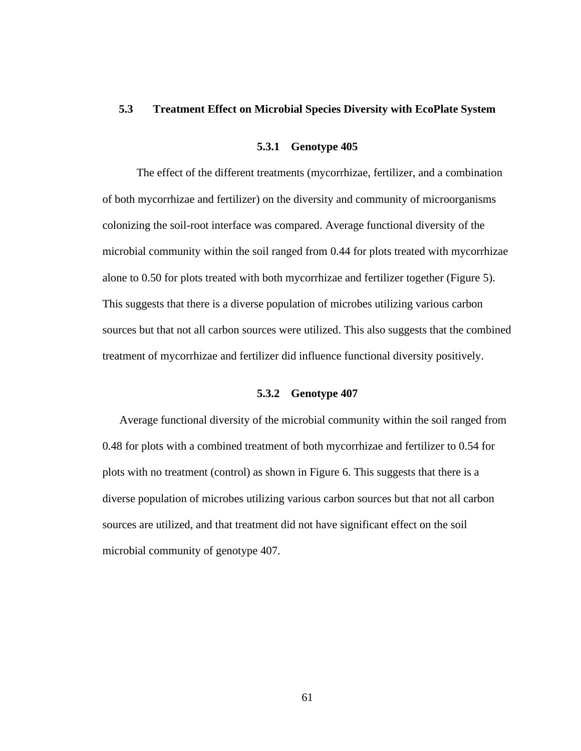## 5.3 Treatment Effect on Microbial Species Diversity with EcoPlate System

### 5.3.1 Genotype 405

The effect of the different treatments (mycorrhizae, fertilizer, and a combination of both mycorrhizae and fertilizer) on the diversity and community of microorganisms colonizing the soil-root interface was compared. Average functional diversity of the microbial community within the soil ranged from 0.44 for plots treated with mycorrhizae alone to 0.50 for plots treated with both mycorrhizae and fertilizer together (Figure 5). This suggests that there is a diverse population of microbes utilizing various carbon sources but that not all carbon sources were utilized. This also suggests that the combined treatment of mycorrhizae and fertilizer did influence functional diversity positively.

### 5.3.2 Genotype 407

Average functional diversity of the microbial community within the soil ranged from 0.48 for plots with a combined treatment of both mycorrhizae and fertilizer to 0.54 for plots with no treatment (control) as shown in Figure 6. This suggests that there is a diverse population of microbes utilizing various carbon sources but that not all carbon sources are utilized, and that treatment did not have significant effect on the soil microbial community of genotype 407.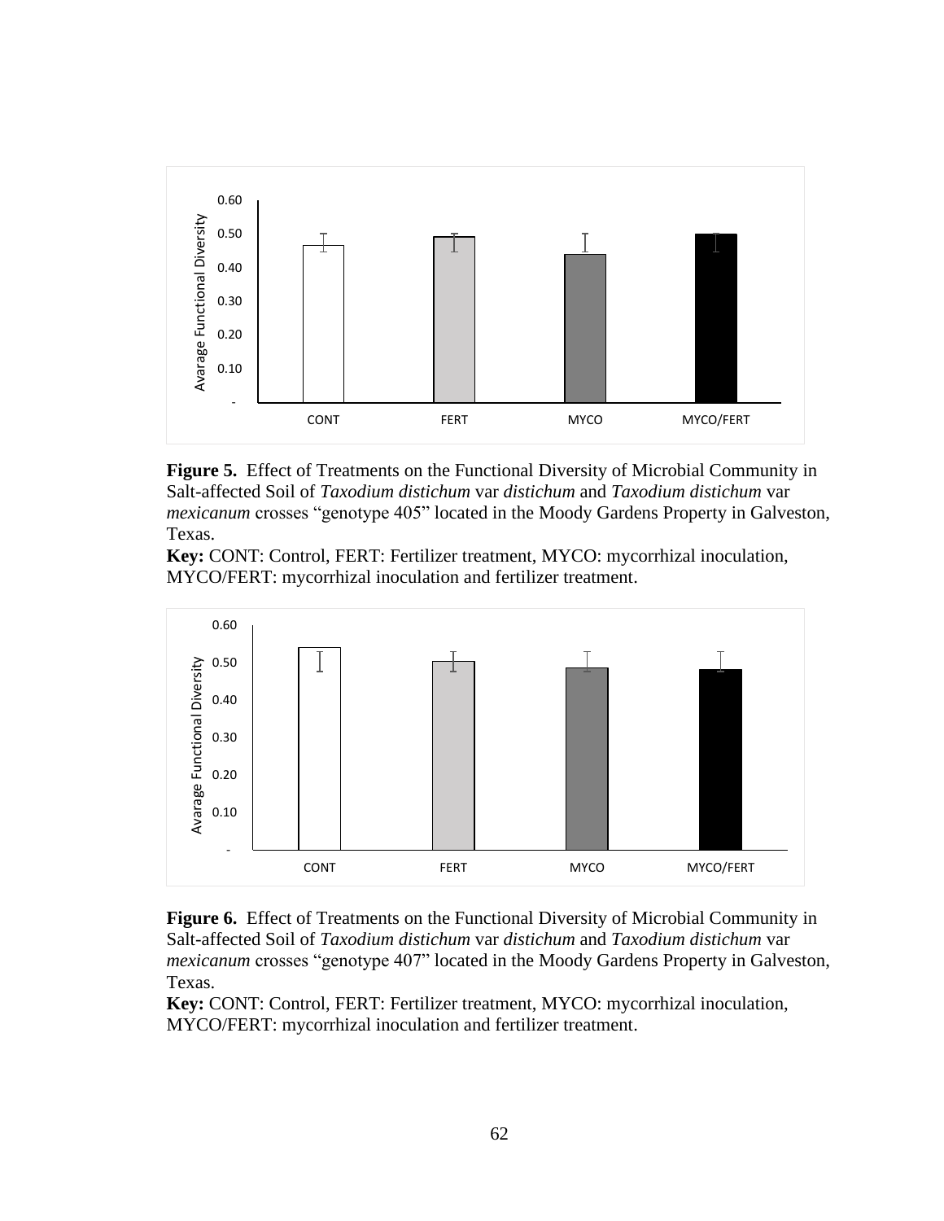**Figure 5.** Effect of Treatments on the Functional Diversity of Microbial Community in Salt-affected Soil of *Taxodium distichum* var *distichum* and *Taxodium distichum* var *mexicanum* crosses "genotype 405" located in the Moody Gardens Property in Galveston, Texas.
**Key:** CONT: Control, FERT: Fertilizer treatment, MYCO: mycorrhizal inoculation, MYCO/FERT: mycorrhizal inoculation and fertilizer treatment.

**Figure 6.** Effect of Treatments on the Functional Diversity of Microbial Community in Salt-affected Soil of *Taxodium distichum* var *distichum* and *Taxodium distichum* var *mexicanum* crosses "genotype 407" located in the Moody Gardens Property in Galveston, Texas.
**Key:** CONT: Control, FERT: Fertilizer treatment, MYCO: mycorrhizal inoculation, MYCO/FERT: mycorrhizal inoculation and fertilizer treatment.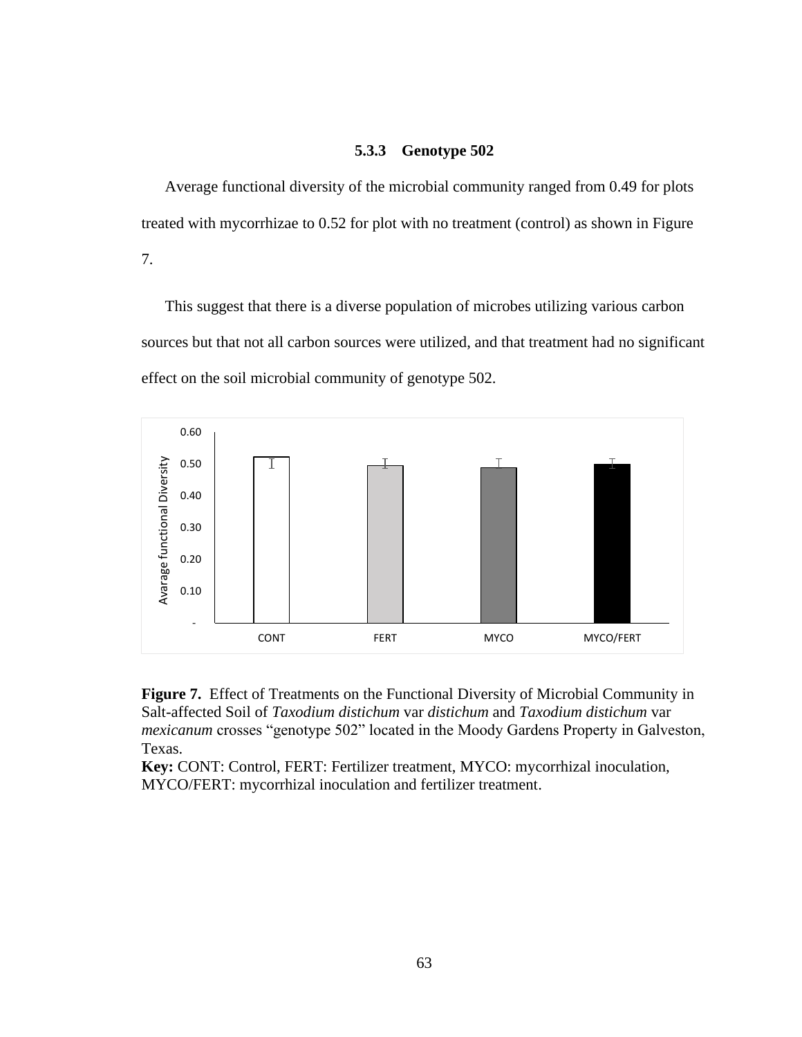### 5.3.3 Genotype 502

Average functional diversity of the microbial community ranged from 0.49 for plots treated with mycorrhizae to 0.52 for plot with no treatment (control) as shown in Figure 7.

This suggest that there is a diverse population of microbes utilizing various carbon sources but that not all carbon sources were utilized, and that treatment had no significant effect on the soil microbial community of genotype 502.

**Figure 7.** Effect of Treatments on the Functional Diversity of Microbial Community in Salt-affected Soil of *Taxodium distichum* var *distichum* and *Taxodium distichum* var *mexicanum* crosses "genotype 502" located in the Moody Gardens Property in Galveston, Texas.
**Key:** CONT: Control, FERT: Fertilizer treatment, MYCO: mycorrhizal inoculation, MYCO/FERT: mycorrhizal inoculation and fertilizer treatment.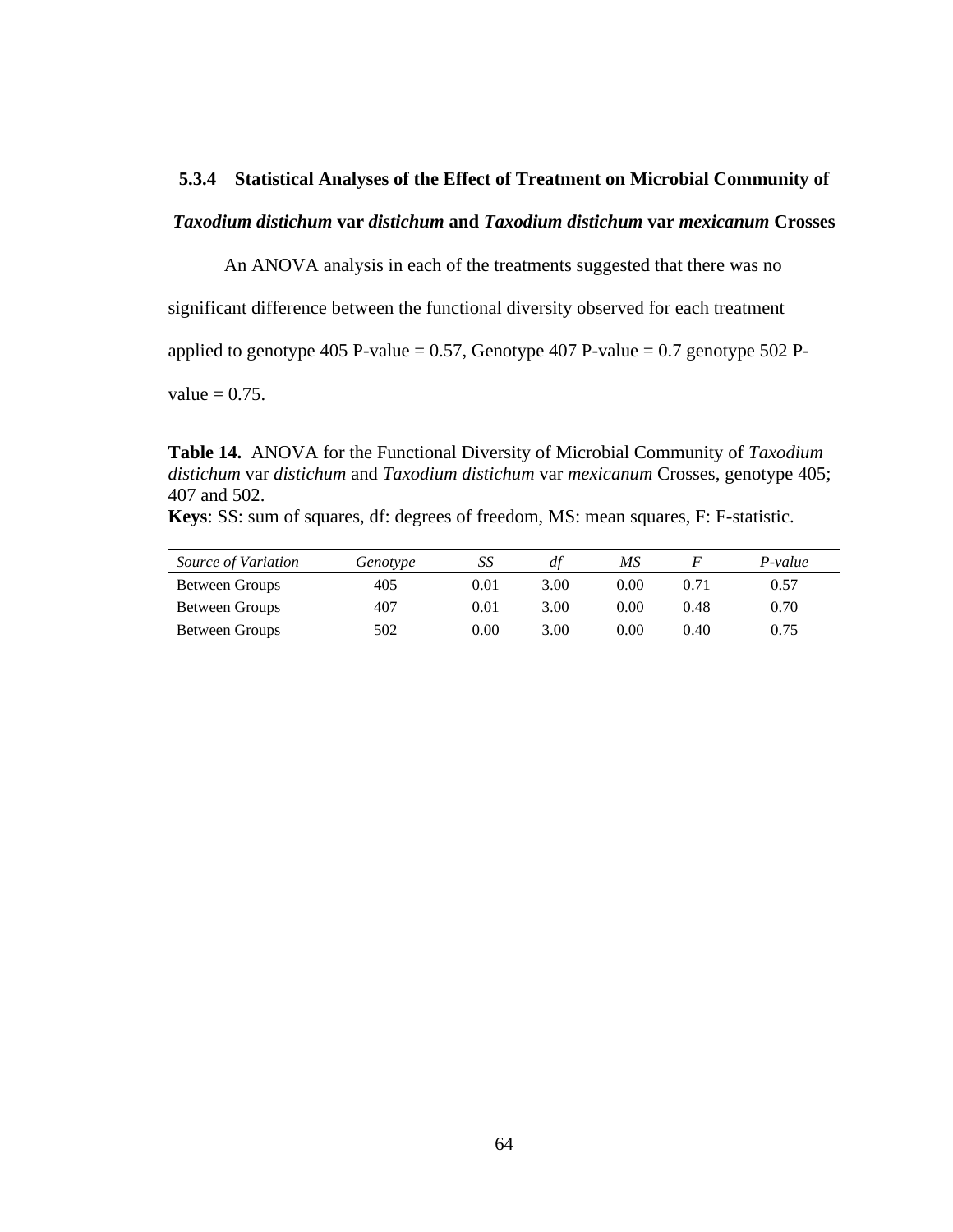### 5.3.4 Statistical Analyses of the Effect of Treatment on Microbial Community of *Taxodium distichum* var *distichum* and *Taxodium distichum* var *mexicanum* Crosses

An ANOVA analysis in each of the treatments suggested that there was no significant difference between the functional diversity observed for each treatment applied to genotype 405 P-value = 0.57, Genotype 407 P-value = 0.7 genotype 502 P-value = 0.75.

**Table 14.** ANOVA for the Functional Diversity of Microbial Community of *Taxodium distichum* var *distichum* and *Taxodium distichum* var *mexicanum* Crosses, genotype 405; 407 and 502.
**Keys**: SS: sum of squares, df: degrees of freedom, MS: mean squares, F: F-statistic.

| *Source of Variation* | *Genotype* | *SS* | *df* | *MS* | *F* | *P-value* |
|---|---|---|---|---|---|---|
| Between Groups | 405 | 0.01 | 3.00 | 0.00 | 0.71 | 0.57 |
| Between Groups | 407 | 0.01 | 3.00 | 0.00 | 0.48 | 0.70 |
| Between Groups | 502 | 0.00 | 3.00 | 0.00 | 0.40 | 0.75 |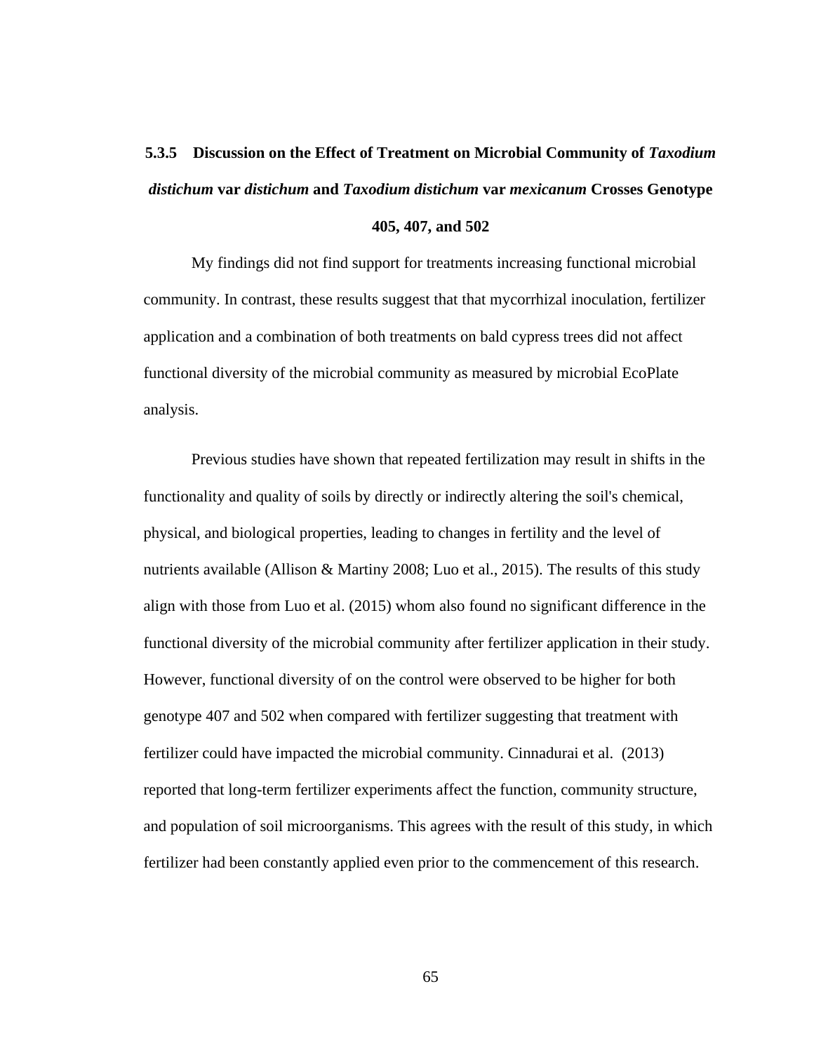### 5.3.5 Discussion on the Effect of Treatment on Microbial Community of *Taxodium distichum* var *distichum* and *Taxodium distichum* var *mexicanum* Crosses Genotype 405, 407, and 502

My findings did not find support for treatments increasing functional microbial community. In contrast, these results suggest that that mycorrhizal inoculation, fertilizer application and a combination of both treatments on bald cypress trees did not affect functional diversity of the microbial community as measured by microbial EcoPlate analysis.

Previous studies have shown that repeated fertilization may result in shifts in the functionality and quality of soils by directly or indirectly altering the soil's chemical, physical, and biological properties, leading to changes in fertility and the level of nutrients available (Allison & Martiny 2008; Luo et al., 2015). The results of this study align with those from Luo et al. (2015) whom also found no significant difference in the functional diversity of the microbial community after fertilizer application in their study. However, functional diversity of on the control were observed to be higher for both genotype 407 and 502 when compared with fertilizer suggesting that treatment with fertilizer could have impacted the microbial community. Cinnadurai et al. (2013) reported that long-term fertilizer experiments affect the function, community structure, and population of soil microorganisms. This agrees with the result of this study, in which fertilizer had been constantly applied even prior to the commencement of this research.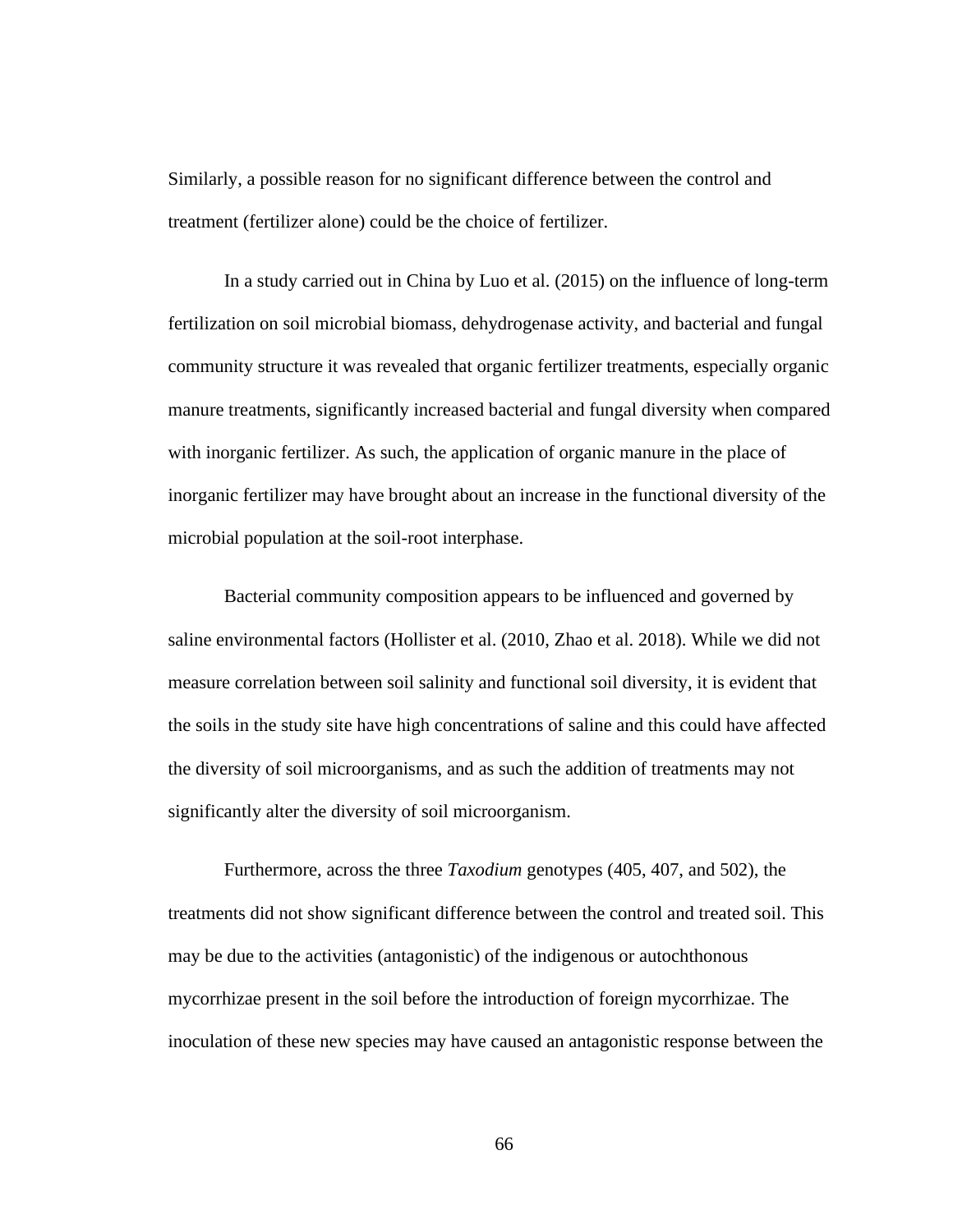Similarly, a possible reason for no significant difference between the control and treatment (fertilizer alone) could be the choice of fertilizer.

In a study carried out in China by Luo et al. (2015) on the influence of long-term fertilization on soil microbial biomass, dehydrogenase activity, and bacterial and fungal community structure it was revealed that organic fertilizer treatments, especially organic manure treatments, significantly increased bacterial and fungal diversity when compared with inorganic fertilizer. As such, the application of organic manure in the place of inorganic fertilizer may have brought about an increase in the functional diversity of the microbial population at the soil-root interphase.

Bacterial community composition appears to be influenced and governed by saline environmental factors (Hollister et al. (2010, Zhao et al. 2018). While we did not measure correlation between soil salinity and functional soil diversity, it is evident that the soils in the study site have high concentrations of saline and this could have affected the diversity of soil microorganisms, and as such the addition of treatments may not significantly alter the diversity of soil microorganism.

Furthermore, across the three *Taxodium* genotypes (405, 407, and 502), the treatments did not show significant difference between the control and treated soil. This may be due to the activities (antagonistic) of the indigenous or autochthonous mycorrhizae present in the soil before the introduction of foreign mycorrhizae. The inoculation of these new species may have caused an antagonistic response between the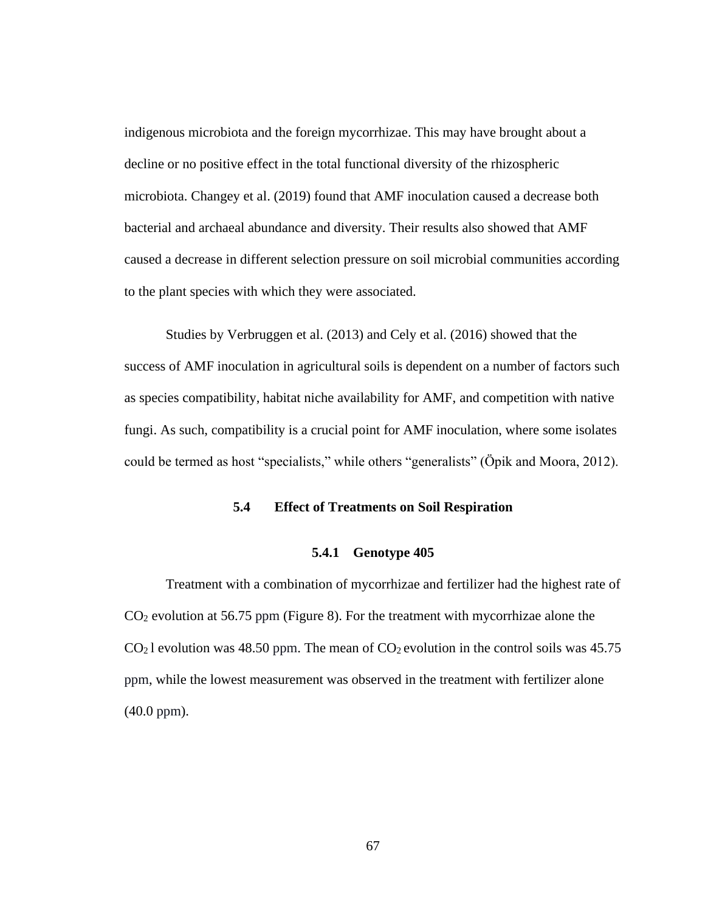indigenous microbiota and the foreign mycorrhizae. This may have brought about a decline or no positive effect in the total functional diversity of the rhizospheric microbiota. Changey et al. (2019) found that AMF inoculation caused a decrease both bacterial and archaeal abundance and diversity. Their results also showed that AMF caused a decrease in different selection pressure on soil microbial communities according to the plant species with which they were associated.

Studies by Verbruggen et al. (2013) and Cely et al. (2016) showed that the success of AMF inoculation in agricultural soils is dependent on a number of factors such as species compatibility, habitat niche availability for AMF, and competition with native fungi. As such, compatibility is a crucial point for AMF inoculation, where some isolates could be termed as host "specialists," while others "generalists" (Öpik and Moora, 2012).

## 5.4 Effect of Treatments on Soil Respiration

### 5.4.1 Genotype 405

Treatment with a combination of mycorrhizae and fertilizer had the highest rate of $CO_2$ evolution at 56.75 ppm (Figure 8). For the treatment with mycorrhizae alone the $CO_2$ l evolution was 48.50 ppm. The mean of $CO_2$ evolution in the control soils was 45.75 ppm, while the lowest measurement was observed in the treatment with fertilizer alone (40.0 ppm).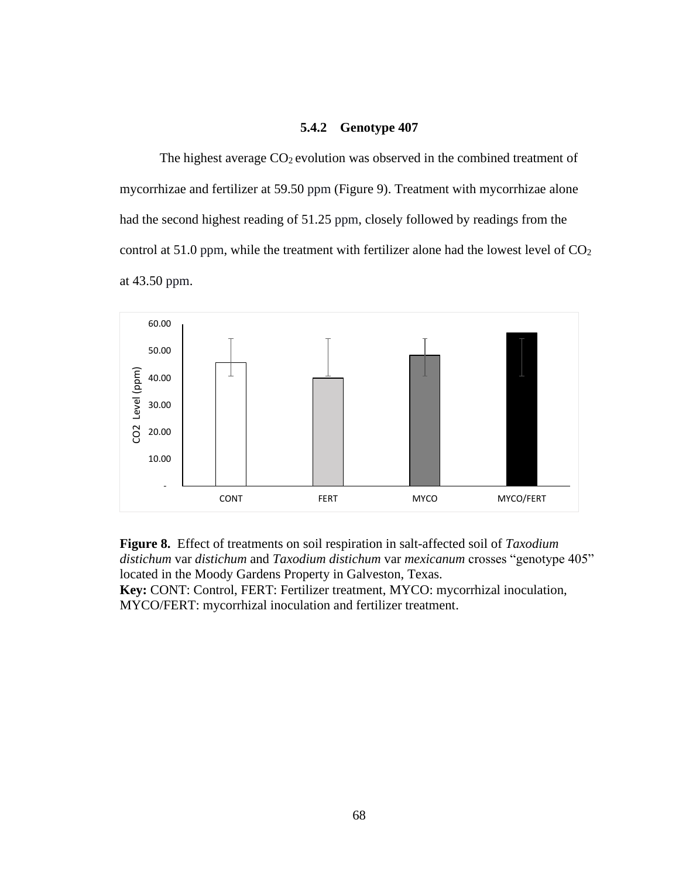### 5.4.2 Genotype 407

The highest average $CO_2$ evolution was observed in the combined treatment of mycorrhizae and fertilizer at 59.50 ppm (Figure 9). Treatment with mycorrhizae alone had the second highest reading of 51.25 ppm, closely followed by readings from the control at 51.0 ppm, while the treatment with fertilizer alone had the lowest level of $CO_2$ at 43.50 ppm.

**Figure 8.** Effect of treatments on soil respiration in salt-affected soil of *Taxodium distichum* var *distichum* and *Taxodium distichum* var *mexicanum* crosses "genotype 405" located in the Moody Gardens Property in Galveston, Texas.
**Key:** CONT: Control, FERT: Fertilizer treatment, MYCO: mycorrhizal inoculation, MYCO/FERT: mycorrhizal inoculation and fertilizer treatment.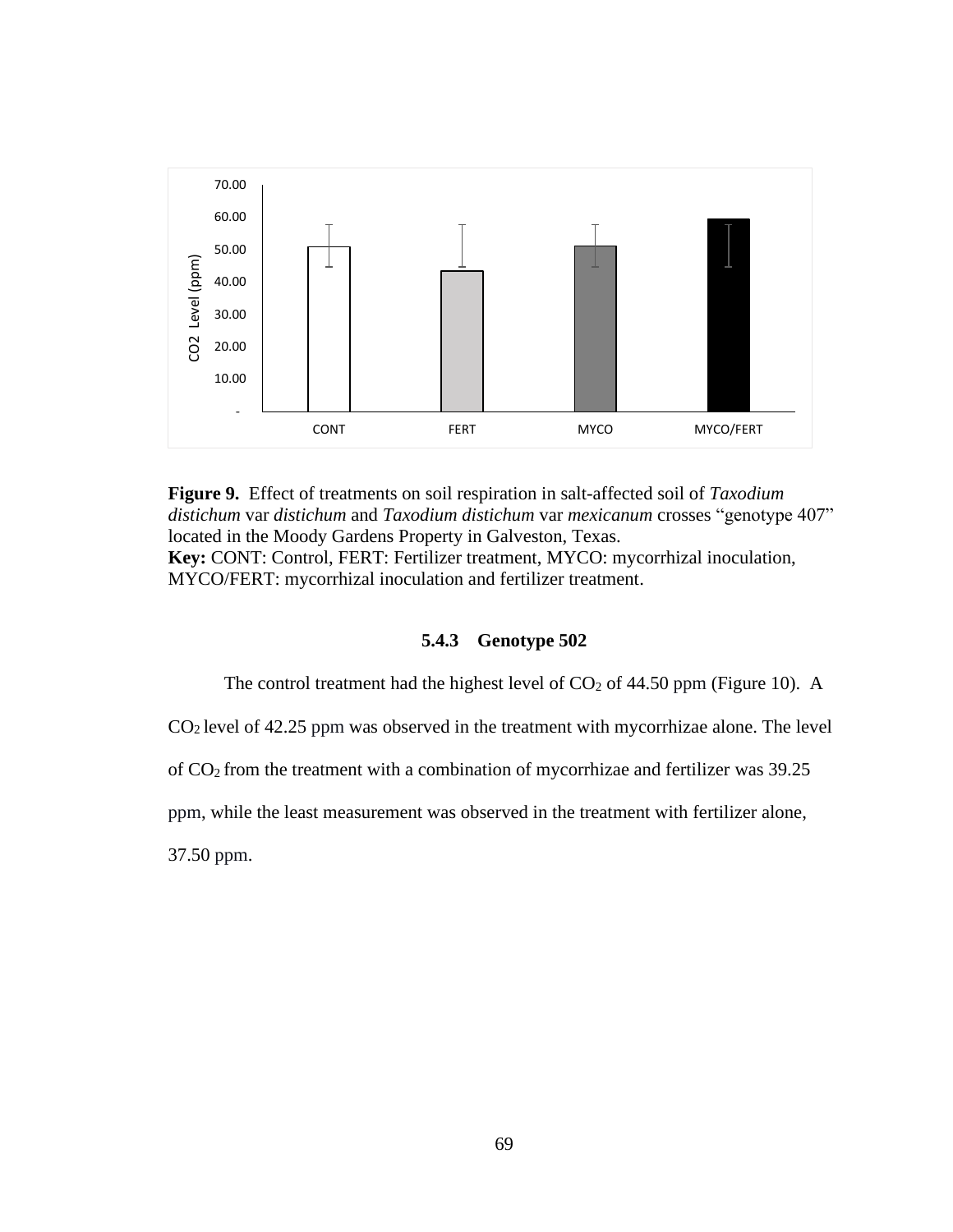**Figure 9.** Effect of treatments on soil respiration in salt-affected soil of *Taxodium distichum* var *distichum* and *Taxodium distichum* var *mexicanum* crosses "genotype 407" located in the Moody Gardens Property in Galveston, Texas.
**Key:** CONT: Control, FERT: Fertilizer treatment, MYCO: mycorrhizal inoculation, MYCO/FERT: mycorrhizal inoculation and fertilizer treatment.

### 5.4.3 Genotype 502

The control treatment had the highest level of $CO_2$ of 44.50 ppm (Figure 10). A $CO_2$ level of 42.25 ppm was observed in the treatment with mycorrhizae alone. The level of $CO_2$ from the treatment with a combination of mycorrhizae and fertilizer was 39.25 ppm, while the least measurement was observed in the treatment with fertilizer alone, 37.50 ppm.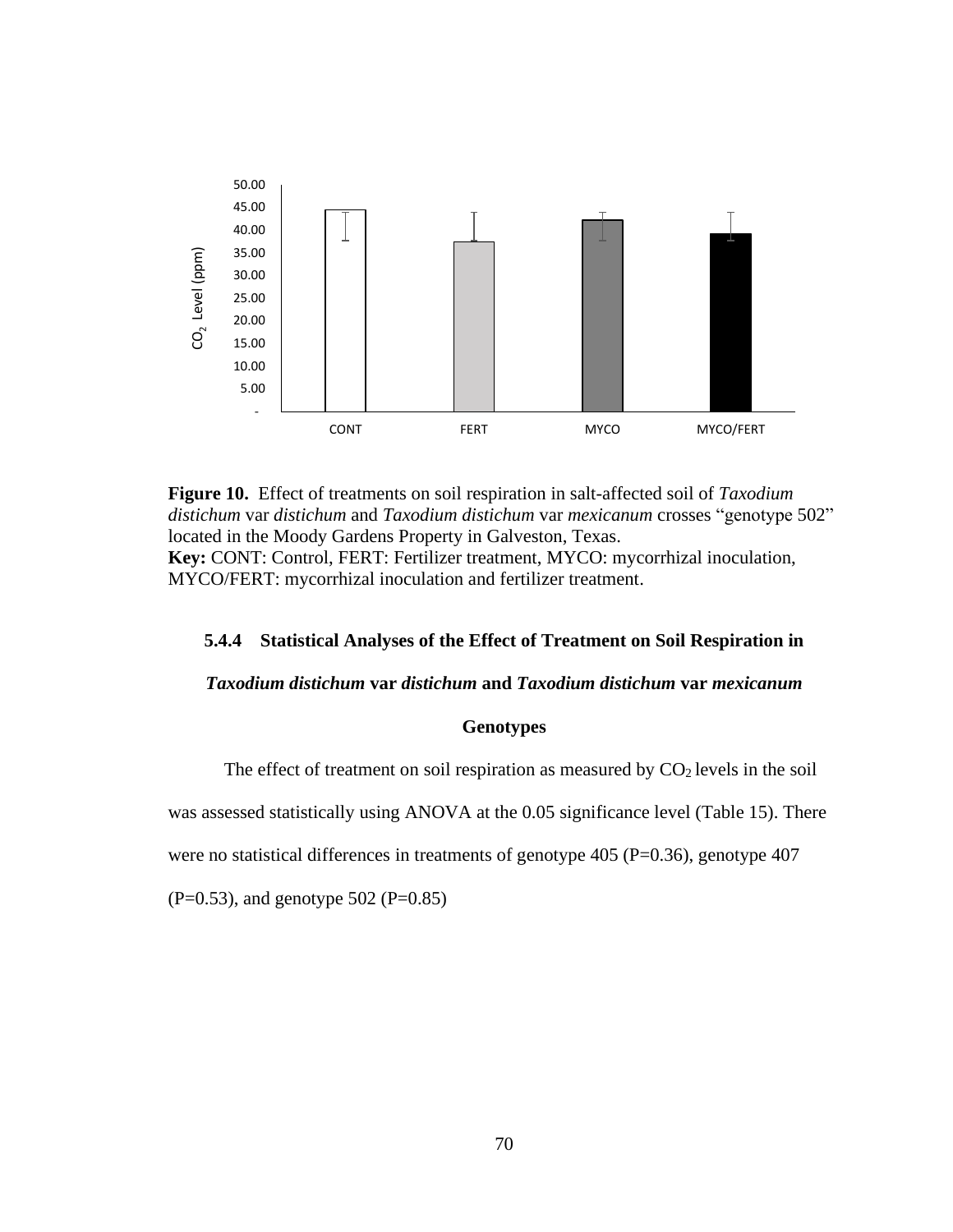**Figure 10.** Effect of treatments on soil respiration in salt-affected soil of *Taxodium distichum* var *distichum* and *Taxodium distichum* var *mexicanum* crosses "genotype 502" located in the Moody Gardens Property in Galveston, Texas.
**Key:** CONT: Control, FERT: Fertilizer treatment, MYCO: mycorrhizal inoculation, MYCO/FERT: mycorrhizal inoculation and fertilizer treatment.

### 5.4.4 Statistical Analyses of the Effect of Treatment on Soil Respiration in *Taxodium distichum* var *distichum* and *Taxodium distichum* var *mexicanum* Genotypes

The effect of treatment on soil respiration as measured by $CO_2$ levels in the soil was assessed statistically using ANOVA at the 0.05 significance level (Table 15). There were no statistical differences in treatments of genotype 405 ($P=0.36$), genotype 407 ($P=0.53$), and genotype 502 ($P=0.85$)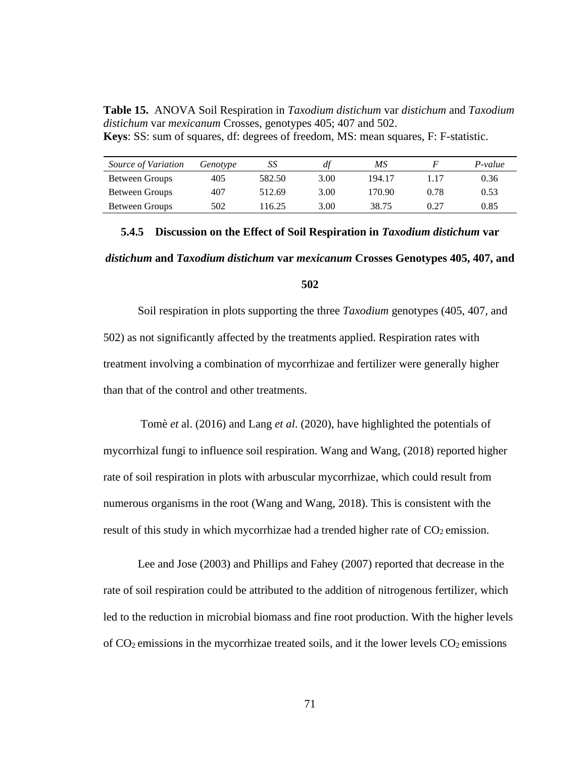**Table 15.** ANOVA Soil Respiration in *Taxodium distichum* var *distichum* and *Taxodium distichum* var *mexicanum* Crosses, genotypes 405; 407 and 502.
**Keys**: SS: sum of squares, df: degrees of freedom, MS: mean squares, F: F-statistic.

| *Source of Variation* | *Genotype* | *SS* | *df* | *MS* | *F* | *P-value* |
|---|---|---|---|---|---|---|
| Between Groups | 405 | 582.50 | 3.00 | 194.17 | 1.17 | 0.36 |
| Between Groups | 407 | 512.69 | 3.00 | 170.90 | 0.78 | 0.53 |
| Between Groups | 502 | 116.25 | 3.00 | 38.75 | 0.27 | 0.85 |

### 5.4.5 Discussion on the Effect of Soil Respiration in *Taxodium distichum* var *distichum* and *Taxodium distichum* var *mexicanum* Crosses Genotypes 405, 407, and 502

Soil respiration in plots supporting the three *Taxodium* genotypes (405, 407, and 502) as not significantly affected by the treatments applied. Respiration rates with treatment involving a combination of mycorrhizae and fertilizer were generally higher than that of the control and other treatments.

Tomè *et* al. (2016) and Lang *et al*. (2020), have highlighted the potentials of mycorrhizal fungi to influence soil respiration. Wang and Wang, (2018) reported higher rate of soil respiration in plots with arbuscular mycorrhizae, which could result from numerous organisms in the root (Wang and Wang, 2018). This is consistent with the result of this study in which mycorrhizae had a trended higher rate of $CO_2$ emission.

Lee and Jose (2003) and Phillips and Fahey (2007) reported that decrease in the rate of soil respiration could be attributed to the addition of nitrogenous fertilizer, which led to the reduction in microbial biomass and fine root production. With the higher levels of $CO_2$ emissions in the mycorrhizae treated soils, and it the lower levels $CO_2$ emissions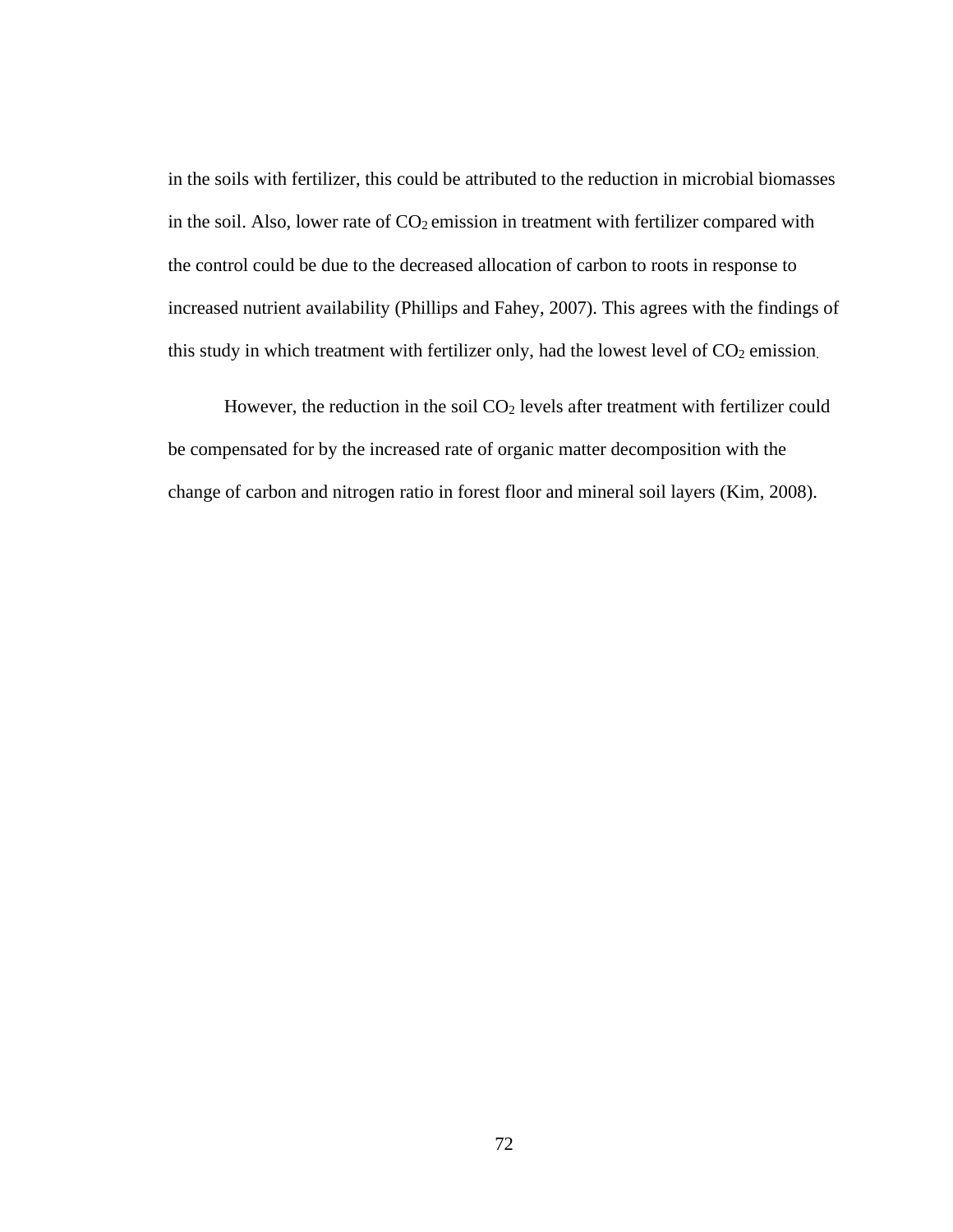in the soils with fertilizer, this could be attributed to the reduction in microbial biomasses in the soil. Also, lower rate of $CO_2$ emission in treatment with fertilizer compared with the control could be due to the decreased allocation of carbon to roots in response to increased nutrient availability (Phillips and Fahey, 2007). This agrees with the findings of this study in which treatment with fertilizer only, had the lowest level of $CO_2$ emission.

However, the reduction in the soil $CO_2$ levels after treatment with fertilizer could be compensated for by the increased rate of organic matter decomposition with the change of carbon and nitrogen ratio in forest floor and mineral soil layers (Kim, 2008).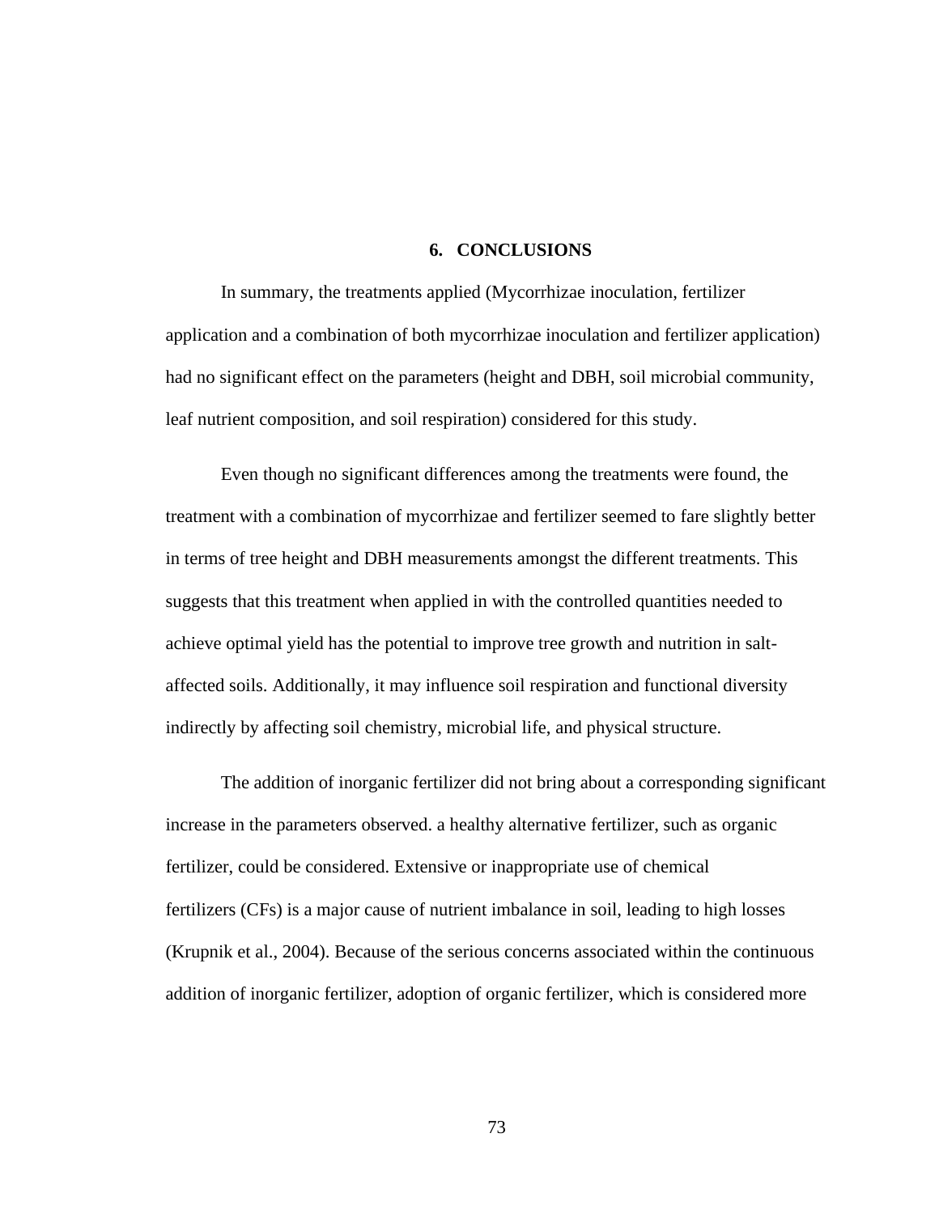# 6. CONCLUSIONS

In summary, the treatments applied (Mycorrhizae inoculation, fertilizer application and a combination of both mycorrhizae inoculation and fertilizer application) had no significant effect on the parameters (height and DBH, soil microbial community, leaf nutrient composition, and soil respiration) considered for this study.

Even though no significant differences among the treatments were found, the treatment with a combination of mycorrhizae and fertilizer seemed to fare slightly better in terms of tree height and DBH measurements amongst the different treatments. This suggests that this treatment when applied in with the controlled quantities needed to achieve optimal yield has the potential to improve tree growth and nutrition in salt-affected soils. Additionally, it may influence soil respiration and functional diversity indirectly by affecting soil chemistry, microbial life, and physical structure.

The addition of inorganic fertilizer did not bring about a corresponding significant increase in the parameters observed. a healthy alternative fertilizer, such as organic fertilizer, could be considered. Extensive or inappropriate use of chemical fertilizers (CFs) is a major cause of nutrient imbalance in soil, leading to high losses (Krupnik et al., 2004). Because of the serious concerns associated within the continuous addition of inorganic fertilizer, adoption of organic fertilizer, which is considered more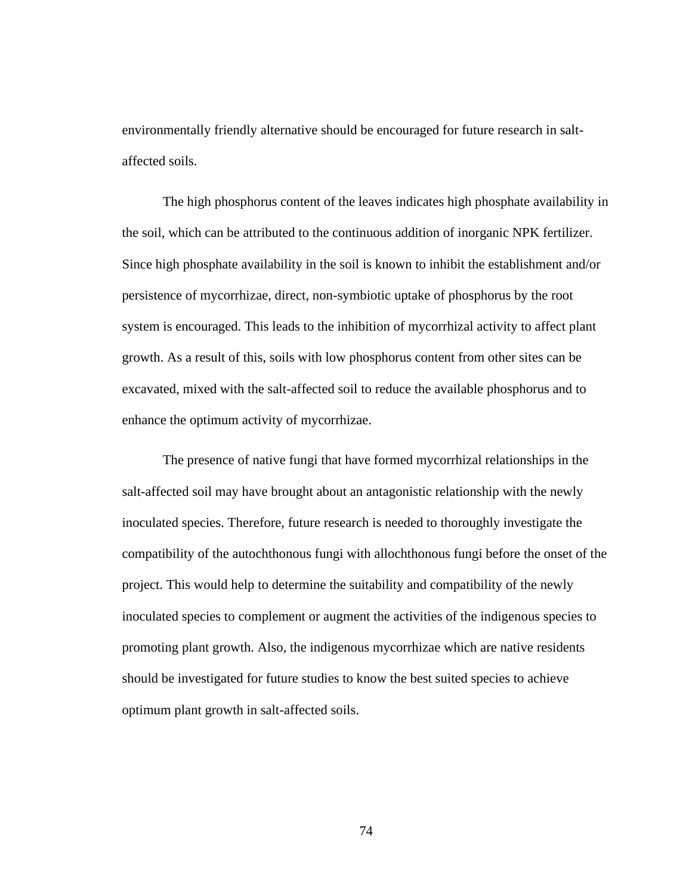environmentally friendly alternative should be encouraged for future research in salt-affected soils.

The high phosphorus content of the leaves indicates high phosphate availability in the soil, which can be attributed to the continuous addition of inorganic NPK fertilizer. Since high phosphate availability in the soil is known to inhibit the establishment and/or persistence of mycorrhizae, direct, non-symbiotic uptake of phosphorus by the root system is encouraged. This leads to the inhibition of mycorrhizal activity to affect plant growth. As a result of this, soils with low phosphorus content from other sites can be excavated, mixed with the salt-affected soil to reduce the available phosphorus and to enhance the optimum activity of mycorrhizae.

The presence of native fungi that have formed mycorrhizal relationships in the salt-affected soil may have brought about an antagonistic relationship with the newly inoculated species. Therefore, future research is needed to thoroughly investigate the compatibility of the autochthonous fungi with allochthonous fungi before the onset of the project. This would help to determine the suitability and compatibility of the newly inoculated species to complement or augment the activities of the indigenous species to promoting plant growth. Also, the indigenous mycorrhizae which are native residents should be investigated for future studies to know the best suited species to achieve optimum plant growth in salt-affected soils.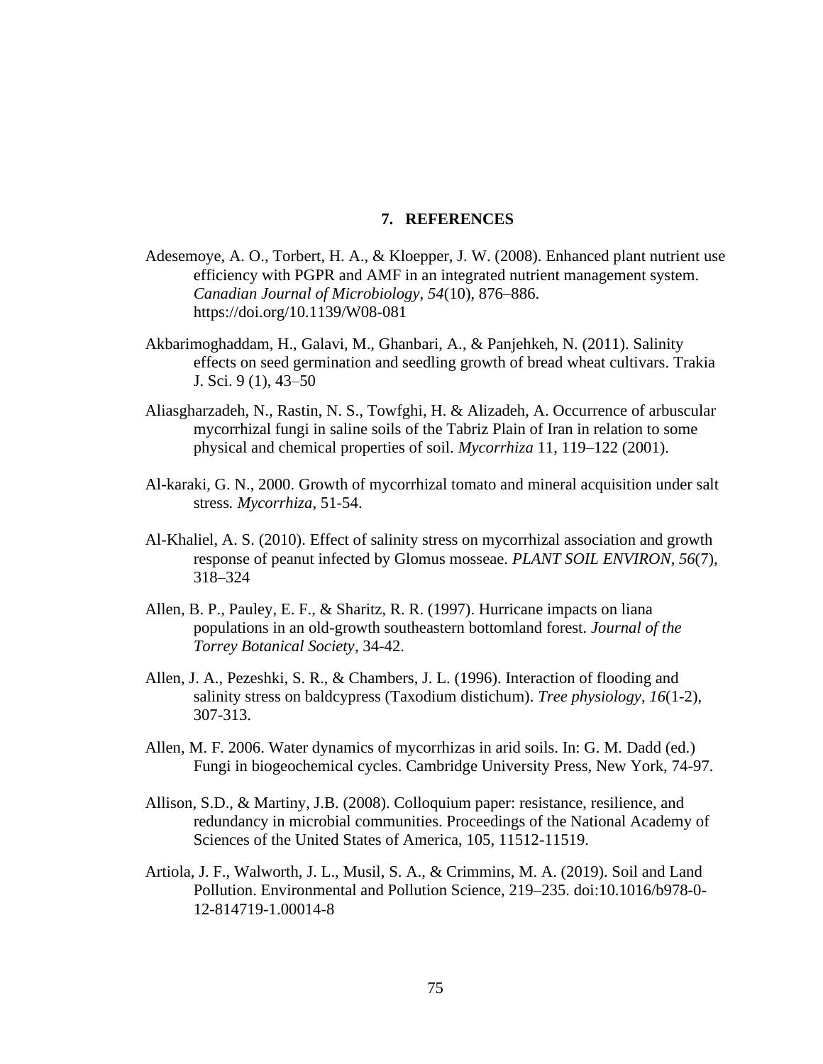# 7. REFERENCES

Adesemoye, A. O., Torbert, H. A., & Kloepper, J. W. (2008). Enhanced plant nutrient use efficiency with PGPR and AMF in an integrated nutrient management system. *Canadian Journal of Microbiology*, *54*(10), 876–886. https://doi.org/10.1139/W08-081

Akbarimoghaddam, H., Galavi, M., Ghanbari, A., & Panjehkeh, N. (2011). Salinity effects on seed germination and seedling growth of bread wheat cultivars. Trakia J. Sci. 9 (1), 43–50

Aliasgharzadeh, N., Rastin, N. S., Towfghi, H. & Alizadeh, A. Occurrence of arbuscular mycorrhizal fungi in saline soils of the Tabriz Plain of Iran in relation to some physical and chemical properties of soil. *Mycorrhiza* 11, 119–122 (2001).

Al-karaki, G. N., 2000. Growth of mycorrhizal tomato and mineral acquisition under salt stress*. Mycorrhiza*, 51-54.

Al-Khaliel, A. S. (2010). Effect of salinity stress on mycorrhizal association and growth response of peanut infected by Glomus mosseae. *PLANT SOIL ENVIRON*, *56*(7), 318–324

Allen, B. P., Pauley, E. F., & Sharitz, R. R. (1997). Hurricane impacts on liana populations in an old-growth southeastern bottomland forest. *Journal of the Torrey Botanical Society*, 34-42.

Allen, J. A., Pezeshki, S. R., & Chambers, J. L. (1996). Interaction of flooding and salinity stress on baldcypress (Taxodium distichum). *Tree physiology*, *16*(1-2), 307-313.

Allen, M. F. 2006. Water dynamics of mycorrhizas in arid soils. In: G. M. Dadd (ed.) Fungi in biogeochemical cycles. Cambridge University Press, New York, 74-97.

Allison, S.D., & Martiny, J.B. (2008). Colloquium paper: resistance, resilience, and redundancy in microbial communities. Proceedings of the National Academy of Sciences of the United States of America, 105, 11512-11519.

Artiola, J. F., Walworth, J. L., Musil, S. A., & Crimmins, M. A. (2019). Soil and Land Pollution. Environmental and Pollution Science, 219–235. doi:10.1016/b978-0-12-814719-1.00014-8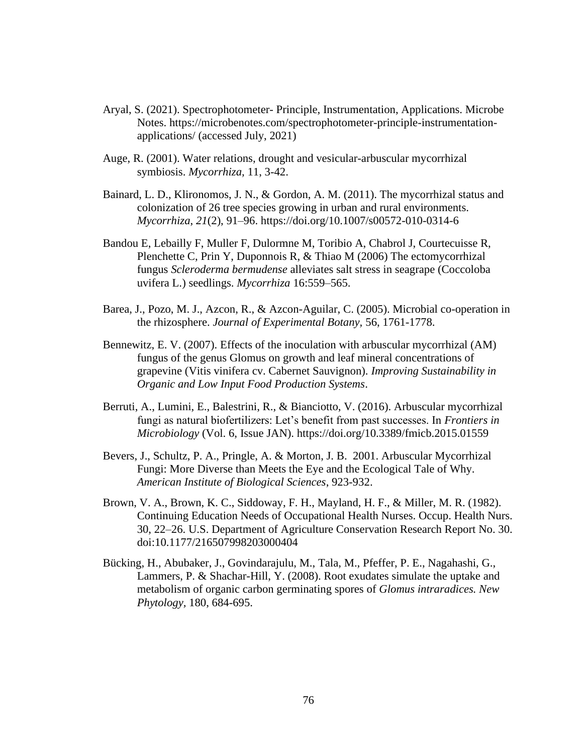Aryal, S. (2021). Spectrophotometer- Principle, Instrumentation, Applications. Microbe Notes. https://microbenotes.com/spectrophotometer-principle-instrumentation-applications/ (accessed July, 2021)

Auge, R. (2001). Water relations, drought and vesicular-arbuscular mycorrhizal symbiosis. *Mycorrhiza,* 11, 3-42.

Bainard, L. D., Klironomos, J. N., & Gordon, A. M. (2011). The mycorrhizal status and colonization of 26 tree species growing in urban and rural environments. *Mycorrhiza*, *21*(2), 91–96. https://doi.org/10.1007/s00572-010-0314-6

Bandou E, Lebailly F, Muller F, Dulormne M, Toribio A, Chabrol J, Courtecuisse R, Plenchette C, Prin Y, Duponnois R, & Thiao M (2006) The ectomycorrhizal fungus *Scleroderma bermudense* alleviates salt stress in seagrape (Coccoloba uvifera L.) seedlings. *Mycorrhiza* 16:559–565.

Barea, J., Pozo, M. J., Azcon, R., & Azcon-Aguilar, C. (2005). Microbial co-operation in the rhizosphere. *Journal of Experimental Botany,* 56, 1761-1778.

Bennewitz, E. V. (2007). Effects of the inoculation with arbuscular mycorrhizal (AM) fungus of the genus Glomus on growth and leaf mineral concentrations of grapevine (Vitis vinifera cv. Cabernet Sauvignon). *Improving Sustainability in Organic and Low Input Food Production Systems*.

Berruti, A., Lumini, E., Balestrini, R., & Bianciotto, V. (2016). Arbuscular mycorrhizal fungi as natural biofertilizers: Let's benefit from past successes. In *Frontiers in Microbiology* (Vol. 6, Issue JAN). https://doi.org/10.3389/fmicb.2015.01559

Bevers, J., Schultz, P. A., Pringle, A. & Morton, J. B. 2001. Arbuscular Mycorrhizal Fungi: More Diverse than Meets the Eye and the Ecological Tale of Why. *American Institute of Biological Sciences*, 923-932.

Brown, V. A., Brown, K. C., Siddoway, F. H., Mayland, H. F., & Miller, M. R. (1982). Continuing Education Needs of Occupational Health Nurses. Occup. Health Nurs. 30, 22–26. U.S. Department of Agriculture Conservation Research Report No. 30. doi:10.1177/216507998203000404

Bücking, H., Abubaker, J., Govindarajulu, M., Tala, M., Pfeffer, P. E., Nagahashi, G., Lammers, P. & Shachar-Hill, Y. (2008). Root exudates simulate the uptake and metabolism of organic carbon germinating spores of *Glomus intraradices. New Phytology,* 180, 684-695.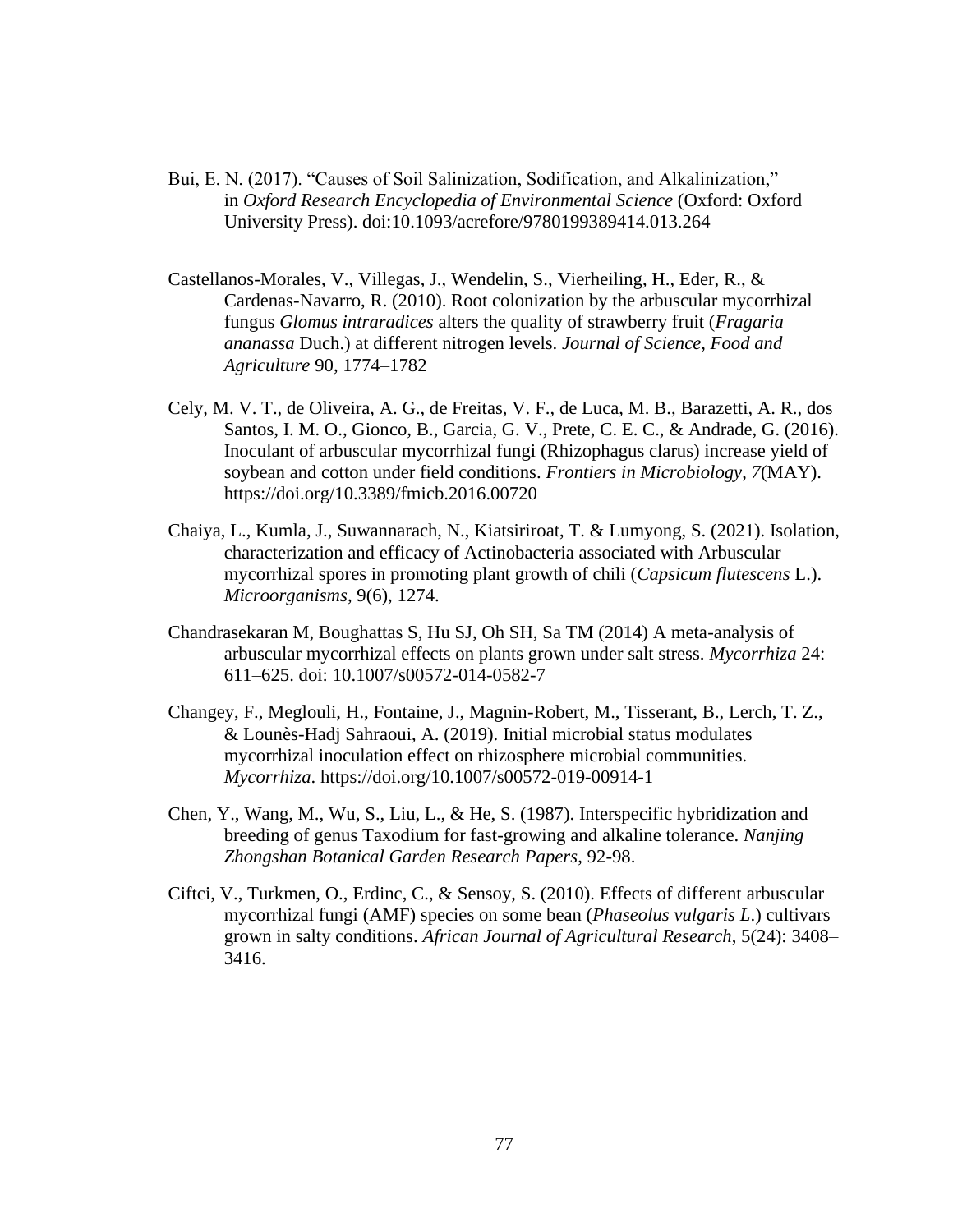Bui, E. N. (2017). "Causes of Soil Salinization, Sodification, and Alkalinization," in *Oxford Research Encyclopedia of Environmental Science* (Oxford: Oxford University Press). doi:10.1093/acrefore/9780199389414.013.264

Castellanos-Morales, V., Villegas, J., Wendelin, S., Vierheiling, H., Eder, R., & Cardenas-Navarro, R. (2010). Root colonization by the arbuscular mycorrhizal fungus *Glomus intraradices* alters the quality of strawberry fruit (*Fragaria ananassa* Duch.) at different nitrogen levels. *Journal of Science, Food and Agriculture* 90, 1774–1782

Cely, M. V. T., de Oliveira, A. G., de Freitas, V. F., de Luca, M. B., Barazetti, A. R., dos Santos, I. M. O., Gionco, B., Garcia, G. V., Prete, C. E. C., & Andrade, G. (2016). Inoculant of arbuscular mycorrhizal fungi (Rhizophagus clarus) increase yield of soybean and cotton under field conditions. *Frontiers in Microbiology*, *7*(MAY). https://doi.org/10.3389/fmicb.2016.00720

Chaiya, L., Kumla, J., Suwannarach, N., Kiatsiriroat, T. & Lumyong, S. (2021). Isolation, characterization and efficacy of Actinobacteria associated with Arbuscular mycorrhizal spores in promoting plant growth of chili (*Capsicum flutescens* L.). *Microorganisms*, 9(6), 1274.

Chandrasekaran M, Boughattas S, Hu SJ, Oh SH, Sa TM (2014) A meta-analysis of arbuscular mycorrhizal effects on plants grown under salt stress. *Mycorrhiza* 24: 611–625. doi: 10.1007/s00572-014-0582-7

Changey, F., Meglouli, H., Fontaine, J., Magnin-Robert, M., Tisserant, B., Lerch, T. Z., & Lounès-Hadj Sahraoui, A. (2019). Initial microbial status modulates mycorrhizal inoculation effect on rhizosphere microbial communities. *Mycorrhiza*. https://doi.org/10.1007/s00572-019-00914-1

Chen, Y., Wang, M., Wu, S., Liu, L., & He, S. (1987). Interspecific hybridization and breeding of genus Taxodium for fast-growing and alkaline tolerance. *Nanjing Zhongshan Botanical Garden Research Papers*, 92-98.

Ciftci, V., Turkmen, O., Erdinc, C., & Sensoy, S. (2010). Effects of different arbuscular mycorrhizal fungi (AMF) species on some bean (*Phaseolus vulgaris L*.) cultivars grown in salty conditions. *African Journal of Agricultural Research*, 5(24): 3408–3416.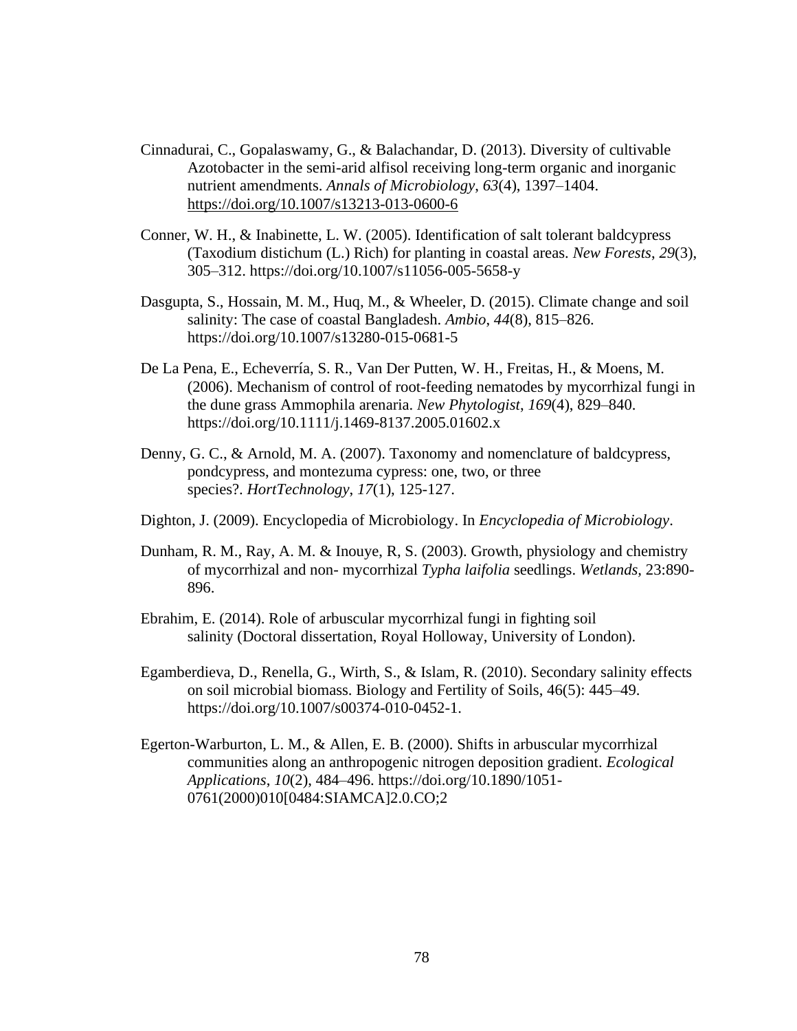Cinnadurai, C., Gopalaswamy, G., & Balachandar, D. (2013). Diversity of cultivable Azotobacter in the semi-arid alfisol receiving long-term organic and inorganic nutrient amendments. *Annals of Microbiology*, *63*(4), 1397–1404. https://doi.org/10.1007/s13213-013-0600-6

Conner, W. H., & Inabinette, L. W. (2005). Identification of salt tolerant baldcypress (Taxodium distichum (L.) Rich) for planting in coastal areas. *New Forests*, *29*(3), 305–312. https://doi.org/10.1007/s11056-005-5658-y

Dasgupta, S., Hossain, M. M., Huq, M., & Wheeler, D. (2015). Climate change and soil salinity: The case of coastal Bangladesh. *Ambio*, *44*(8), 815–826. https://doi.org/10.1007/s13280-015-0681-5

De La Pena, E., Echeverría, S. R., Van Der Putten, W. H., Freitas, H., & Moens, M. (2006). Mechanism of control of root-feeding nematodes by mycorrhizal fungi in the dune grass Ammophila arenaria. *New Phytologist*, *169*(4), 829–840. https://doi.org/10.1111/j.1469-8137.2005.01602.x

Denny, G. C., & Arnold, M. A. (2007). Taxonomy and nomenclature of baldcypress, pondcypress, and montezuma cypress: one, two, or three species?. *HortTechnology*, *17*(1), 125-127.

Dighton, J. (2009). Encyclopedia of Microbiology. In *Encyclopedia of Microbiology*.

Dunham, R. M., Ray, A. M. & Inouye, R, S. (2003). Growth, physiology and chemistry of mycorrhizal and non- mycorrhizal *Typha laifolia* seedlings. *Wetlands*, 23:890-896.

Ebrahim, E. (2014). Role of arbuscular mycorrhizal fungi in fighting soil salinity (Doctoral dissertation, Royal Holloway, University of London).

Egamberdieva, D., Renella, G., Wirth, S., & Islam, R. (2010). Secondary salinity effects on soil microbial biomass. Biology and Fertility of Soils, 46(5): 445–49. https://doi.org/10.1007/s00374-010-0452-1.

Egerton-Warburton, L. M., & Allen, E. B. (2000). Shifts in arbuscular mycorrhizal communities along an anthropogenic nitrogen deposition gradient. *Ecological Applications*, *10*(2), 484–496. https://doi.org/10.1890/1051-0761(2000)010[0484:SIAMCA]2.0.CO;2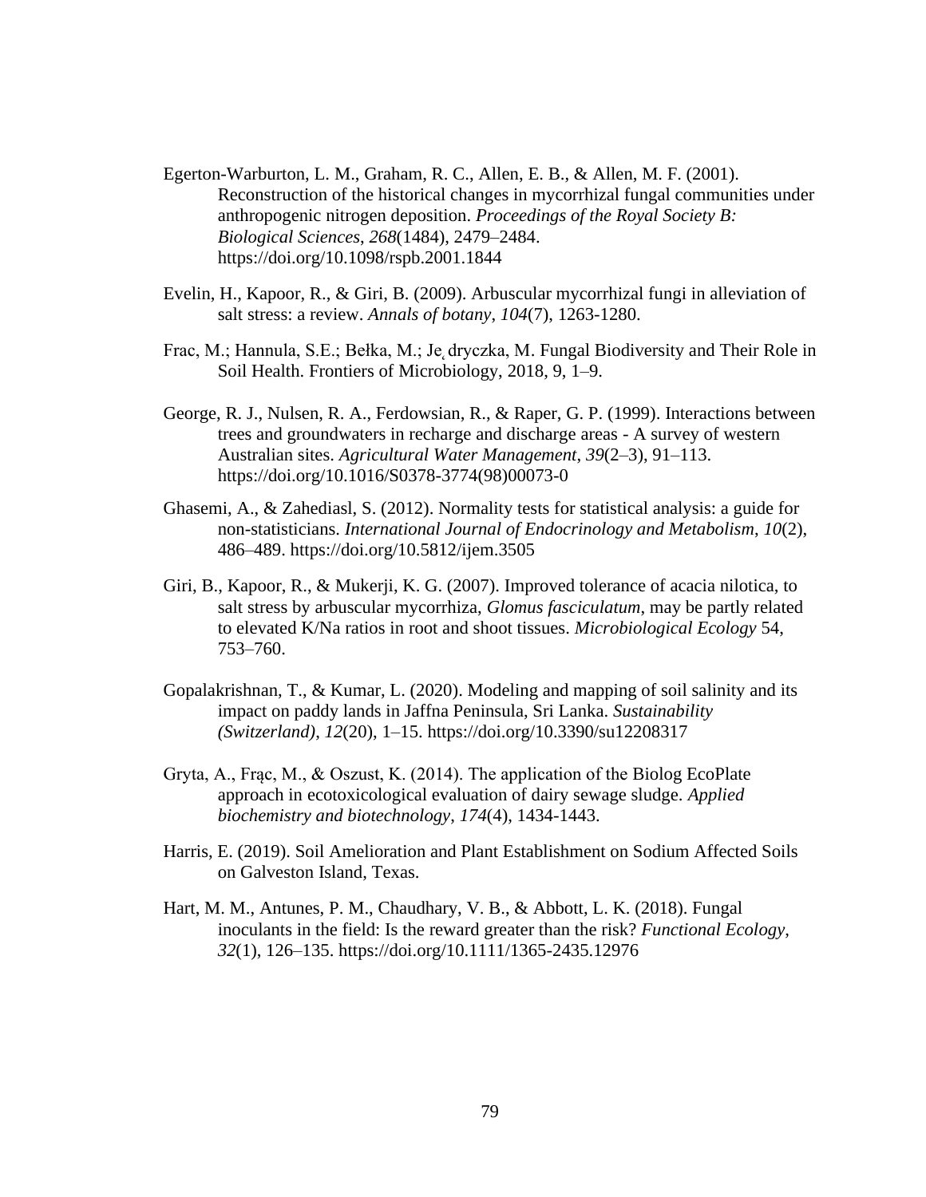Egerton-Warburton, L. M., Graham, R. C., Allen, E. B., & Allen, M. F. (2001). Reconstruction of the historical changes in mycorrhizal fungal communities under anthropogenic nitrogen deposition. *Proceedings of the Royal Society B: Biological Sciences*, *268*(1484), 2479–2484. https://doi.org/10.1098/rspb.2001.1844

Evelin, H., Kapoor, R., & Giri, B. (2009). Arbuscular mycorrhizal fungi in alleviation of salt stress: a review. *Annals of botany*, *104*(7), 1263-1280.

Frac, M.; Hannula, S.E.; Bełka, M.; Je˛dryczka, M. Fungal Biodiversity and Their Role in Soil Health. Frontiers of Microbiology, 2018, 9, 1–9.

George, R. J., Nulsen, R. A., Ferdowsian, R., & Raper, G. P. (1999). Interactions between trees and groundwaters in recharge and discharge areas - A survey of western Australian sites. *Agricultural Water Management*, *39*(2–3), 91–113. https://doi.org/10.1016/S0378-3774(98)00073-0

Ghasemi, A., & Zahediasl, S. (2012). Normality tests for statistical analysis: a guide for non-statisticians. *International Journal of Endocrinology and Metabolism*, *10*(2), 486–489. https://doi.org/10.5812/ijem.3505

Giri, B., Kapoor, R., & Mukerji, K. G. (2007). Improved tolerance of acacia nilotica, to salt stress by arbuscular mycorrhiza, *Glomus fasciculatum*, may be partly related to elevated K/Na ratios in root and shoot tissues. *Microbiological Ecology* 54, 753–760.

Gopalakrishnan, T., & Kumar, L. (2020). Modeling and mapping of soil salinity and its impact on paddy lands in Jaffna Peninsula, Sri Lanka. *Sustainability (Switzerland)*, *12*(20), 1–15. https://doi.org/10.3390/su12208317

Gryta, A., Frąc, M., & Oszust, K. (2014). The application of the Biolog EcoPlate approach in ecotoxicological evaluation of dairy sewage sludge. *Applied biochemistry and biotechnology*, *174*(4), 1434-1443.

Harris, E. (2019). Soil Amelioration and Plant Establishment on Sodium Affected Soils on Galveston Island, Texas.

Hart, M. M., Antunes, P. M., Chaudhary, V. B., & Abbott, L. K. (2018). Fungal inoculants in the field: Is the reward greater than the risk? *Functional Ecology*, *32*(1), 126–135. https://doi.org/10.1111/1365-2435.12976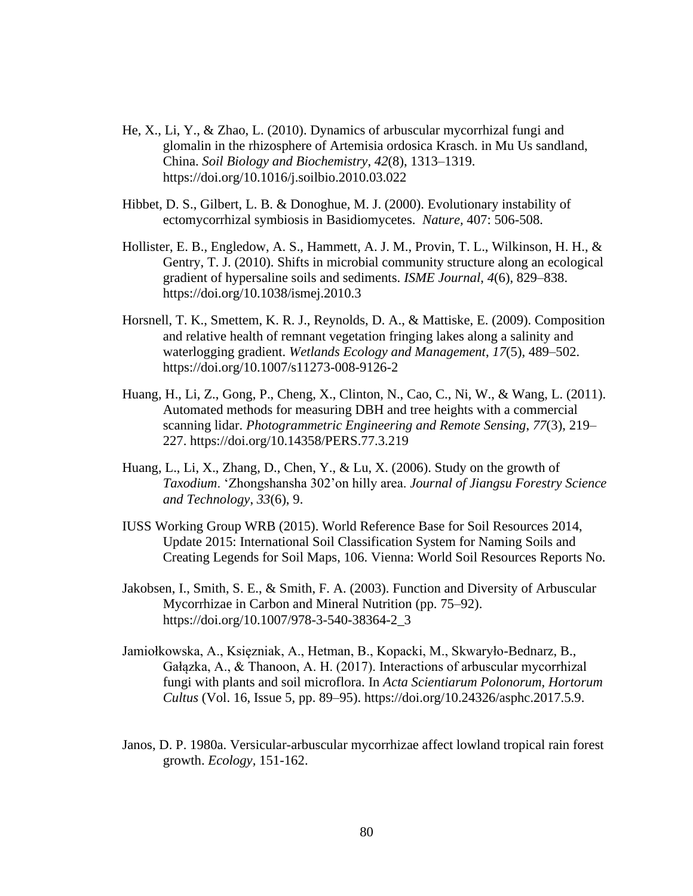He, X., Li, Y., & Zhao, L. (2010). Dynamics of arbuscular mycorrhizal fungi and glomalin in the rhizosphere of Artemisia ordosica Krasch. in Mu Us sandland, China. *Soil Biology and Biochemistry*, *42*(8), 1313–1319. https://doi.org/10.1016/j.soilbio.2010.03.022

Hibbet, D. S., Gilbert, L. B. & Donoghue, M. J. (2000). Evolutionary instability of ectomycorrhizal symbiosis in Basidiomycetes. *Nature,* 407: 506-508.

Hollister, E. B., Engledow, A. S., Hammett, A. J. M., Provin, T. L., Wilkinson, H. H., & Gentry, T. J. (2010). Shifts in microbial community structure along an ecological gradient of hypersaline soils and sediments. *ISME Journal*, *4*(6), 829–838. https://doi.org/10.1038/ismej.2010.3

Horsnell, T. K., Smettem, K. R. J., Reynolds, D. A., & Mattiske, E. (2009). Composition and relative health of remnant vegetation fringing lakes along a salinity and waterlogging gradient. *Wetlands Ecology and Management*, *17*(5), 489–502. https://doi.org/10.1007/s11273-008-9126-2

Huang, H., Li, Z., Gong, P., Cheng, X., Clinton, N., Cao, C., Ni, W., & Wang, L. (2011). Automated methods for measuring DBH and tree heights with a commercial scanning lidar. *Photogrammetric Engineering and Remote Sensing*, *77*(3), 219–227. https://doi.org/10.14358/PERS.77.3.219

Huang, L., Li, X., Zhang, D., Chen, Y., & Lu, X. (2006). Study on the growth of *Taxodium*. 'Zhongshansha 302'on hilly area. *Journal of Jiangsu Forestry Science and Technology*, *33*(6), 9.

IUSS Working Group WRB (2015). World Reference Base for Soil Resources 2014, Update 2015: International Soil Classification System for Naming Soils and Creating Legends for Soil Maps, 106. Vienna: World Soil Resources Reports No.

Jakobsen, I., Smith, S. E., & Smith, F. A. (2003). Function and Diversity of Arbuscular Mycorrhizae in Carbon and Mineral Nutrition (pp. 75–92). https://doi.org/10.1007/978-3-540-38364-2_3

Jamiołkowska, A., Księżniak, A., Hetman, B., Kopacki, M., Skwaryło-Bednarz, B., Gałązka, A., & Thanoon, A. H. (2017). Interactions of arbuscular mycorrhizal fungi with plants and soil microflora. In *Acta Scientiarum Polonorum, Hortorum Cultus* (Vol. 16, Issue 5, pp. 89–95). https://doi.org/10.24326/asphc.2017.5.9.

Janos, D. P. 1980a. Versicular-arbuscular mycorrhizae affect lowland tropical rain forest growth. *Ecology,* 151-162.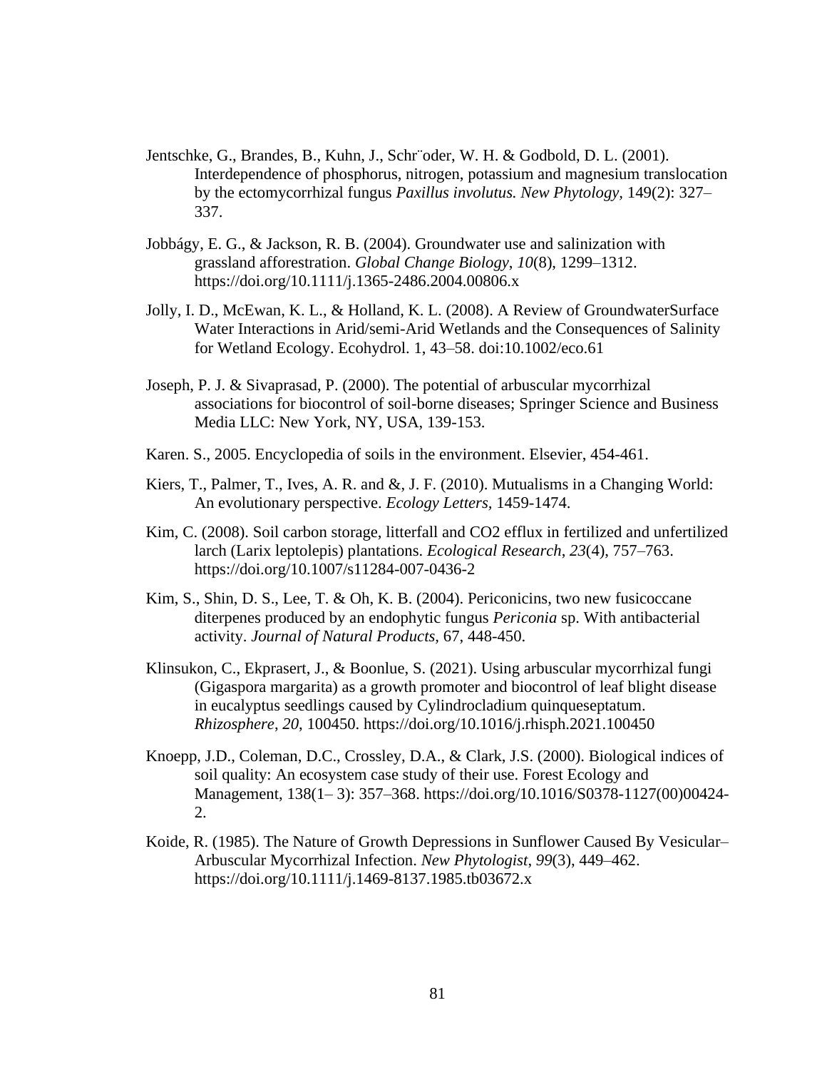Jentschke, G., Brandes, B., Kuhn, J., Schr¨oder, W. H. & Godbold, D. L. (2001). Interdependence of phosphorus, nitrogen, potassium and magnesium translocation by the ectomycorrhizal fungus *Paxillus involutus. New Phytology*, 149(2): 327–337.

Jobbágy, E. G., & Jackson, R. B. (2004). Groundwater use and salinization with grassland afforestration. *Global Change Biology*, *10*(8), 1299–1312. https://doi.org/10.1111/j.1365-2486.2004.00806.x

Jolly, I. D., McEwan, K. L., & Holland, K. L. (2008). A Review of GroundwaterSurface Water Interactions in Arid/semi-Arid Wetlands and the Consequences of Salinity for Wetland Ecology. Ecohydrol. 1, 43–58. doi:10.1002/eco.61

Joseph, P. J. & Sivaprasad, P. (2000). The potential of arbuscular mycorrhizal associations for biocontrol of soil-borne diseases; Springer Science and Business Media LLC: New York, NY, USA, 139-153.

Karen. S., 2005. Encyclopedia of soils in the environment. Elsevier, 454-461.

Kiers, T., Palmer, T., Ives, A. R. and &, J. F. (2010). Mutualisms in a Changing World: An evolutionary perspective. *Ecology Letters,* 1459-1474.

Kim, C. (2008). Soil carbon storage, litterfall and CO2 efflux in fertilized and unfertilized larch (Larix leptolepis) plantations. *Ecological Research*, *23*(4), 757–763. https://doi.org/10.1007/s11284-007-0436-2

Kim, S., Shin, D. S., Lee, T. & Oh, K. B. (2004). Periconicins, two new fusicoccane diterpenes produced by an endophytic fungus *Periconia* sp. With antibacterial activity. *Journal of Natural Products,* 67, 448-450.

Klinsukon, C., Ekprasert, J., & Boonlue, S. (2021). Using arbuscular mycorrhizal fungi (Gigaspora margarita) as a growth promoter and biocontrol of leaf blight disease in eucalyptus seedlings caused by Cylindrocladium quinqueseptatum. *Rhizosphere*, *20*, 100450. https://doi.org/10.1016/j.rhisph.2021.100450

Knoepp, J.D., Coleman, D.C., Crossley, D.A., & Clark, J.S. (2000). Biological indices of soil quality: An ecosystem case study of their use. Forest Ecology and Management, 138(1– 3): 357–368. https://doi.org/10.1016/S0378-1127(00)00424-2.

Koide, R. (1985). The Nature of Growth Depressions in Sunflower Caused By Vesicular–Arbuscular Mycorrhizal Infection. *New Phytologist*, *99*(3), 449–462. https://doi.org/10.1111/j.1469-8137.1985.tb03672.x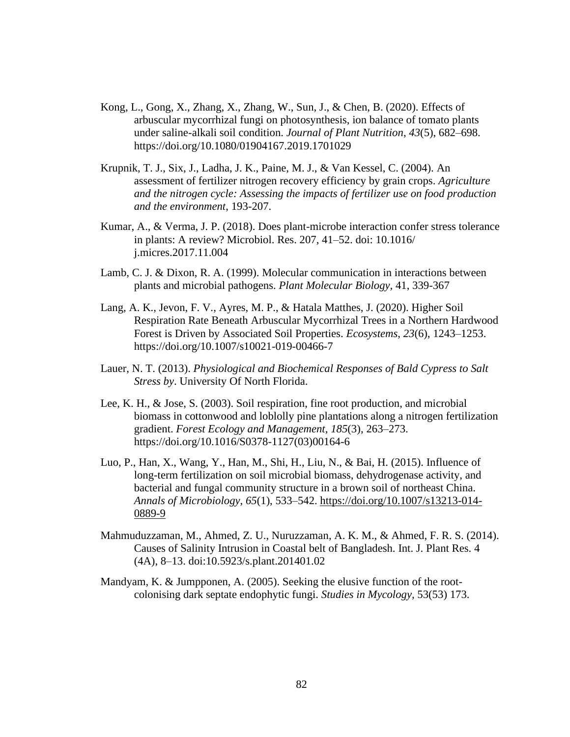Kong, L., Gong, X., Zhang, X., Zhang, W., Sun, J., & Chen, B. (2020). Effects of arbuscular mycorrhizal fungi on photosynthesis, ion balance of tomato plants under saline-alkali soil condition. *Journal of Plant Nutrition*, *43*(5), 682–698. https://doi.org/10.1080/01904167.2019.1701029

Krupnik, T. J., Six, J., Ladha, J. K., Paine, M. J., & Van Kessel, C. (2004). An assessment of fertilizer nitrogen recovery efficiency by grain crops. *Agriculture and the nitrogen cycle: Assessing the impacts of fertilizer use on food production and the environment*, 193-207.

Kumar, A., & Verma, J. P. (2018). Does plant-microbe interaction confer stress tolerance in plants: A review? Microbiol. Res. 207, 41–52. doi: 10.1016/ j.micres.2017.11.004

Lamb, C. J. & Dixon, R. A. (1999). Molecular communication in interactions between plants and microbial pathogens. *Plant Molecular Biology*, 41, 339-367

Lang, A. K., Jevon, F. V., Ayres, M. P., & Hatala Matthes, J. (2020). Higher Soil Respiration Rate Beneath Arbuscular Mycorrhizal Trees in a Northern Hardwood Forest is Driven by Associated Soil Properties. *Ecosystems*, *23*(6), 1243–1253. https://doi.org/10.1007/s10021-019-00466-7

Lauer, N. T. (2013). *Physiological and Biochemical Responses of Bald Cypress to Salt Stress by*. University Of North Florida.

Lee, K. H., & Jose, S. (2003). Soil respiration, fine root production, and microbial biomass in cottonwood and loblolly pine plantations along a nitrogen fertilization gradient. *Forest Ecology and Management*, *185*(3), 263–273. https://doi.org/10.1016/S0378-1127(03)00164-6

Luo, P., Han, X., Wang, Y., Han, M., Shi, H., Liu, N., & Bai, H. (2015). Influence of long-term fertilization on soil microbial biomass, dehydrogenase activity, and bacterial and fungal community structure in a brown soil of northeast China. *Annals of Microbiology*, *65*(1), 533–542. https://doi.org/10.1007/s13213-014-0889-9

Mahmuduzzaman, M., Ahmed, Z. U., Nuruzzaman, A. K. M., & Ahmed, F. R. S. (2014). Causes of Salinity Intrusion in Coastal belt of Bangladesh. Int. J. Plant Res. 4 (4A), 8–13. doi:10.5923/s.plant.201401.02

Mandyam, K. & Jumpponen, A. (2005). Seeking the elusive function of the root-colonising dark septate endophytic fungi. *Studies in Mycology*, 53(53) 173.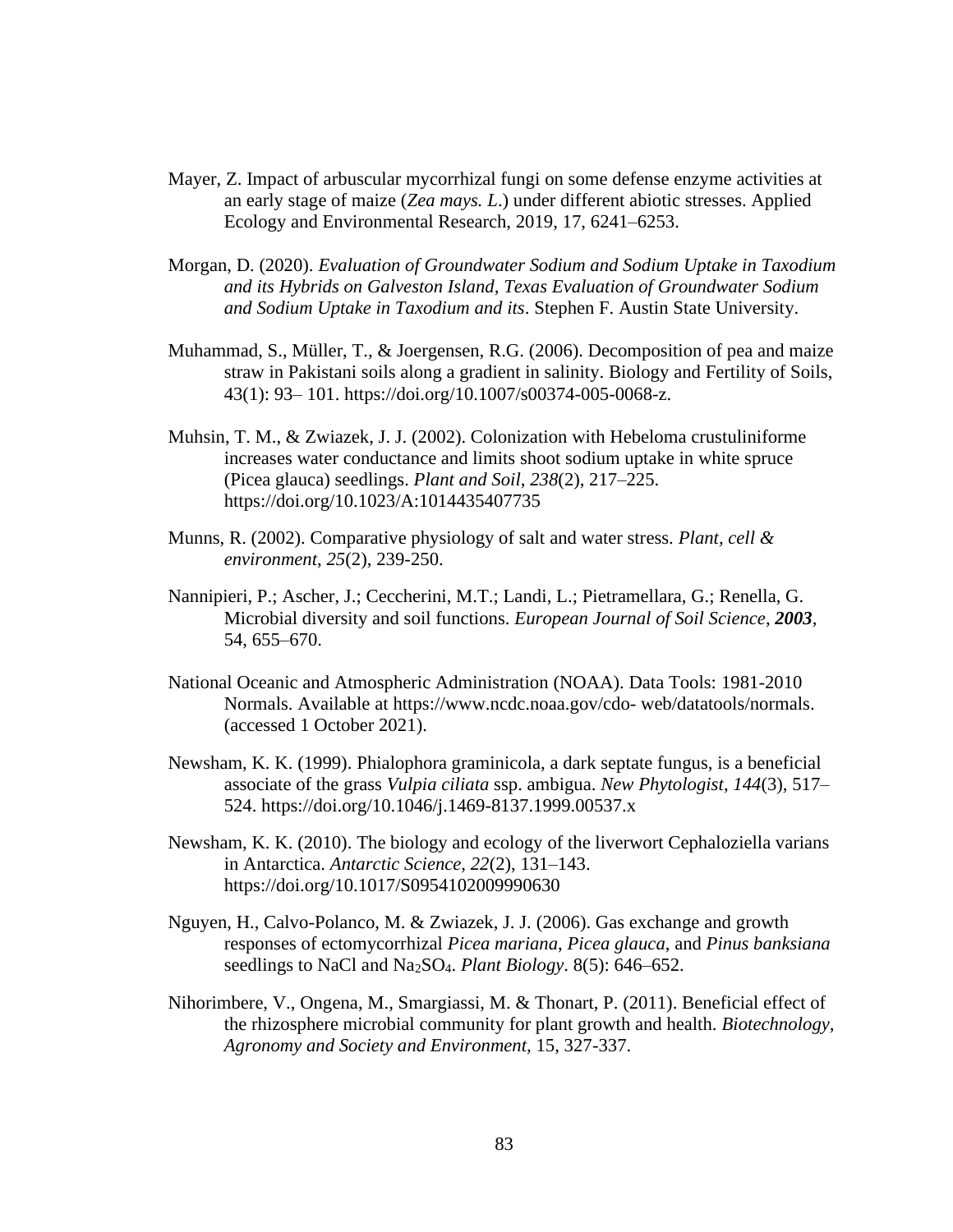Mayer, Z. Impact of arbuscular mycorrhizal fungi on some defense enzyme activities at an early stage of maize (*Zea mays. L*.) under different abiotic stresses. Applied Ecology and Environmental Research, 2019, 17, 6241–6253.

Morgan, D. (2020). *Evaluation of Groundwater Sodium and Sodium Uptake in Taxodium and its Hybrids on Galveston Island, Texas Evaluation of Groundwater Sodium and Sodium Uptake in Taxodium and its*. Stephen F. Austin State University.

Muhammad, S., Müller, T., & Joergensen, R.G. (2006). Decomposition of pea and maize straw in Pakistani soils along a gradient in salinity. Biology and Fertility of Soils, 43(1): 93– 101. https://doi.org/10.1007/s00374-005-0068-z.

Muhsin, T. M., & Zwiazek, J. J. (2002). Colonization with Hebeloma crustuliniforme increases water conductance and limits shoot sodium uptake in white spruce (Picea glauca) seedlings. *Plant and Soil*, *238*(2), 217–225. https://doi.org/10.1023/A:1014435407735

Munns, R. (2002). Comparative physiology of salt and water stress. *Plant, cell & environment*, *25*(2), 239-250.

Nannipieri, P.; Ascher, J.; Ceccherini, M.T.; Landi, L.; Pietramellara, G.; Renella, G. Microbial diversity and soil functions. *European Journal of Soil Science*, ***2003***, 54, 655–670.

National Oceanic and Atmospheric Administration (NOAA). Data Tools: 1981-2010 Normals. Available at https://www.ncdc.noaa.gov/cdo- web/datatools/normals. (accessed 1 October 2021).

Newsham, K. K. (1999). Phialophora graminicola, a dark septate fungus, is a beneficial associate of the grass *Vulpia ciliata* ssp. ambigua. *New Phytologist*, *144*(3), 517–524. https://doi.org/10.1046/j.1469-8137.1999.00537.x

Newsham, K. K. (2010). The biology and ecology of the liverwort Cephaloziella varians in Antarctica. *Antarctic Science*, *22*(2), 131–143. https://doi.org/10.1017/S0954102009990630

Nguyen, H., Calvo-Polanco, M. & Zwiazek, J. J. (2006). Gas exchange and growth responses of ectomycorrhizal *Picea mariana*, *Picea glauca*, and *Pinus banksiana* seedlings to NaCl and $Na_2SO_4$. *Plant Biology*. 8(5): 646–652.

Nihorimbere, V., Ongena, M., Smargiassi, M. & Thonart, P. (2011). Beneficial effect of the rhizosphere microbial community for plant growth and health. *Biotechnology, Agronomy and Society and Environment,* 15, 327-337.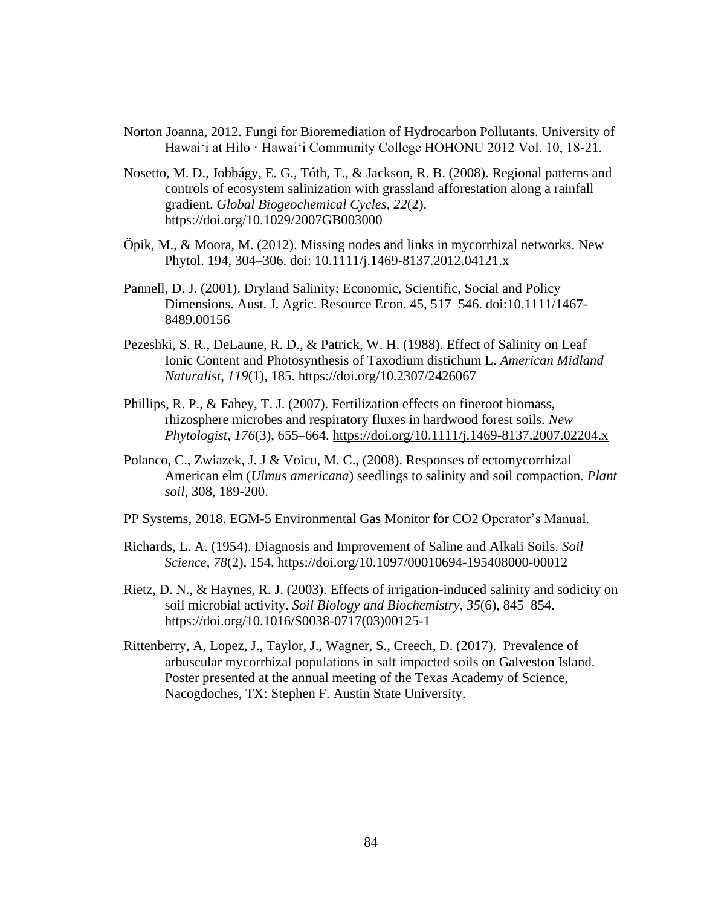Norton Joanna, 2012. Fungi for Bioremediation of Hydrocarbon Pollutants. University of Hawai‘i at Hilo · Hawai‘i Community College HOHONU 2012 Vol. 10, 18-21.

Nosetto, M. D., Jobbágy, E. G., Tóth, T., & Jackson, R. B. (2008). Regional patterns and controls of ecosystem salinization with grassland afforestation along a rainfall gradient. *Global Biogeochemical Cycles*, *22*(2). https://doi.org/10.1029/2007GB003000

Öpik, M., & Moora, M. (2012). Missing nodes and links in mycorrhizal networks. New Phytol. 194, 304–306. doi: 10.1111/j.1469-8137.2012.04121.x

Pannell, D. J. (2001). Dryland Salinity: Economic, Scientific, Social and Policy Dimensions. Aust. J. Agric. Resource Econ. 45, 517–546. doi:10.1111/1467-8489.00156

Pezeshki, S. R., DeLaune, R. D., & Patrick, W. H. (1988). Effect of Salinity on Leaf Ionic Content and Photosynthesis of Taxodium distichum L. *American Midland Naturalist*, *119*(1), 185. https://doi.org/10.2307/2426067

Phillips, R. P., & Fahey, T. J. (2007). Fertilization effects on fineroot biomass, rhizosphere microbes and respiratory fluxes in hardwood forest soils. *New Phytologist*, *176*(3), 655–664. https://doi.org/10.1111/j.1469-8137.2007.02204.x

Polanco, C., Zwiazek, J. J & Voicu, M. C., (2008). Responses of ectomycorrhizal American elm (*Ulmus americana*) seedlings to salinity and soil compaction. *Plant soil,* 308, 189-200.

PP Systems, 2018. EGM-5 Environmental Gas Monitor for CO2 Operator’s Manual.

Richards, L. A. (1954). Diagnosis and Improvement of Saline and Alkali Soils. *Soil Science*, *78*(2), 154. https://doi.org/10.1097/00010694-195408000-00012

Rietz, D. N., & Haynes, R. J. (2003). Effects of irrigation-induced salinity and sodicity on soil microbial activity. *Soil Biology and Biochemistry*, *35*(6), 845–854. https://doi.org/10.1016/S0038-0717(03)00125-1

Rittenberry, A, Lopez, J., Taylor, J., Wagner, S., Creech, D. (2017). Prevalence of arbuscular mycorrhizal populations in salt impacted soils on Galveston Island. Poster presented at the annual meeting of the Texas Academy of Science, Nacogdoches, TX: Stephen F. Austin State University.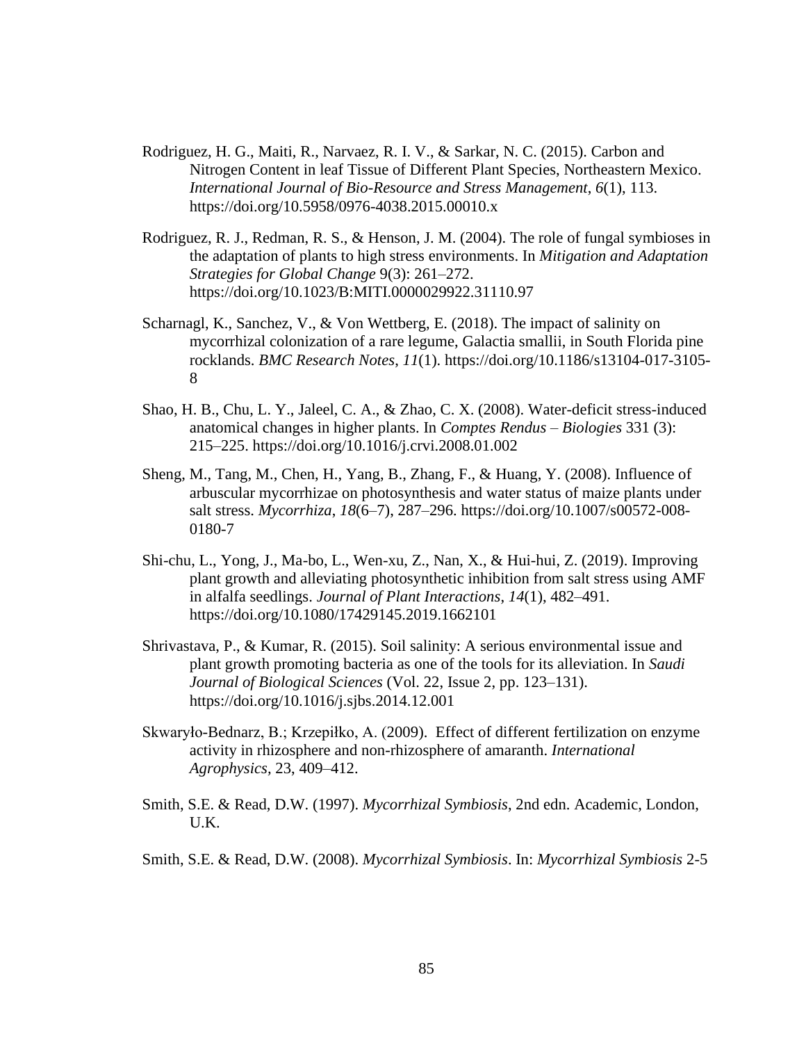Rodriguez, H. G., Maiti, R., Narvaez, R. I. V., & Sarkar, N. C. (2015). Carbon and Nitrogen Content in leaf Tissue of Different Plant Species, Northeastern Mexico. *International Journal of Bio-Resource and Stress Management*, *6*(1), 113. https://doi.org/10.5958/0976-4038.2015.00010.x

Rodriguez, R. J., Redman, R. S., & Henson, J. M. (2004). The role of fungal symbioses in the adaptation of plants to high stress environments. In *Mitigation and Adaptation Strategies for Global Change* 9(3): 261–272. https://doi.org/10.1023/B:MITI.0000029922.31110.97

Scharnagl, K., Sanchez, V., & Von Wettberg, E. (2018). The impact of salinity on mycorrhizal colonization of a rare legume, Galactia smallii, in South Florida pine rocklands. *BMC Research Notes*, *11*(1). https://doi.org/10.1186/s13104-017-3105-8

Shao, H. B., Chu, L. Y., Jaleel, C. A., & Zhao, C. X. (2008). Water-deficit stress-induced anatomical changes in higher plants. In *Comptes Rendus – Biologies* 331 (3): 215–225. https://doi.org/10.1016/j.crvi.2008.01.002

Sheng, M., Tang, M., Chen, H., Yang, B., Zhang, F., & Huang, Y. (2008). Influence of arbuscular mycorrhizae on photosynthesis and water status of maize plants under salt stress. *Mycorrhiza*, *18*(6–7), 287–296. https://doi.org/10.1007/s00572-008-0180-7

Shi-chu, L., Yong, J., Ma-bo, L., Wen-xu, Z., Nan, X., & Hui-hui, Z. (2019). Improving plant growth and alleviating photosynthetic inhibition from salt stress using AMF in alfalfa seedlings. *Journal of Plant Interactions*, *14*(1), 482–491. https://doi.org/10.1080/17429145.2019.1662101

Shrivastava, P., & Kumar, R. (2015). Soil salinity: A serious environmental issue and plant growth promoting bacteria as one of the tools for its alleviation. In *Saudi Journal of Biological Sciences* (Vol. 22, Issue 2, pp. 123–131). https://doi.org/10.1016/j.sjbs.2014.12.001

Skwaryło-Bednarz, B.; Krzepiłko, A. (2009). Effect of different fertilization on enzyme activity in rhizosphere and non-rhizosphere of amaranth. *International Agrophysics,* 23, 409–412.

Smith, S.E. & Read, D.W. (1997). *Mycorrhizal Symbiosis*, 2nd edn. Academic, London, U.K.

Smith, S.E. & Read, D.W. (2008). *Mycorrhizal Symbiosis*. In: *Mycorrhizal Symbiosis* 2-5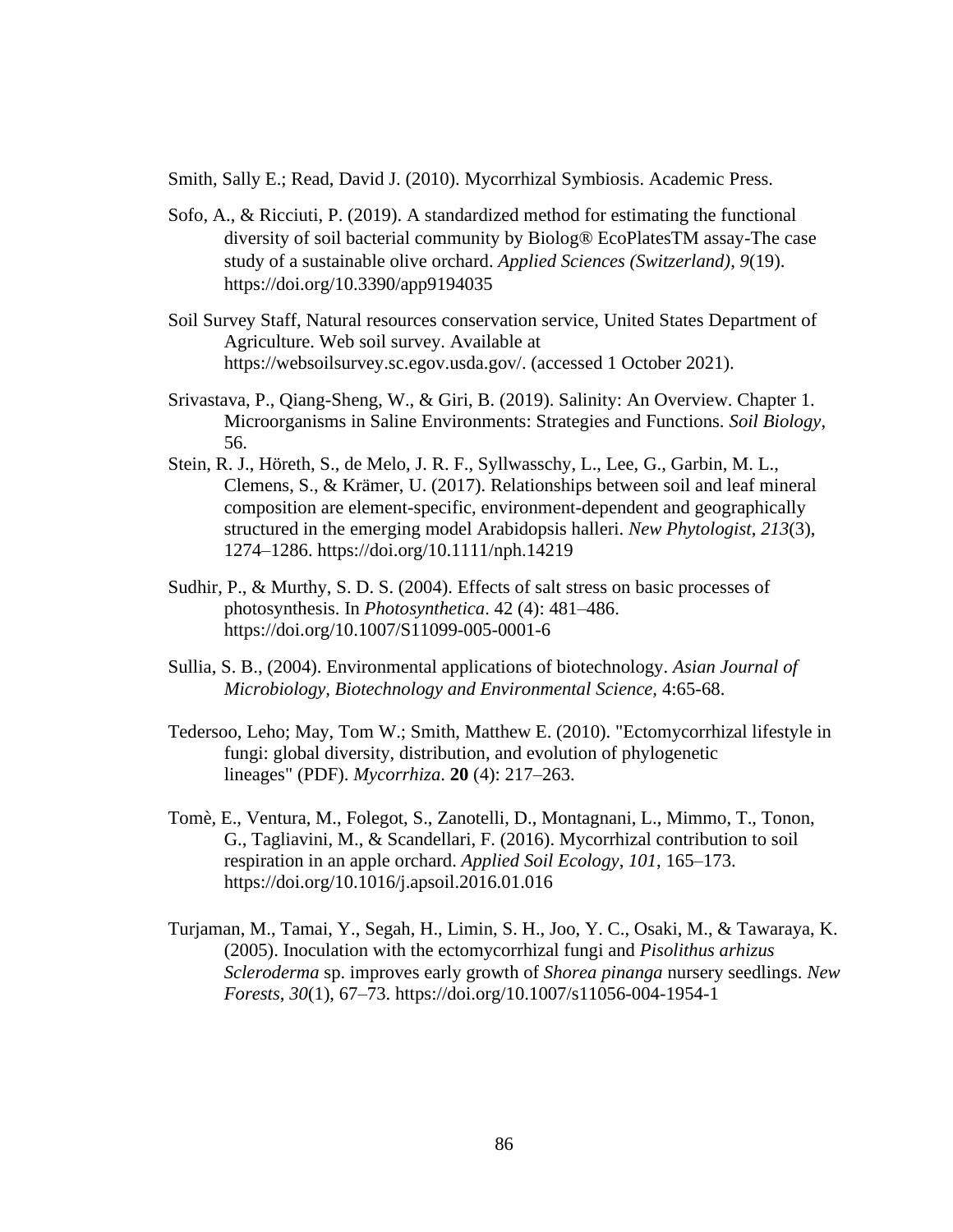Smith, Sally E.; Read, David J. (2010). Mycorrhizal Symbiosis. Academic Press.

Sofo, A., & Ricciuti, P. (2019). A standardized method for estimating the functional diversity of soil bacterial community by Biolog® EcoPlatesTM assay-The case study of a sustainable olive orchard. *Applied Sciences (Switzerland)*, *9*(19). https://doi.org/10.3390/app9194035

Soil Survey Staff, Natural resources conservation service, United States Department of Agriculture. Web soil survey. Available at https://websoilsurvey.sc.egov.usda.gov/. (accessed 1 October 2021).

Srivastava, P., Qiang-Sheng, W., & Giri, B. (2019). Salinity: An Overview. Chapter 1. Microorganisms in Saline Environments: Strategies and Functions. *Soil Biology*, 56.

Stein, R. J., Höreth, S., de Melo, J. R. F., Syllwasschy, L., Lee, G., Garbin, M. L., Clemens, S., & Krämer, U. (2017). Relationships between soil and leaf mineral composition are element-specific, environment-dependent and geographically structured in the emerging model Arabidopsis halleri. *New Phytologist*, *213*(3), 1274–1286. https://doi.org/10.1111/nph.14219

Sudhir, P., & Murthy, S. D. S. (2004). Effects of salt stress on basic processes of photosynthesis. In *Photosynthetica*. 42 (4): 481–486. https://doi.org/10.1007/S11099-005-0001-6

Sullia, S. B., (2004). Environmental applications of biotechnology. *Asian Journal of Microbiology, Biotechnology and Environmental Science,* 4:65-68.

Tedersoo, Leho; May, Tom W.; Smith, Matthew E. (2010). "Ectomycorrhizal lifestyle in fungi: global diversity, distribution, and evolution of phylogenetic lineages" (PDF). *Mycorrhiza*. **20** (4): 217–263.

Tomè, E., Ventura, M., Folegot, S., Zanotelli, D., Montagnani, L., Mimmo, T., Tonon, G., Tagliavini, M., & Scandellari, F. (2016). Mycorrhizal contribution to soil respiration in an apple orchard. *Applied Soil Ecology*, *101*, 165–173. https://doi.org/10.1016/j.apsoil.2016.01.016

Turjaman, M., Tamai, Y., Segah, H., Limin, S. H., Joo, Y. C., Osaki, M., & Tawaraya, K. (2005). Inoculation with the ectomycorrhizal fungi and *Pisolithus arhizus Scleroderma* sp. improves early growth of *Shorea pinanga* nursery seedlings. *New Forests*, *30*(1), 67–73. https://doi.org/10.1007/s11056-004-1954-1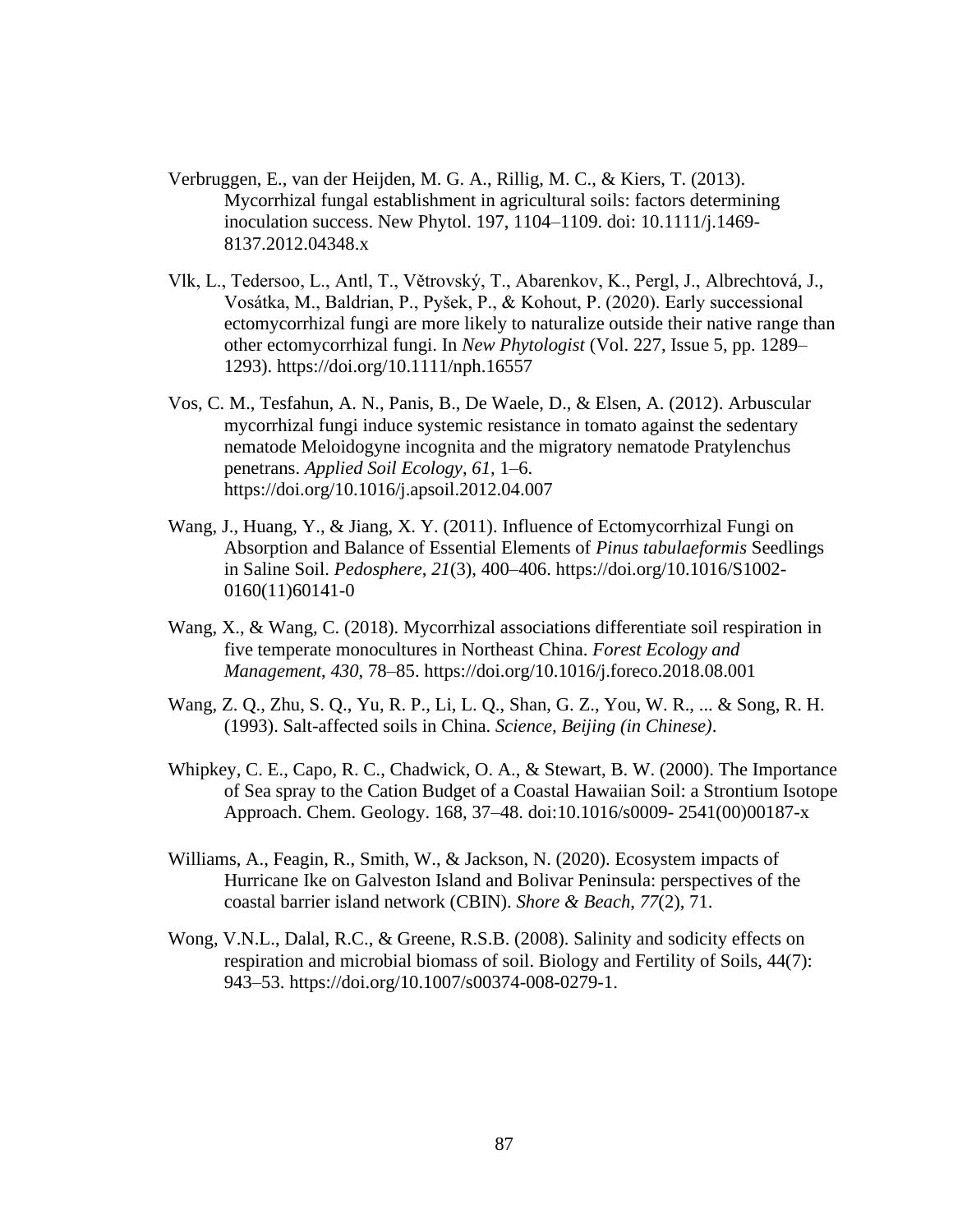Verbruggen, E., van der Heijden, M. G. A., Rillig, M. C., & Kiers, T. (2013). Mycorrhizal fungal establishment in agricultural soils: factors determining inoculation success. New Phytol. 197, 1104–1109. doi: 10.1111/j.1469-8137.2012.04348.x

Vlk, L., Tedersoo, L., Antl, T., Větrovský, T., Abarenkov, K., Pergl, J., Albrechtová, J., Vosátka, M., Baldrian, P., Pyšek, P., & Kohout, P. (2020). Early successional ectomycorrhizal fungi are more likely to naturalize outside their native range than other ectomycorrhizal fungi. In *New Phytologist* (Vol. 227, Issue 5, pp. 1289–1293). https://doi.org/10.1111/nph.16557

Vos, C. M., Tesfahun, A. N., Panis, B., De Waele, D., & Elsen, A. (2012). Arbuscular mycorrhizal fungi induce systemic resistance in tomato against the sedentary nematode Meloidogyne incognita and the migratory nematode Pratylenchus penetrans. *Applied Soil Ecology*, *61*, 1–6. https://doi.org/10.1016/j.apsoil.2012.04.007

Wang, J., Huang, Y., & Jiang, X. Y. (2011). Influence of Ectomycorrhizal Fungi on Absorption and Balance of Essential Elements of *Pinus tabulaeformis* Seedlings in Saline Soil. *Pedosphere*, *21*(3), 400–406. https://doi.org/10.1016/S1002-0160(11)60141-0

Wang, X., & Wang, C. (2018). Mycorrhizal associations differentiate soil respiration in five temperate monocultures in Northeast China. *Forest Ecology and Management*, *430*, 78–85. https://doi.org/10.1016/j.foreco.2018.08.001

Wang, Z. Q., Zhu, S. Q., Yu, R. P., Li, L. Q., Shan, G. Z., You, W. R., ... & Song, R. H. (1993). Salt-affected soils in China. *Science, Beijing (in Chinese)*.

Whipkey, C. E., Capo, R. C., Chadwick, O. A., & Stewart, B. W. (2000). The Importance of Sea spray to the Cation Budget of a Coastal Hawaiian Soil: a Strontium Isotope Approach. Chem. Geology. 168, 37–48. doi:10.1016/s0009- 2541(00)00187-x

Williams, A., Feagin, R., Smith, W., & Jackson, N. (2020). Ecosystem impacts of Hurricane Ike on Galveston Island and Bolivar Peninsula: perspectives of the coastal barrier island network (CBIN). *Shore & Beach*, *77*(2), 71.

Wong, V.N.L., Dalal, R.C., & Greene, R.S.B. (2008). Salinity and sodicity effects on respiration and microbial biomass of soil. Biology and Fertility of Soils, 44(7): 943–53. https://doi.org/10.1007/s00374-008-0279-1.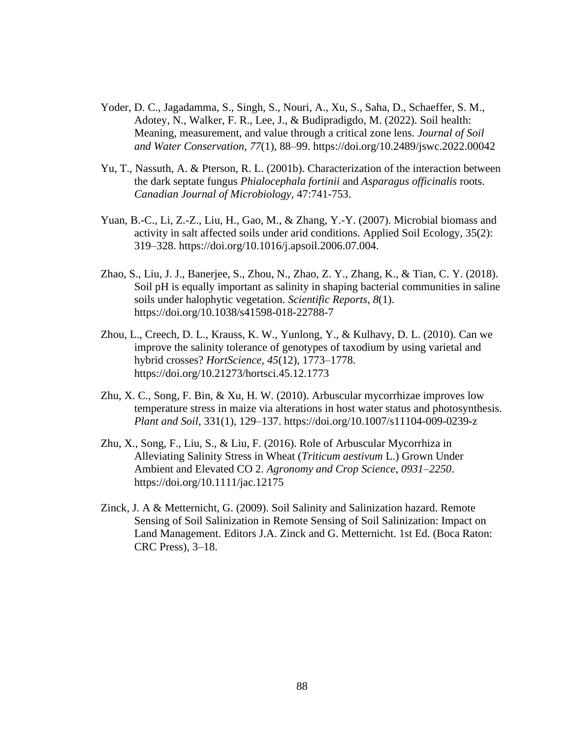Yoder, D. C., Jagadamma, S., Singh, S., Nouri, A., Xu, S., Saha, D., Schaeffer, S. M., Adotey, N., Walker, F. R., Lee, J., & Budipradigdo, M. (2022). Soil health: Meaning, measurement, and value through a critical zone lens. *Journal of Soil and Water Conservation*, *77*(1), 88–99. https://doi.org/10.2489/jswc.2022.00042

Yu, T., Nassuth, A. & Pterson, R. L. (2001b). Characterization of the interaction between the dark septate fungus *Phialocephala fortinii* and *Asparagus officinalis* roots. *Canadian Journal of Microbiology*, 47:741-753.

Yuan, B.-C., Li, Z.-Z., Liu, H., Gao, M., & Zhang, Y.-Y. (2007). Microbial biomass and activity in salt affected soils under arid conditions. Applied Soil Ecology, 35(2): 319–328. https://doi.org/10.1016/j.apsoil.2006.07.004.

Zhao, S., Liu, J. J., Banerjee, S., Zhou, N., Zhao, Z. Y., Zhang, K., & Tian, C. Y. (2018). Soil pH is equally important as salinity in shaping bacterial communities in saline soils under halophytic vegetation. *Scientific Reports*, *8*(1). https://doi.org/10.1038/s41598-018-22788-7

Zhou, L., Creech, D. L., Krauss, K. W., Yunlong, Y., & Kulhavy, D. L. (2010). Can we improve the salinity tolerance of genotypes of taxodium by using varietal and hybrid crosses? *HortScience*, *45*(12), 1773–1778. https://doi.org/10.21273/hortsci.45.12.1773

Zhu, X. C., Song, F. Bin, & Xu, H. W. (2010). Arbuscular mycorrhizae improves low temperature stress in maize via alterations in host water status and photosynthesis. *Plant and Soil*, 331(1), 129–137. https://doi.org/10.1007/s11104-009-0239-z

Zhu, X., Song, F., Liu, S., & Liu, F. (2016). Role of Arbuscular Mycorrhiza in Alleviating Salinity Stress in Wheat (*Triticum aestivum* L.) Grown Under Ambient and Elevated CO 2. *Agronomy and Crop Science*, *0931–2250*. https://doi.org/10.1111/jac.12175

Zinck, J. A & Metternicht, G. (2009). Soil Salinity and Salinization hazard. Remote Sensing of Soil Salinization in Remote Sensing of Soil Salinization: Impact on Land Management. Editors J.A. Zinck and G. Metternicht. 1st Ed. (Boca Raton: CRC Press), 3–18.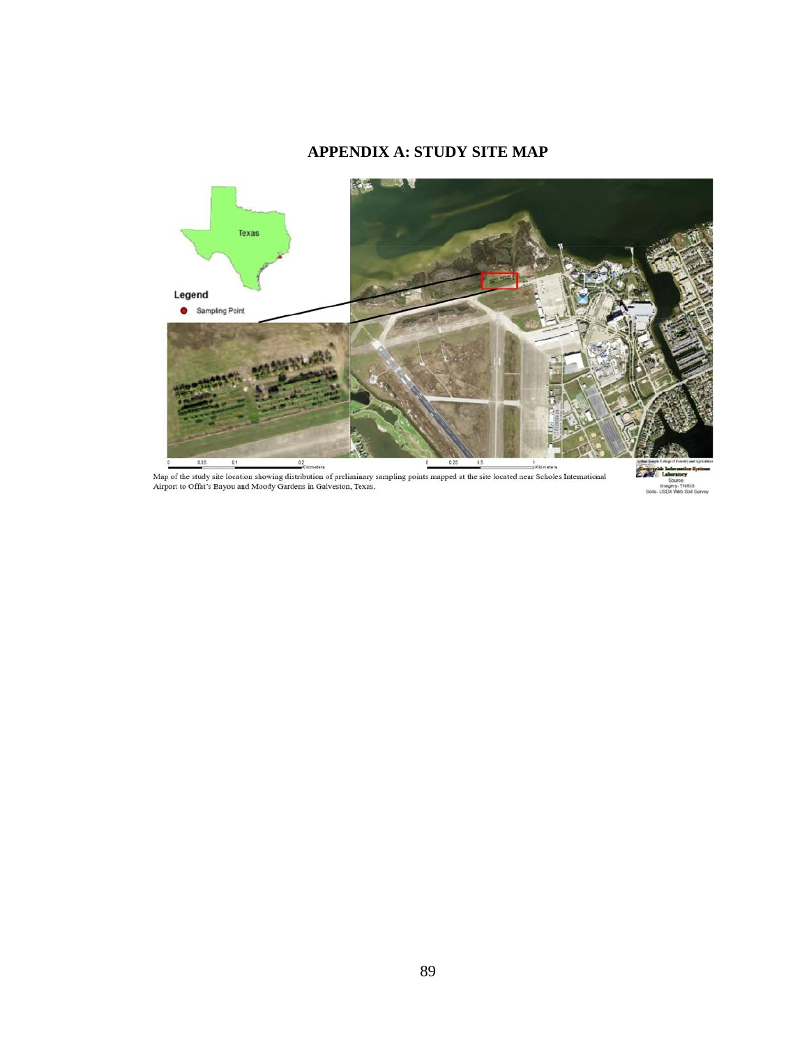# APPENDIX A: STUDY SITE MAP

Map of the study site location showing distribution of preliminary sampling points mapped at the site located near Scholes International Airport to Offat's Bayou and Moody Gardens in Galveston, Texas.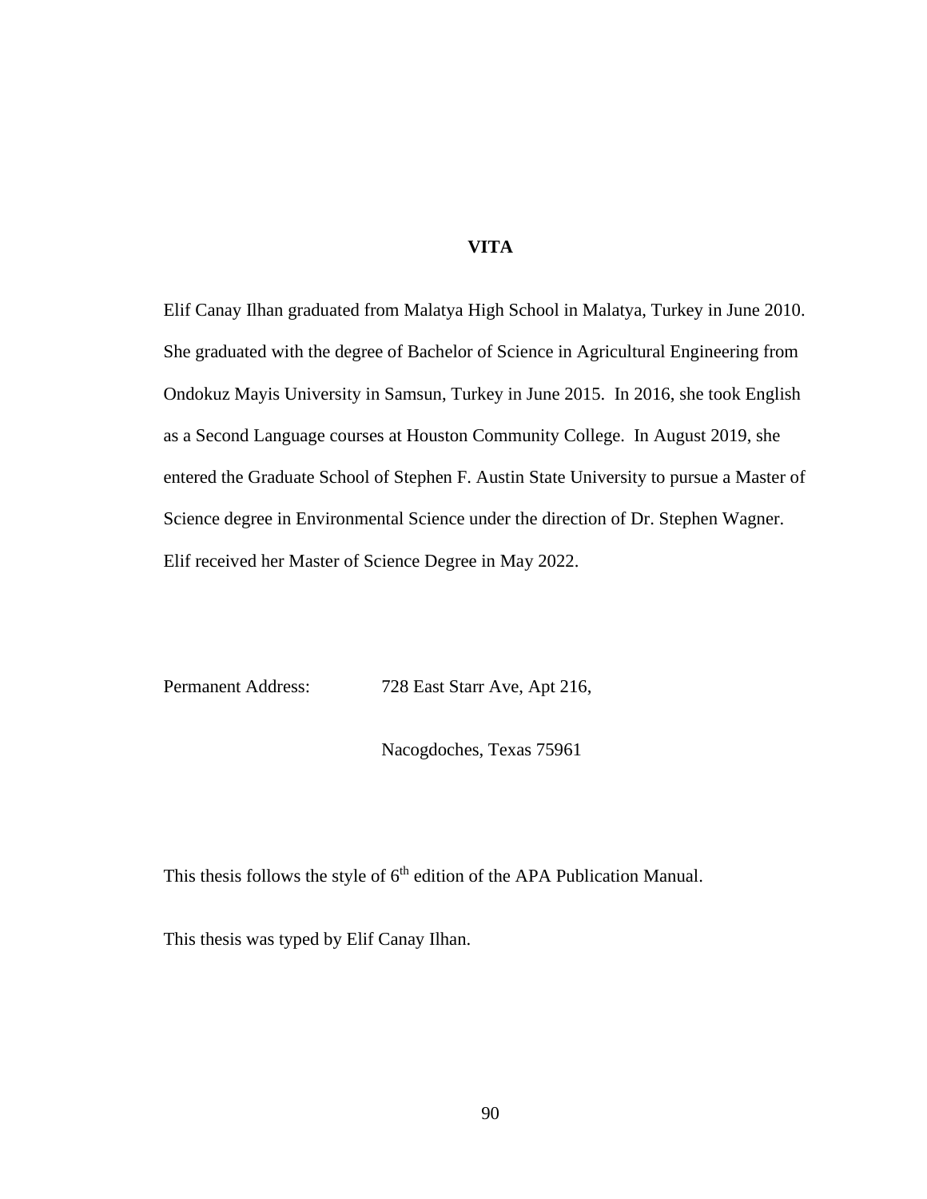# VITA

Elif Canay Ilhan graduated from Malatya High School in Malatya, Turkey in June 2010. She graduated with the degree of Bachelor of Science in Agricultural Engineering from Ondokuz Mayis University in Samsun, Turkey in June 2015. In 2016, she took English as a Second Language courses at Houston Community College. In August 2019, she entered the Graduate School of Stephen F. Austin State University to pursue a Master of Science degree in Environmental Science under the direction of Dr. Stephen Wagner. Elif received her Master of Science Degree in May 2022.

Permanent Address: 728 East Starr Ave, Apt 216,

Nacogdoches, Texas 75961

This thesis follows the style of 6th edition of the APA Publication Manual.

This thesis was typed by Elif Canay Ilhan.